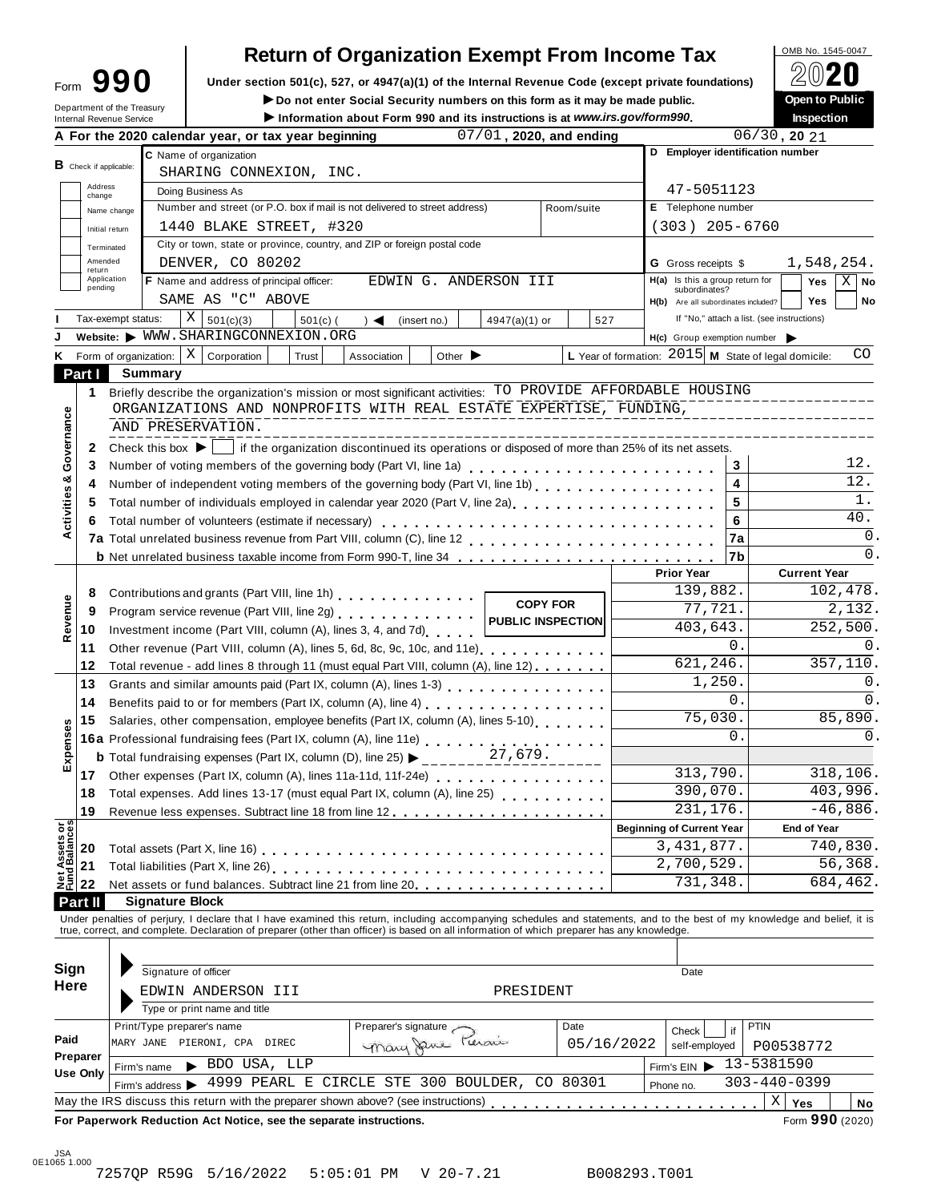Form **990**

Department of the Treasury
Internal Revenue Service

# Return of Organization Exempt From Income Tax

**Under section 501(c), 527, or 4947(a)(1) of the Internal Revenue Code (except private foundations)**

▶ **Do not enter Social Security numbers on this form as it may be made public.**

▶ **Information about Form 990 and its instructions is at** ***www.irs.gov/form990.***

OMB No. 1545-0047

**2020**

**Open to Public Inspection**

**A For the 2020 calendar year, or tax year beginning** 07/01, **2020, and ending** 06/30, **20** 21

**B** Check if applicable: Address change / Name change / Initial return / Terminated / Amended return / Application pending

**C** Name of organization: SHARING CONNEXION, INC.

Doing Business As

Number and street (or P.O. box if mail is not delivered to street address): 1440 BLAKE STREET, #320 | Room/suite

City or town, state or province, country, and ZIP or foreign postal code: DENVER, CO 80202

**D Employer identification number:** 47-5051123

**E** Telephone number: (303) 205-6760

**G** Gross receipts $ 1,548,254.

**F** Name and address of principal officer: EDWIN G. ANDERSON III, SAME AS "C" ABOVE

**H(a)** Is this a group return for subordinates? Yes [ ] No [X]

**H(b)** Are all subordinates included? Yes [ ] No [ ]
If "No," attach a list. (see instructions)

**I** Tax-exempt status: [X] 501(c)(3) [ ] 501(c) ( ) ◀ (insert no.) [ ] 4947(a)(1) or [ ] 527

**J** Website: ▶ WWW.SHARINGCONNEXION.ORG

**H(c)** Group exemption number ▶

**K** Form of organization: [X] Corporation [ ] Trust [ ] Association [ ] Other ▶

**L** Year of formation: 2015 **M** State of legal domicile: CO

## Part I Summary

**Activities & Governance**

1 Briefly describe the organization's mission or most significant activities: TO PROVIDE AFFORDABLE HOUSING ORGANIZATIONS AND NONPROFITS WITH REAL ESTATE EXPERTISE, FUNDING, AND PRESERVATION.

2 Check this box ▶ [ ] if the organization discontinued its operations or disposed of more than 25% of its net assets.

| | | | |
|---|---|---|---|
| 3 | Number of voting members of the governing body (Part VI, line 1a) | 3 | 12. |
| 4 | Number of independent voting members of the governing body (Part VI, line 1b) | 4 | 12. |
| 5 | Total number of individuals employed in calendar year 2020 (Part V, line 2a) | 5 | 1. |
| 6 | Total number of volunteers (estimate if necessary) | 6 | 40. |
| 7a | Total unrelated business revenue from Part VIII, column (C), line 12 | 7a | 0. |
| b | Net unrelated business taxable income from Form 990-T, line 34 | 7b | 0. |

**COPY FOR PUBLIC INSPECTION**

| | | | Prior Year | Current Year |
|---|---|---|---|---|
| **Revenue** | 8 | Contributions and grants (Part VIII, line 1h) | 139,882. | 102,478. |
| | 9 | Program service revenue (Part VIII, line 2g) | 77,721. | 2,132. |
| | 10 | Investment income (Part VIII, column (A), lines 3, 4, and 7d) | 403,643. | 252,500. |
| | 11 | Other revenue (Part VIII, column (A), lines 5, 6d, 8c, 9c, 10c, and 11e) | 0. | 0. |
| | 12 | Total revenue - add lines 8 through 11 (must equal Part VIII, column (A), line 12) | 621,246. | 357,110. |
| **Expenses** | 13 | Grants and similar amounts paid (Part IX, column (A), lines 1-3) | 1,250. | 0. |
| | 14 | Benefits paid to or for members (Part IX, column (A), line 4) | 0. | 0. |
| | 15 | Salaries, other compensation, employee benefits (Part IX, column (A), lines 5-10) | 75,030. | 85,890. |
| | 16a | Professional fundraising fees (Part IX, column (A), line 11e) | 0. | 0. |
| | b | Total fundraising expenses (Part IX, column (D), line 25) ▶ 27,679. | | |
| | 17 | Other expenses (Part IX, column (A), lines 11a-11d, 11f-24e) | 313,790. | 318,106. |
| | 18 | Total expenses. Add lines 13-17 (must equal Part IX, column (A), line 25) | 390,070. | 403,996. |
| | 19 | Revenue less expenses. Subtract line 18 from line 12 | 231,176. | -46,886. |
| | | | **Beginning of Current Year** | **End of Year** |
| **Net Assets or Fund Balances** | 20 | Total assets (Part X, line 16) | 3,431,877. | 740,830. |
| | 21 | Total liabilities (Part X, line 26) | 2,700,529. | 56,368. |
| | 22 | Net assets or fund balances. Subtract line 21 from line 20 | 731,348. | 684,462. |

## Part II Signature Block

Under penalties of perjury, I declare that I have examined this return, including accompanying schedules and statements, and to the best of my knowledge and belief, it is true, correct, and complete. Declaration of preparer (other than officer) is based on all information of which preparer has any knowledge.

**Sign Here**

Signature of officer | Date

EDWIN ANDERSON III PRESIDENT

Type or print name and title

**Paid Preparer Use Only**

| Print/Type preparer's name | Preparer's signature | Date | Check [ ] if self-employed | PTIN |
|---|---|---|---|---|
| MARY JANE PIERONI, CPA DIREC | Mary Jane Pieroni | 05/16/2022 | | P00538772 |

Firm's name ▶ BDO USA, LLP | Firm's EIN ▶ 13-5381590

Firm's address ▶ 4999 PEARL E CIRCLE STE 300 BOULDER, CO 80301 | Phone no. 303-440-0399

May the IRS discuss this return with the preparer shown above? (see instructions) [X] Yes [ ] No

**For Paperwork Reduction Act Notice, see the separate instructions.** Form **990** (2020)

JSA 0E1065 1.000

7257QP R59G 5/16/2022 5:05:01 PM V 20-7.21 B008293.T001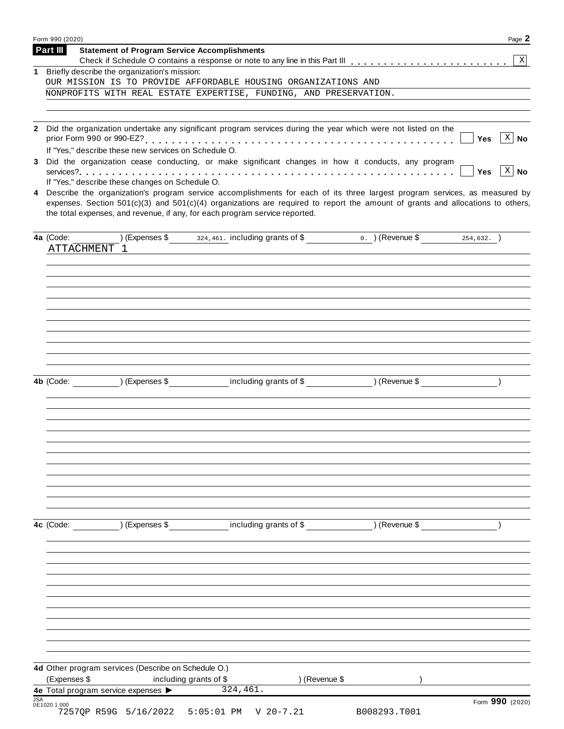Form 990 (2020) Page **2**

**Part III** **Statement of Program Service Accomplishments**

Check if Schedule O contains a response or note to any line in this Part III . . . . . . . . . . . . . . . . . . . . . . . . [X]

**1** Briefly describe the organization's mission:

OUR MISSION IS TO PROVIDE AFFORDABLE HOUSING ORGANIZATIONS AND NONPROFITS WITH REAL ESTATE EXPERTISE, FUNDING, AND PRESERVATION.

**2** Did the organization undertake any significant program services during the year which were not listed on the prior Form 990 or 990-EZ? . . . . . . . . . . . . . . . . . . . . . . . . . . . . . . . . . . . . . . . . . . [ ] **Yes** [X] **No**

If "Yes," describe these new services on Schedule O.

**3** Did the organization cease conducting, or make significant changes in how it conducts, any program services? . . . . . . . . . . . . . . . . . . . . . . . . . . . . . . . . . . . . . . . . . . . . . . . . . . . . . [ ] **Yes** [X] **No**

If "Yes," describe these changes on Schedule O.

**4** Describe the organization's program service accomplishments for each of its three largest program services, as measured by expenses. Section 501(c)(3) and 501(c)(4) organizations are required to report the amount of grants and allocations to others, the total expenses, and revenue, if any, for each program service reported.

**4a** (Code: ) (Expenses $ 324,461. including grants of $ 0. ) (Revenue $ 254,632. )

ATTACHMENT 1

**4b** (Code: ) (Expenses $ including grants of $ ) (Revenue $ )

**4c** (Code: ) (Expenses $ including grants of $ ) (Revenue $ )

**4d** Other program services (Describe on Schedule O.)

(Expenses $ including grants of $ ) (Revenue $ )

**4e** Total program service expenses ▶ 324,461.

JSA 0E1020 1.000

Form **990** (2020)

7257QP R59G 5/16/2022 5:05:01 PM V 20-7.21 B008293.T001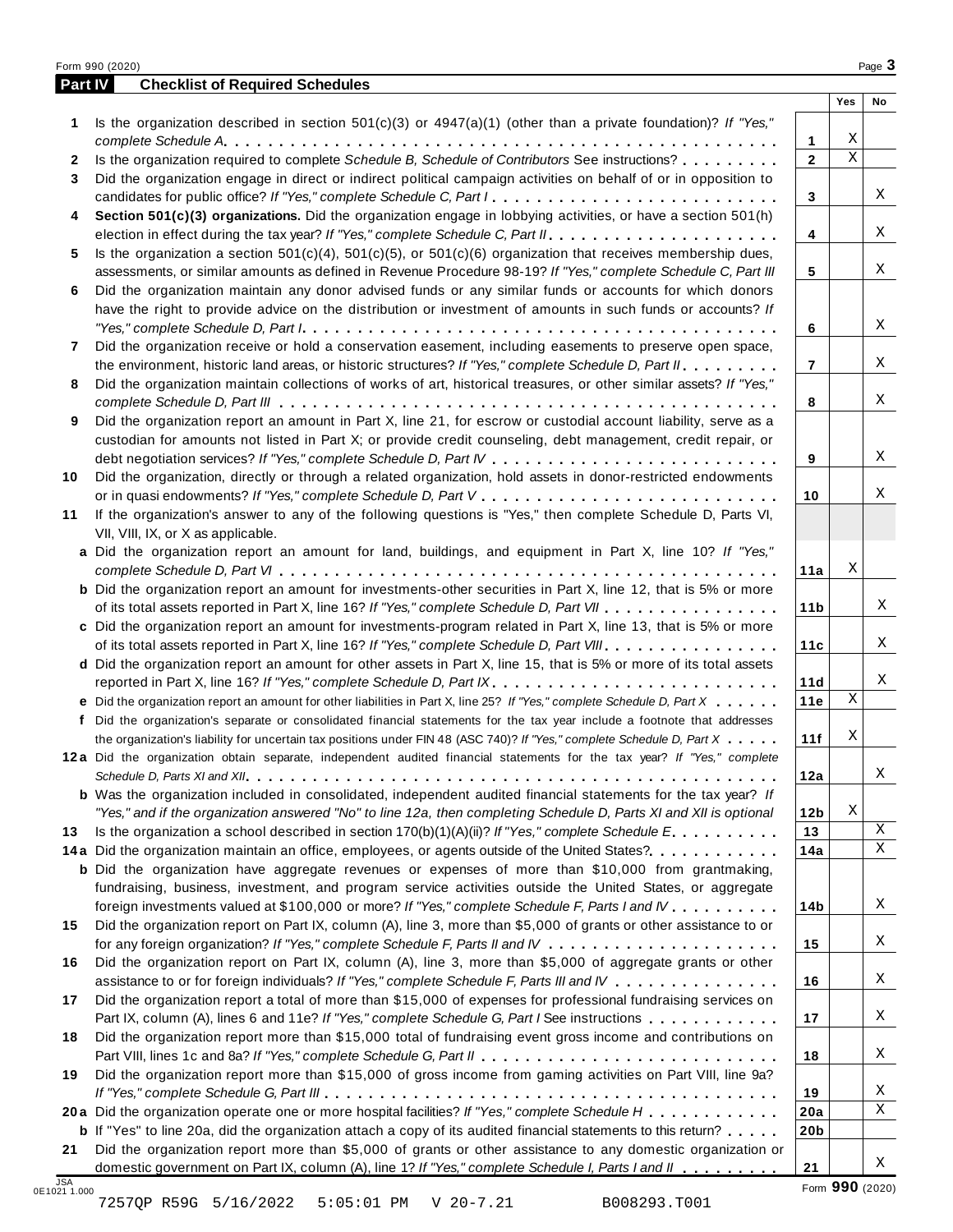## Part IV Checklist of Required Schedules

| | | | Yes | No |
|---|---|---|---|---|
| 1 | Is the organization described in section 501(c)(3) or 4947(a)(1) (other than a private foundation)? *If "Yes," complete Schedule A* | 1 | X | |
| 2 | Is the organization required to complete *Schedule B, Schedule of Contributors* See instructions? | 2 | X | |
| 3 | Did the organization engage in direct or indirect political campaign activities on behalf of or in opposition to candidates for public office? *If "Yes," complete Schedule C, Part I* | 3 | | X |
| 4 | **Section 501(c)(3) organizations.** Did the organization engage in lobbying activities, or have a section 501(h) election in effect during the tax year? *If "Yes," complete Schedule C, Part II* | 4 | | X |
| 5 | Is the organization a section 501(c)(4), 501(c)(5), or 501(c)(6) organization that receives membership dues, assessments, or similar amounts as defined in Revenue Procedure 98-19? *If "Yes," complete Schedule C, Part III* | 5 | | X |
| 6 | Did the organization maintain any donor advised funds or any similar funds or accounts for which donors have the right to provide advice on the distribution or investment of amounts in such funds or accounts? *If "Yes," complete Schedule D, Part I* | 6 | | X |
| 7 | Did the organization receive or hold a conservation easement, including easements to preserve open space, the environment, historic land areas, or historic structures? *If "Yes," complete Schedule D, Part II* | 7 | | X |
| 8 | Did the organization maintain collections of works of art, historical treasures, or other similar assets? *If "Yes," complete Schedule D, Part III* | 8 | | X |
| 9 | Did the organization report an amount in Part X, line 21, for escrow or custodial account liability, serve as a custodian for amounts not listed in Part X; or provide credit counseling, debt management, credit repair, or debt negotiation services? *If "Yes," complete Schedule D, Part IV* | 9 | | X |
| 10 | Did the organization, directly or through a related organization, hold assets in donor-restricted endowments or in quasi endowments? *If "Yes," complete Schedule D, Part V* | 10 | | X |
| 11 | If the organization's answer to any of the following questions is "Yes," then complete Schedule D, Parts VI, VII, VIII, IX, or X as applicable. | | | |
| a | Did the organization report an amount for land, buildings, and equipment in Part X, line 10? *If "Yes," complete Schedule D, Part VI* | 11a | X | |
| b | Did the organization report an amount for investments-other securities in Part X, line 12, that is 5% or more of its total assets reported in Part X, line 16? *If "Yes," complete Schedule D, Part VII* | 11b | | X |
| c | Did the organization report an amount for investments-program related in Part X, line 13, that is 5% or more of its total assets reported in Part X, line 16? *If "Yes," complete Schedule D, Part VIII* | 11c | | X |
| d | Did the organization report an amount for other assets in Part X, line 15, that is 5% or more of its total assets reported in Part X, line 16? *If "Yes," complete Schedule D, Part IX* | 11d | | X |
| e | Did the organization report an amount for other liabilities in Part X, line 25? *If "Yes," complete Schedule D, Part X* | 11e | X | |
| f | Did the organization's separate or consolidated financial statements for the tax year include a footnote that addresses the organization's liability for uncertain tax positions under FIN 48 (ASC 740)? *If "Yes," complete Schedule D, Part X* | 11f | X | |
| 12a | Did the organization obtain separate, independent audited financial statements for the tax year? *If "Yes," complete Schedule D, Parts XI and XII* | 12a | | X |
| b | Was the organization included in consolidated, independent audited financial statements for the tax year? *If "Yes," and if the organization answered "No" to line 12a, then completing Schedule D, Parts XI and XII is optional* | 12b | X | |
| 13 | Is the organization a school described in section 170(b)(1)(A)(ii)? *If "Yes," complete Schedule E* | 13 | | X |
| 14a | Did the organization maintain an office, employees, or agents outside of the United States? | 14a | | X |
| b | Did the organization have aggregate revenues or expenses of more than $10,000 from grantmaking, fundraising, business, investment, and program service activities outside the United States, or aggregate foreign investments valued at $100,000 or more? *If "Yes," complete Schedule F, Parts I and IV* | 14b | | X |
| 15 | Did the organization report on Part IX, column (A), line 3, more than $5,000 of grants or other assistance to or for any foreign organization? *If "Yes," complete Schedule F, Parts II and IV* | 15 | | X |
| 16 | Did the organization report on Part IX, column (A), line 3, more than $5,000 of aggregate grants or other assistance to or for foreign individuals? *If "Yes," complete Schedule F, Parts III and IV* | 16 | | X |
| 17 | Did the organization report a total of more than $15,000 of expenses for professional fundraising services on Part IX, column (A), lines 6 and 11e? *If "Yes," complete Schedule G, Part I* See instructions | 17 | | X |
| 18 | Did the organization report more than $15,000 total of fundraising event gross income and contributions on Part VIII, lines 1c and 8a? *If "Yes," complete Schedule G, Part II* | 18 | | X |
| 19 | Did the organization report more than $15,000 of gross income from gaming activities on Part VIII, line 9a? *If "Yes," complete Schedule G, Part III* | 19 | | X |
| 20a | Did the organization operate one or more hospital facilities? *If "Yes," complete Schedule H* | 20a | | X |
| b | If "Yes" to line 20a, did the organization attach a copy of its audited financial statements to this return? | 20b | | |
| 21 | Did the organization report more than $5,000 of grants or other assistance to any domestic organization or domestic government on Part IX, column (A), line 1? *If "Yes," complete Schedule I, Parts I and II* | 21 | | X |

JSA 0E1021 1.000

7257QP R59G 5/16/2022 5:05:01 PM V 20-7.21 B008293.T001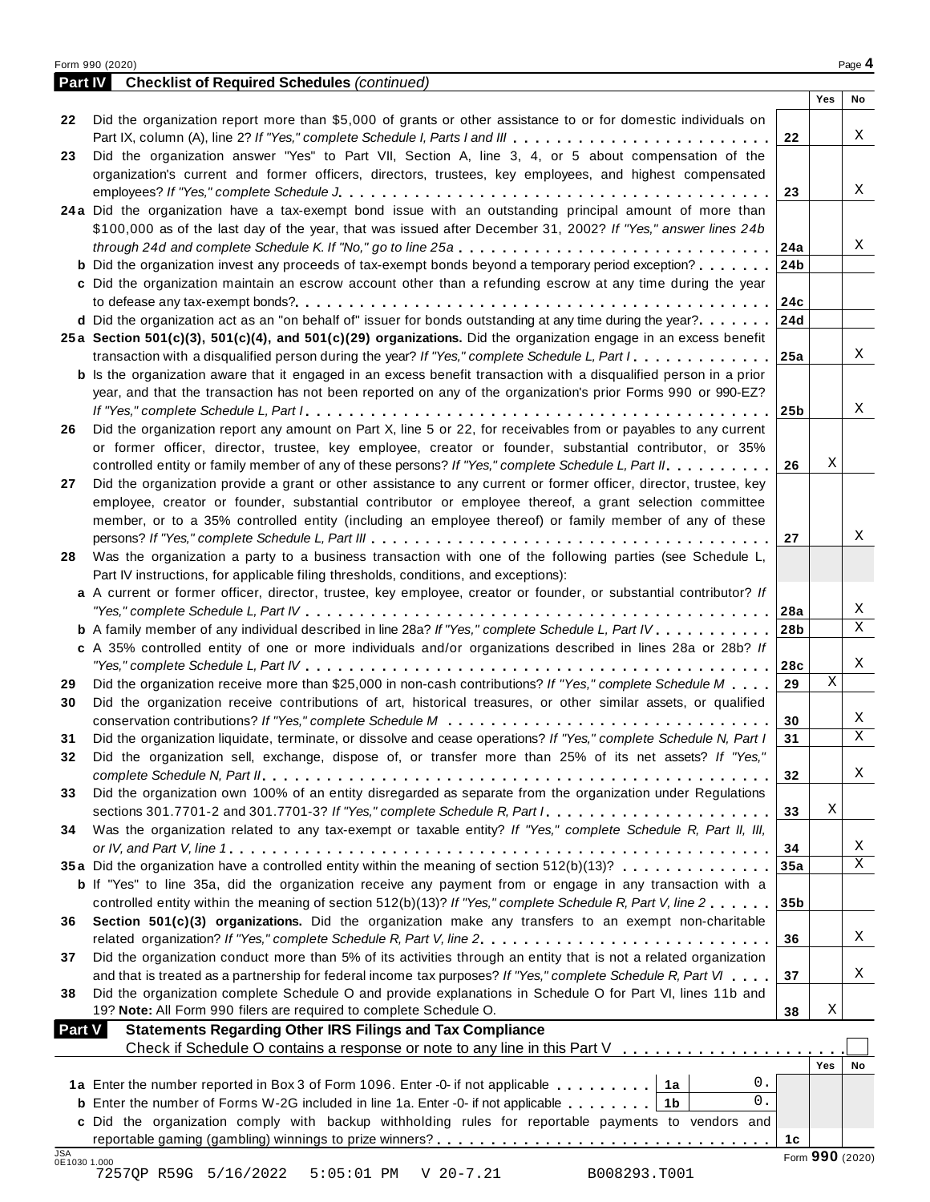Form 990 (2020) Page 4

**Part IV Checklist of Required Schedules** *(continued)*

| | | | Yes | No |
|---|---|---|---|---|
| 22 | Did the organization report more than $5,000 of grants or other assistance to or for domestic individuals on Part IX, column (A), line 2? *If "Yes," complete Schedule I, Parts I and III* | 22 | | X |
| 23 | Did the organization answer "Yes" to Part VII, Section A, line 3, 4, or 5 about compensation of the organization's current and former officers, directors, trustees, key employees, and highest compensated employees? *If "Yes," complete Schedule J* | 23 | | X |
| 24a | Did the organization have a tax-exempt bond issue with an outstanding principal amount of more than $100,000 as of the last day of the year, that was issued after December 31, 2002? *If "Yes," answer lines 24b through 24d and complete Schedule K. If "No," go to line 25a* | 24a | | X |
| b | Did the organization invest any proceeds of tax-exempt bonds beyond a temporary period exception? | 24b | | |
| c | Did the organization maintain an escrow account other than a refunding escrow at any time during the year to defease any tax-exempt bonds? | 24c | | |
| d | Did the organization act as an "on behalf of" issuer for bonds outstanding at any time during the year? | 24d | | |
| 25a | **Section 501(c)(3), 501(c)(4), and 501(c)(29) organizations.** Did the organization engage in an excess benefit transaction with a disqualified person during the year? *If "Yes," complete Schedule L, Part I* | 25a | | X |
| b | Is the organization aware that it engaged in an excess benefit transaction with a disqualified person in a prior year, and that the transaction has not been reported on any of the organization's prior Forms 990 or 990-EZ? *If "Yes," complete Schedule L, Part I* | 25b | | X |
| 26 | Did the organization report any amount on Part X, line 5 or 22, for receivables from or payables to any current or former officer, director, trustee, key employee, creator or founder, substantial contributor, or 35% controlled entity or family member of any of these persons? *If "Yes," complete Schedule L, Part II* | 26 | X | |
| 27 | Did the organization provide a grant or other assistance to any current or former officer, director, trustee, key employee, creator or founder, substantial contributor or employee thereof, a grant selection committee member, or to a 35% controlled entity (including an employee thereof) or family member of any of these persons? *If "Yes," complete Schedule L, Part III* | 27 | | X |
| 28 | Was the organization a party to a business transaction with one of the following parties (see Schedule L, Part IV instructions, for applicable filing thresholds, conditions, and exceptions): | | | |
| a | A current or former officer, director, trustee, key employee, creator or founder, or substantial contributor? *If "Yes," complete Schedule L, Part IV* | 28a | | X |
| b | A family member of any individual described in line 28a? *If "Yes," complete Schedule L, Part IV* | 28b | | X |
| c | A 35% controlled entity of one or more individuals and/or organizations described in lines 28a or 28b? *If "Yes," complete Schedule L, Part IV* | 28c | | X |
| 29 | Did the organization receive more than $25,000 in non-cash contributions? *If "Yes," complete Schedule M* | 29 | X | |
| 30 | Did the organization receive contributions of art, historical treasures, or other similar assets, or qualified conservation contributions? *If "Yes," complete Schedule M* | 30 | | X |
| 31 | Did the organization liquidate, terminate, or dissolve and cease operations? *If "Yes," complete Schedule N, Part I* | 31 | | X |
| 32 | Did the organization sell, exchange, dispose of, or transfer more than 25% of its net assets? *If "Yes," complete Schedule N, Part II* | 32 | | X |
| 33 | Did the organization own 100% of an entity disregarded as separate from the organization under Regulations sections 301.7701-2 and 301.7701-3? *If "Yes," complete Schedule R, Part I* | 33 | X | |
| 34 | Was the organization related to any tax-exempt or taxable entity? *If "Yes," complete Schedule R, Part II, III, or IV, and Part V, line 1* | 34 | | X |
| 35a | Did the organization have a controlled entity within the meaning of section 512(b)(13)? | 35a | | X |
| b | If "Yes" to line 35a, did the organization receive any payment from or engage in any transaction with a controlled entity within the meaning of section 512(b)(13)? *If "Yes," complete Schedule R, Part V, line 2* | 35b | | |
| 36 | **Section 501(c)(3) organizations.** Did the organization make any transfers to an exempt non-charitable related organization? *If "Yes," complete Schedule R, Part V, line 2* | 36 | | X |
| 37 | Did the organization conduct more than 5% of its activities through an entity that is not a related organization and that is treated as a partnership for federal income tax purposes? *If "Yes," complete Schedule R, Part VI* | 37 | | X |
| 38 | Did the organization complete Schedule O and provide explanations in Schedule O for Part VI, lines 11b and 19? **Note:** All Form 990 filers are required to complete Schedule O. | 38 | X | |

**Part V Statements Regarding Other IRS Filings and Tax Compliance**

Check if Schedule O contains a response or note to any line in this Part V ☐

| | | | | | Yes | No |
|---|---|---|---|---|---|---|
| 1a | Enter the number reported in Box 3 of Form 1096. Enter -0- if not applicable | 1a | 0. | | | |
| b | Enter the number of Forms W-2G included in line 1a. Enter -0- if not applicable | 1b | 0. | | | |
| c | Did the organization comply with backup withholding rules for reportable payments to vendors and reportable gaming (gambling) winnings to prize winners? | | | 1c | | |

Form **990** (2020)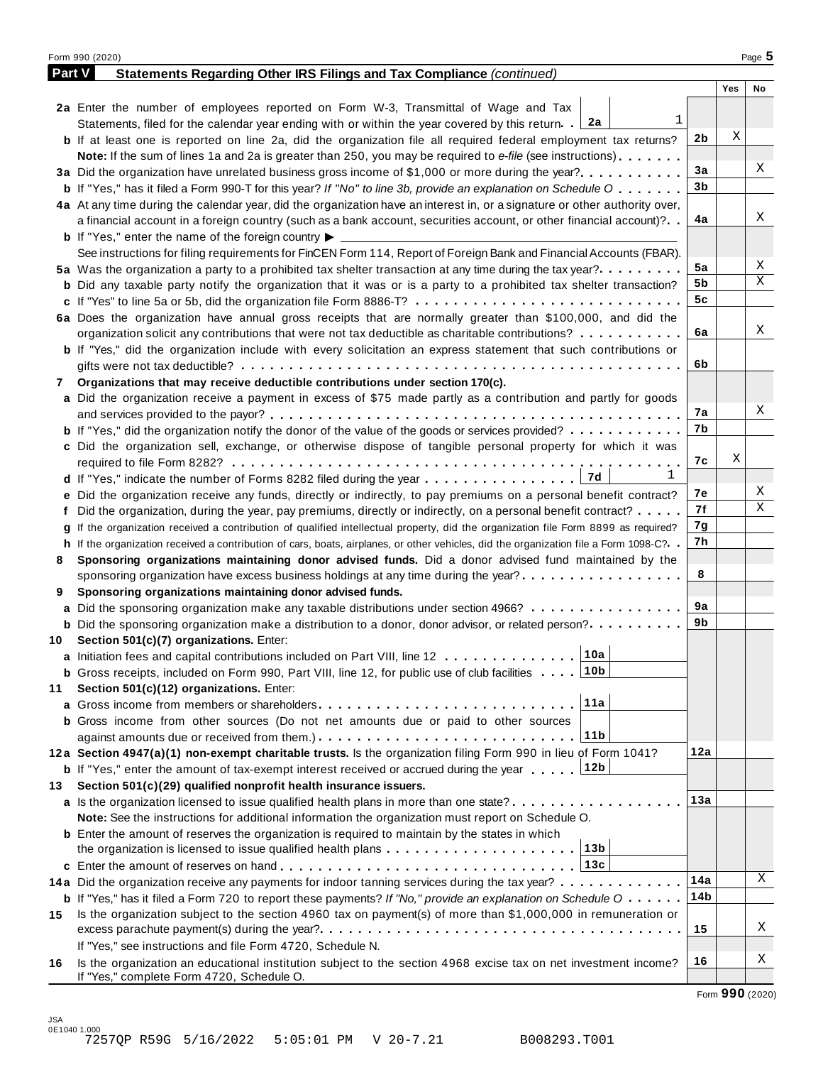## Part V Statements Regarding Other IRS Filings and Tax Compliance *(continued)*

| | | | Yes | No |
|---|---|---|---|---|
| **2a** | Enter the number of employees reported on Form W-3, Transmittal of Wage and Tax Statements, filed for the calendar year ending with or within the year covered by this return . . **2a** 1 | | | |
| **b** | If at least one is reported on line 2a, did the organization file all required federal employment tax returns? | **2b** | X | |
| | **Note:** If the sum of lines 1a and 2a is greater than 250, you may be required to *e-file* (see instructions) | | | |
| **3a** | Did the organization have unrelated business gross income of $1,000 or more during the year? | **3a** | | X |
| **b** | If "Yes," has it filed a Form 990-T for this year? *If "No" to line 3b, provide an explanation on Schedule O* | **3b** | | |
| **4a** | At any time during the calendar year, did the organization have an interest in, or a signature or other authority over, a financial account in a foreign country (such as a bank account, securities account, or other financial account)? | **4a** | | X |
| **b** | If "Yes," enter the name of the foreign country ▶ | | | |
| | See instructions for filing requirements for FinCEN Form 114, Report of Foreign Bank and Financial Accounts (FBAR). | | | |
| **5a** | Was the organization a party to a prohibited tax shelter transaction at any time during the tax year? | **5a** | | X |
| **b** | Did any taxable party notify the organization that it was or is a party to a prohibited tax shelter transaction? | **5b** | | X |
| **c** | If "Yes" to line 5a or 5b, did the organization file Form 8886-T? | **5c** | | |
| **6a** | Does the organization have annual gross receipts that are normally greater than $100,000, and did the organization solicit any contributions that were not tax deductible as charitable contributions? | **6a** | | X |
| **b** | If "Yes," did the organization include with every solicitation an express statement that such contributions or gifts were not tax deductible? | **6b** | | |
| **7** | **Organizations that may receive deductible contributions under section 170(c).** | | | |
| **a** | Did the organization receive a payment in excess of $75 made partly as a contribution and partly for goods and services provided to the payor? | **7a** | | X |
| **b** | If "Yes," did the organization notify the donor of the value of the goods or services provided? | **7b** | | |
| **c** | Did the organization sell, exchange, or otherwise dispose of tangible personal property for which it was required to file Form 8282? | **7c** | X | |
| **d** | If "Yes," indicate the number of Forms 8282 filed during the year . . . **7d** 1 | | | |
| **e** | Did the organization receive any funds, directly or indirectly, to pay premiums on a personal benefit contract? | **7e** | | X |
| **f** | Did the organization, during the year, pay premiums, directly or indirectly, on a personal benefit contract? | **7f** | | X |
| **g** | If the organization received a contribution of qualified intellectual property, did the organization file Form 8899 as required? | **7g** | | |
| **h** | If the organization received a contribution of cars, boats, airplanes, or other vehicles, did the organization file a Form 1098-C? | **7h** | | |
| **8** | **Sponsoring organizations maintaining donor advised funds.** Did a donor advised fund maintained by the sponsoring organization have excess business holdings at any time during the year? | **8** | | |
| **9** | **Sponsoring organizations maintaining donor advised funds.** | | | |
| **a** | Did the sponsoring organization make any taxable distributions under section 4966? | **9a** | | |
| **b** | Did the sponsoring organization make a distribution to a donor, donor advisor, or related person? | **9b** | | |
| **10** | **Section 501(c)(7) organizations.** Enter: | | | |
| **a** | Initiation fees and capital contributions included on Part VIII, line 12 . . . **10a** | | | |
| **b** | Gross receipts, included on Form 990, Part VIII, line 12, for public use of club facilities . . . **10b** | | | |
| **11** | **Section 501(c)(12) organizations.** Enter: | | | |
| **a** | Gross income from members or shareholders . . . **11a** | | | |
| **b** | Gross income from other sources (Do not net amounts due or paid to other sources against amounts due or received from them.) . . . **11b** | | | |
| **12a** | **Section 4947(a)(1) non-exempt charitable trusts.** Is the organization filing Form 990 in lieu of Form 1041? | **12a** | | |
| **b** | If "Yes," enter the amount of tax-exempt interest received or accrued during the year . . . **12b** | | | |
| **13** | **Section 501(c)(29) qualified nonprofit health insurance issuers.** | | | |
| **a** | Is the organization licensed to issue qualified health plans in more than one state? | **13a** | | |
| | **Note:** See the instructions for additional information the organization must report on Schedule O. | | | |
| **b** | Enter the amount of reserves the organization is required to maintain by the states in which the organization is licensed to issue qualified health plans . . . **13b** | | | |
| **c** | Enter the amount of reserves on hand . . . **13c** | | | |
| **14a** | Did the organization receive any payments for indoor tanning services during the tax year? | **14a** | | X |
| **b** | If "Yes," has it filed a Form 720 to report these payments? *If "No," provide an explanation on Schedule O* | **14b** | | |
| **15** | Is the organization subject to the section 4960 tax on payment(s) of more than $1,000,000 in remuneration or excess parachute payment(s) during the year? | **15** | | X |
| | If "Yes," see instructions and file Form 4720, Schedule N. | | | |
| **16** | Is the organization an educational institution subject to the section 4968 excise tax on net investment income? If "Yes," complete Form 4720, Schedule O. | **16** | | X |

Form **990** (2020)

JSA
0E1040 1.000
7257QP R59G 5/16/2022 5:05:01 PM V 20-7.21 B008293.T001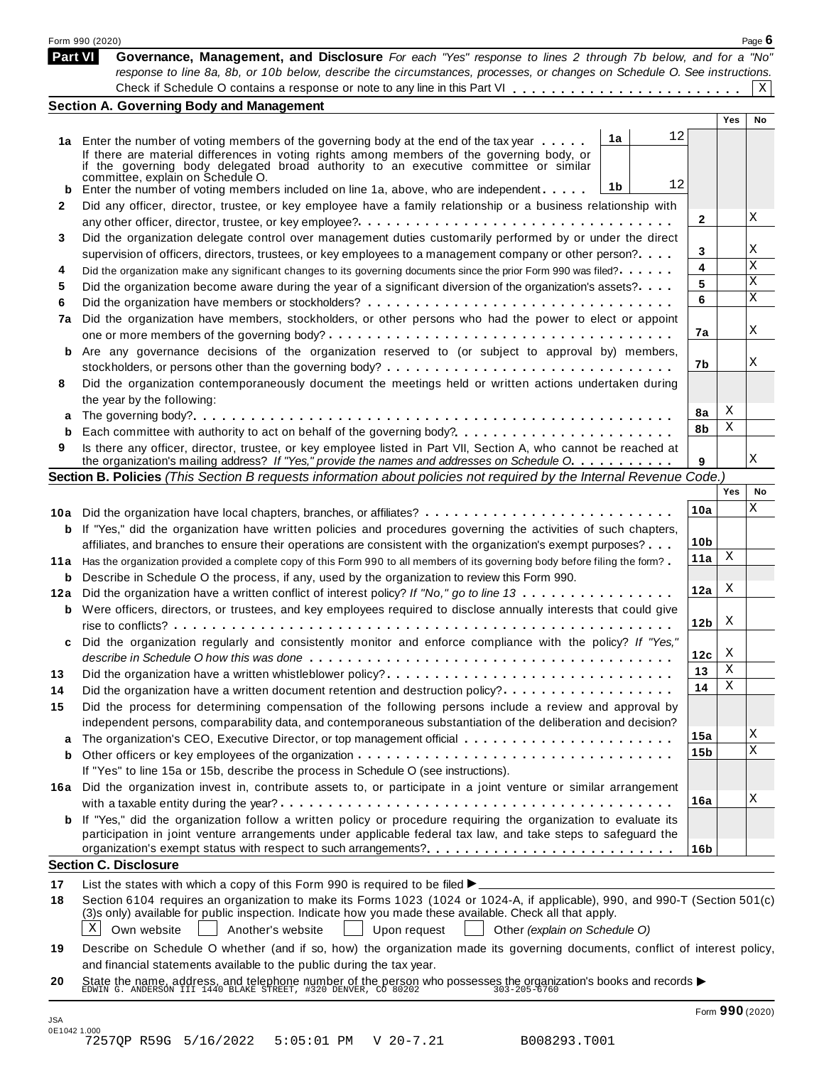Form 990 (2020) Page **6**

## Part VI Governance, Management, and Disclosure

*For each "Yes" response to lines 2 through 7b below, and for a "No" response to line 8a, 8b, or 10b below, describe the circumstances, processes, or changes on Schedule O. See instructions.*

Check if Schedule O contains a response or note to any line in this Part VI . . . . . . . . . . . . . . . . . . . . . . . . [X]

### Section A. Governing Body and Management

| | | | | | Yes | No |
|---|---|---|---|---|---|---|
| **1a** | Enter the number of voting members of the governing body at the end of the tax year . . . . . If there are material differences in voting rights among members of the governing body, or if the governing body delegated broad authority to an executive committee or similar committee, explain on Schedule O. | 1a | 12 | | | |
| **b** | Enter the number of voting members included on line 1a, above, who are independent . . . . . | 1b | 12 | | | |
| **2** | Did any officer, director, trustee, or key employee have a family relationship or a business relationship with any other officer, director, trustee, or key employee? | | | 2 | | X |
| **3** | Did the organization delegate control over management duties customarily performed by or under the direct supervision of officers, directors, trustees, or key employees to a management company or other person? | | | 3 | | X |
| **4** | Did the organization make any significant changes to its governing documents since the prior Form 990 was filed? | | | 4 | | X |
| **5** | Did the organization become aware during the year of a significant diversion of the organization's assets? | | | 5 | | X |
| **6** | Did the organization have members or stockholders? | | | 6 | | X |
| **7a** | Did the organization have members, stockholders, or other persons who had the power to elect or appoint one or more members of the governing body? | | | 7a | | X |
| **b** | Are any governance decisions of the organization reserved to (or subject to approval by) members, stockholders, or persons other than the governing body? | | | 7b | | X |
| **8** | Did the organization contemporaneously document the meetings held or written actions undertaken during the year by the following: | | | | | |
| **a** | The governing body? | | | 8a | X | |
| **b** | Each committee with authority to act on behalf of the governing body? | | | 8b | X | |
| **9** | Is there any officer, director, trustee, or key employee listed in Part VII, Section A, who cannot be reached at the organization's mailing address? *If "Yes," provide the names and addresses on Schedule O.* | | | 9 | | X |

### Section B. Policies *(This Section B requests information about policies not required by the Internal Revenue Code.)*

| | | | Yes | No |
|---|---|---|---|---|
| **10a** | Did the organization have local chapters, branches, or affiliates? | 10a | | X |
| **b** | If "Yes," did the organization have written policies and procedures governing the activities of such chapters, affiliates, and branches to ensure their operations are consistent with the organization's exempt purposes? | 10b | | |
| **11a** | Has the organization provided a complete copy of this Form 990 to all members of its governing body before filing the form? | 11a | X | |
| **b** | Describe in Schedule O the process, if any, used by the organization to review this Form 990. | | | |
| **12a** | Did the organization have a written conflict of interest policy? *If "No," go to line 13* | 12a | X | |
| **b** | Were officers, directors, or trustees, and key employees required to disclose annually interests that could give rise to conflicts? | 12b | X | |
| **c** | Did the organization regularly and consistently monitor and enforce compliance with the policy? *If "Yes," describe in Schedule O how this was done* | 12c | X | |
| **13** | Did the organization have a written whistleblower policy? | 13 | X | |
| **14** | Did the organization have a written document retention and destruction policy? | 14 | X | |
| **15** | Did the process for determining compensation of the following persons include a review and approval by independent persons, comparability data, and contemporaneous substantiation of the deliberation and decision? | | | |
| **a** | The organization's CEO, Executive Director, or top management official | 15a | | X |
| **b** | Other officers or key employees of the organization | 15b | | X |
| | If "Yes" to line 15a or 15b, describe the process in Schedule O (see instructions). | | | |
| **16a** | Did the organization invest in, contribute assets to, or participate in a joint venture or similar arrangement with a taxable entity during the year? | 16a | | X |
| **b** | If "Yes," did the organization follow a written policy or procedure requiring the organization to evaluate its participation in joint venture arrangements under applicable federal tax law, and take steps to safeguard the organization's exempt status with respect to such arrangements? | 16b | | |

### Section C. Disclosure

**17** List the states with which a copy of this Form 990 is required to be filed ▶

**18** Section 6104 requires an organization to make its Forms 1023 (1024 or 1024-A, if applicable), 990, and 990-T (Section 501(c)(3)s only) available for public inspection. Indicate how you made these available. Check all that apply.

[X] Own website [ ] Another's website [ ] Upon request [ ] Other *(explain on Schedule O)*

**19** Describe on Schedule O whether (and if so, how) the organization made its governing documents, conflict of interest policy, and financial statements available to the public during the tax year.

**20** State the name, address, and telephone number of the person who possesses the organization's books and records ▶
EDWIN G. ANDERSON III 1440 BLAKE STREET, #320 DENVER, CO 80202 303-205-6760

Form **990** (2020)

JSA
0E1042 1.000
7257QP R59G 5/16/2022 5:05:01 PM V 20-7.21 B008293.T001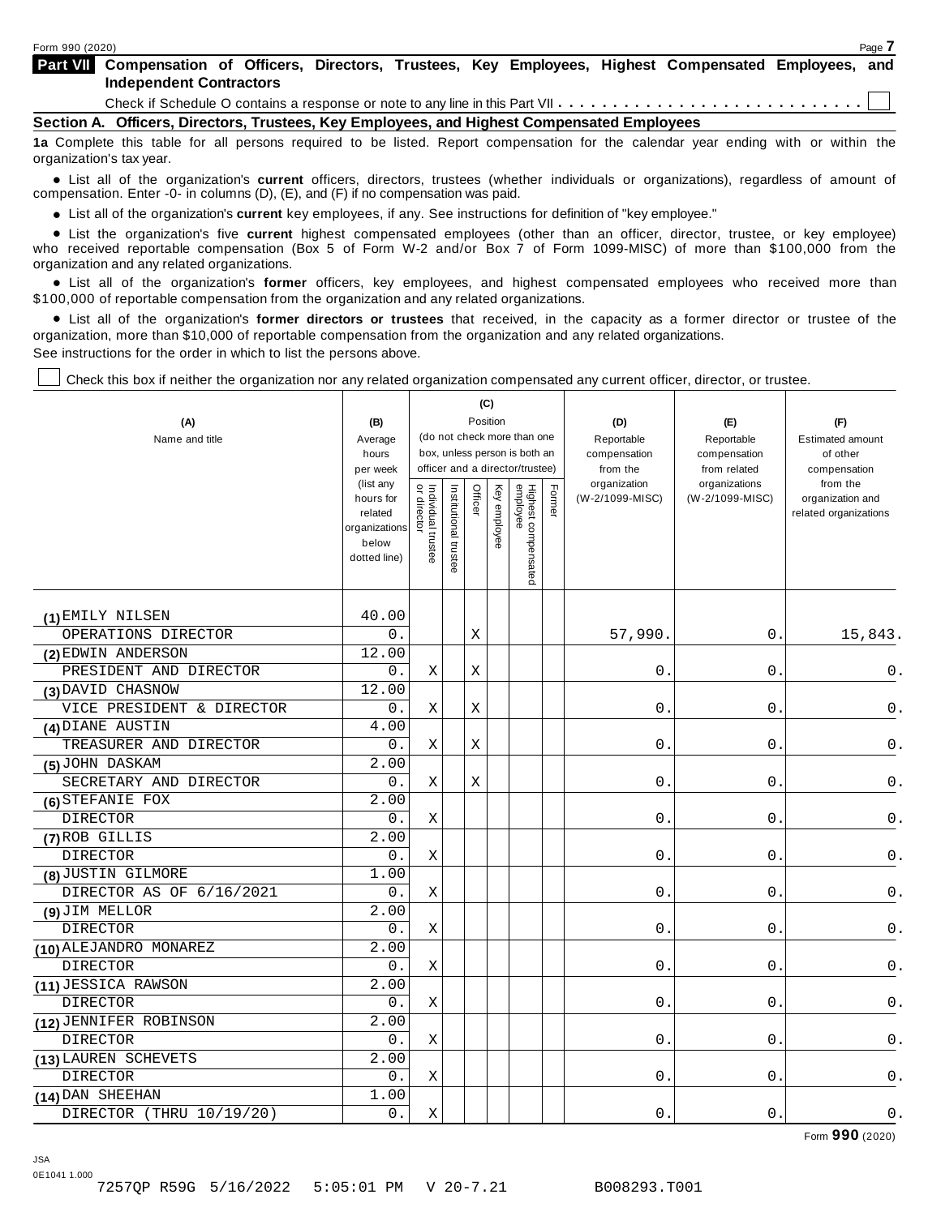Form 990 (2020)

**Part VII Compensation of Officers, Directors, Trustees, Key Employees, Highest Compensated Employees, and Independent Contractors**

Check if Schedule O contains a response or note to any line in this Part VII . . . . . . . . . . . . . . . . . . . . . . . . . . . ☐

**Section A. Officers, Directors, Trustees, Key Employees, and Highest Compensated Employees**

**1a** Complete this table for all persons required to be listed. Report compensation for the calendar year ending with or within the organization's tax year.

- List all of the organization's **current** officers, directors, trustees (whether individuals or organizations), regardless of amount of compensation. Enter -0- in columns (D), (E), and (F) if no compensation was paid.
- List all of the organization's **current** key employees, if any. See instructions for definition of "key employee."
- List the organization's five **current** highest compensated employees (other than an officer, director, trustee, or key employee) who received reportable compensation (Box 5 of Form W-2 and/or Box 7 of Form 1099-MISC) of more than $100,000 from the organization and any related organizations.
- List all of the organization's **former** officers, key employees, and highest compensated employees who received more than $100,000 of reportable compensation from the organization and any related organizations.
- List all of the organization's **former directors or trustees** that received, in the capacity as a former director or trustee of the organization, more than $10,000 of reportable compensation from the organization and any related organizations.

See instructions for the order in which to list the persons above.

☐ Check this box if neither the organization nor any related organization compensated any current officer, director, or trustee.

| (A) Name and title | (B) Average hours per week (list any hours for related organizations below dotted line) | (C) Position: Individual trustee or director | Institutional trustee | Officer | Key employee | Highest compensated employee | Former | (D) Reportable compensation from the organization (W-2/1099-MISC) | (E) Reportable compensation from related organizations (W-2/1099-MISC) | (F) Estimated amount of other compensation from the organization and related organizations |
|---|---|---|---|---|---|---|---|---|---|---|
| (1) EMILY NILSEN<br>OPERATIONS DIRECTOR | 40.00<br>0. | | | X | | | | 57,990. | 0. | 15,843. |
| (2) EDWIN ANDERSON<br>PRESIDENT AND DIRECTOR | 12.00<br>0. | X | | X | | | | 0. | 0. | 0. |
| (3) DAVID CHASNOW<br>VICE PRESIDENT & DIRECTOR | 12.00<br>0. | X | | X | | | | 0. | 0. | 0. |
| (4) DIANE AUSTIN<br>TREASURER AND DIRECTOR | 4.00<br>0. | X | | X | | | | 0. | 0. | 0. |
| (5) JOHN DASKAM<br>SECRETARY AND DIRECTOR | 2.00<br>0. | X | | X | | | | 0. | 0. | 0. |
| (6) STEFANIE FOX<br>DIRECTOR | 2.00<br>0. | X | | | | | | 0. | 0. | 0. |
| (7) ROB GILLIS<br>DIRECTOR | 2.00<br>0. | X | | | | | | 0. | 0. | 0. |
| (8) JUSTIN GILMORE<br>DIRECTOR AS OF 6/16/2021 | 1.00<br>0. | X | | | | | | 0. | 0. | 0. |
| (9) JIM MELLOR<br>DIRECTOR | 2.00<br>0. | X | | | | | | 0. | 0. | 0. |
| (10) ALEJANDRO MONAREZ<br>DIRECTOR | 2.00<br>0. | X | | | | | | 0. | 0. | 0. |
| (11) JESSICA RAWSON<br>DIRECTOR | 2.00<br>0. | X | | | | | | 0. | 0. | 0. |
| (12) JENNIFER ROBINSON<br>DIRECTOR | 2.00<br>0. | X | | | | | | 0. | 0. | 0. |
| (13) LAUREN SCHEVETS<br>DIRECTOR | 2.00<br>0. | X | | | | | | 0. | 0. | 0. |
| (14) DAN SHEEHAN<br>DIRECTOR (THRU 10/19/20) | 1.00<br>0. | X | | | | | | 0. | 0. | 0. |

Form **990** (2020)

JSA
0E1041 1.000
7257QP R59G 5/16/2022 5:05:01 PM V 20-7.21 B008293.T001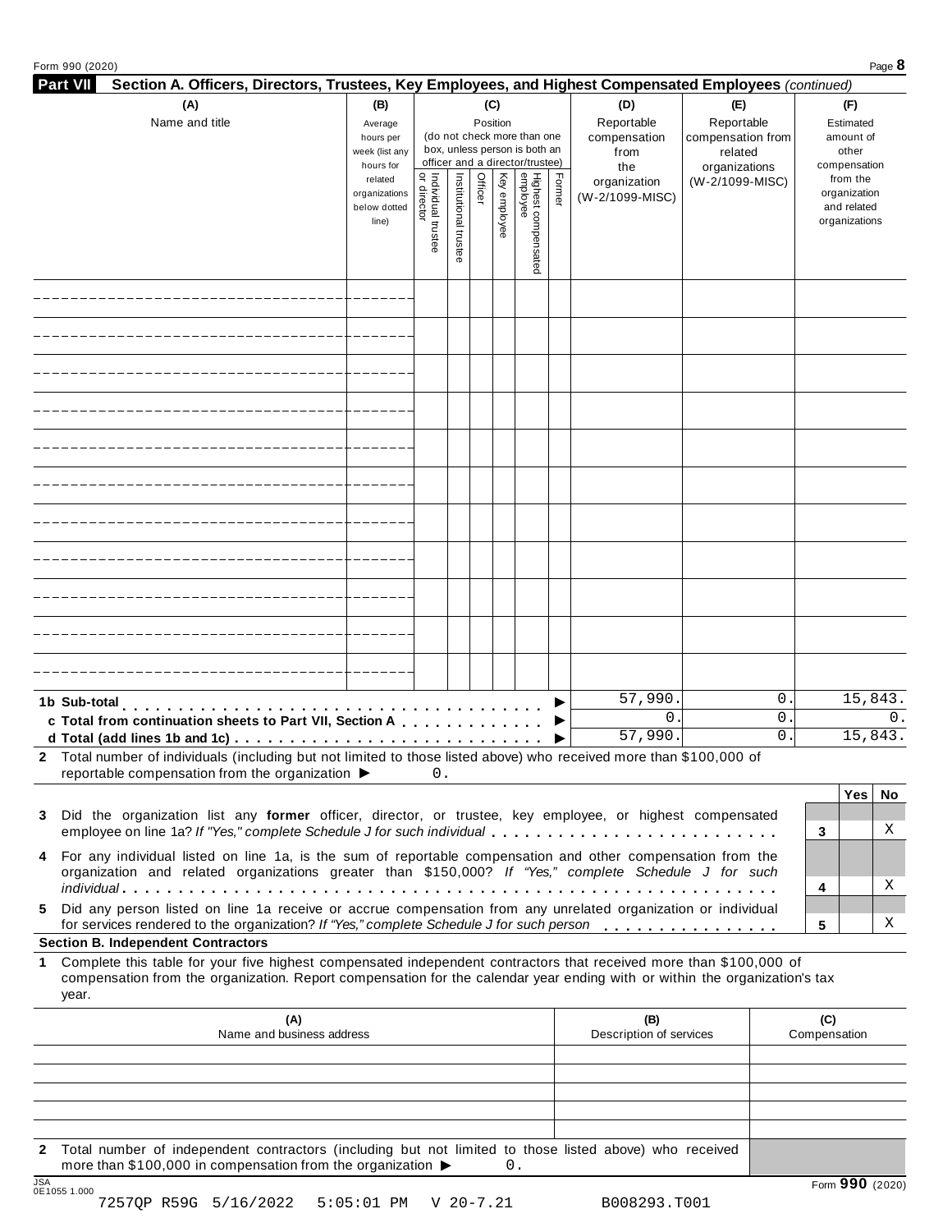Form 990 (2020)

## Part VII Section A. Officers, Directors, Trustees, Key Employees, and Highest Compensated Employees *(continued)*

| (A) Name and title | (B) Average hours per week (list any hours for related organizations below dotted line) | (C) Position: Individual trustee or director | Institutional trustee | Officer | Key employee | Highest compensated employee | Former | (D) Reportable compensation from the organization (W-2/1099-MISC) | (E) Reportable compensation from related organizations (W-2/1099-MISC) | (F) Estimated amount of other compensation from the organization and related organizations |
|---|---|---|---|---|---|---|---|---|---|---|
| | | | | | | | | | | |
| | | | | | | | | | | |
| | | | | | | | | | | |
| | | | | | | | | | | |
| | | | | | | | | | | |
| | | | | | | | | | | |
| | | | | | | | | | | |
| | | | | | | | | | | |
| | | | | | | | | | | |
| | | | | | | | | | | |
| | | | | | | | | | | |
| **1b Sub-total** ▶ | | | | | | | | 57,990. | 0. | 15,843. |
| **c Total from continuation sheets to Part VII, Section A** ▶ | | | | | | | | 0. | 0. | 0. |
| **d Total (add lines 1b and 1c)** ▶ | | | | | | | | 57,990. | 0. | 15,843. |

**2** Total number of individuals (including but not limited to those listed above) who received more than $100,000 of reportable compensation from the organization ▶ 0.

| | | Yes | No |
|---|---|---|---|
| **3** Did the organization list any **former** officer, director, or trustee, key employee, or highest compensated employee on line 1a? *If "Yes," complete Schedule J for such individual* | 3 | | X |
| **4** For any individual listed on line 1a, is the sum of reportable compensation and other compensation from the organization and related organizations greater than $150,000? *If "Yes," complete Schedule J for such individual* | 4 | | X |
| **5** Did any person listed on line 1a receive or accrue compensation from any unrelated organization or individual for services rendered to the organization? *If "Yes," complete Schedule J for such person* | 5 | | X |

### Section B. Independent Contractors

**1** Complete this table for your five highest compensated independent contractors that received more than $100,000 of compensation from the organization. Report compensation for the calendar year ending with or within the organization's tax year.

| (A) Name and business address | (B) Description of services | (C) Compensation |
|---|---|---|
| | | |
| | | |
| | | |
| | | |
| | | |

**2** Total number of independent contractors (including but not limited to those listed above) who received more than $100,000 in compensation from the organization ▶ 0.

JSA 0E1055 1.000

7257QP R59G 5/16/2022 5:05:01 PM V 20-7.21 B008293.T001

Form **990** (2020)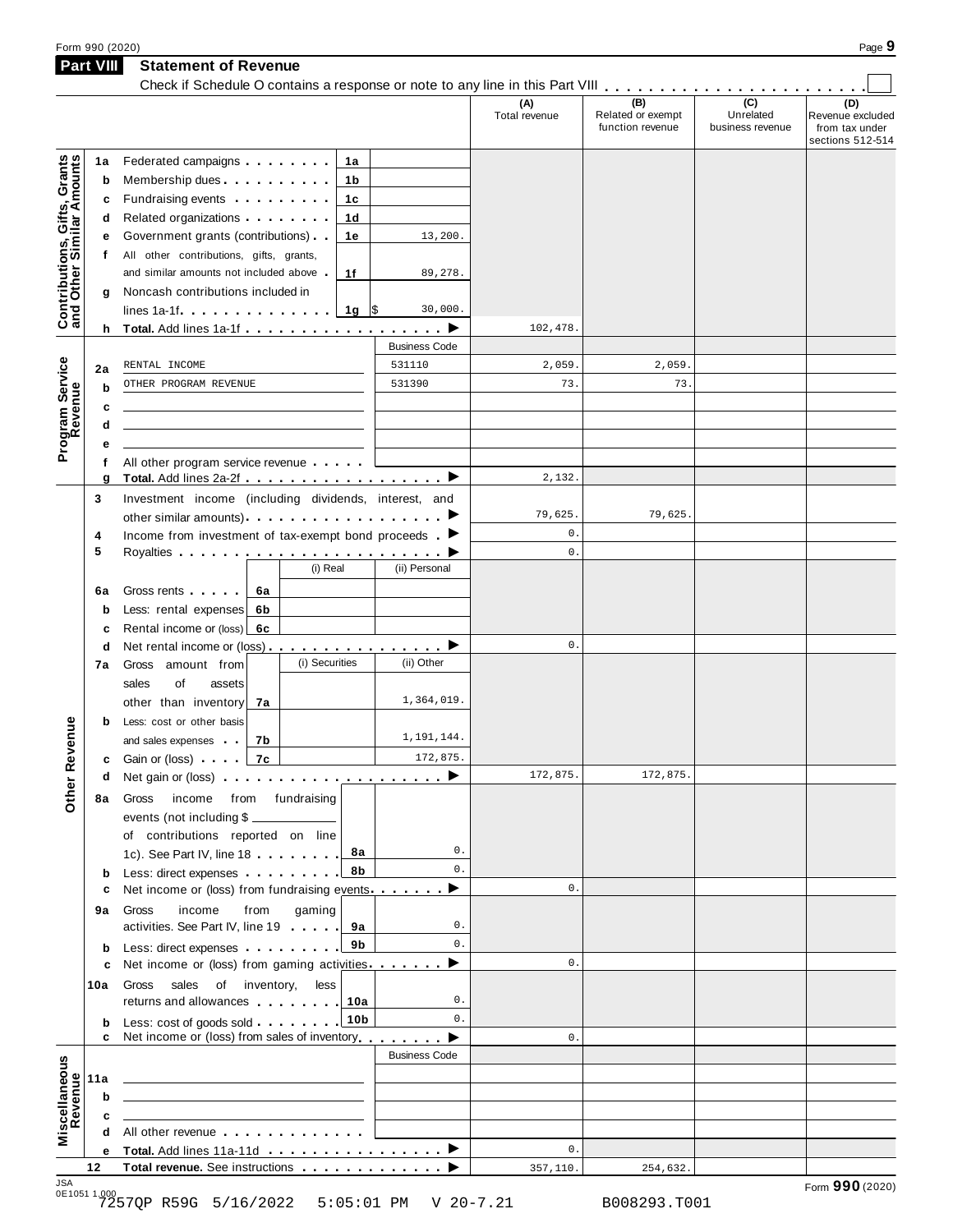Form 990 (2020)

## Part VIII Statement of Revenue

Check if Schedule O contains a response or note to any line in this Part VIII . . . . . . . . . . . . . . . . . . . . . . ☐

| | | | | (A) Total revenue | (B) Related or exempt function revenue | (C) Unrelated business revenue | (D) Revenue excluded from tax under sections 512-514 |
|---|---|---|---|---|---|---|---|
| **Contributions, Gifts, Grants and Other Similar Amounts** | 1a | Federated campaigns | 1a | | | | | |
| | b | Membership dues | 1b | | | | | |
| | c | Fundraising events | 1c | | | | | |
| | d | Related organizations | 1d | | | | | |
| | e | Government grants (contributions) | 1e | 13,200. | | | | |
| | f | All other contributions, gifts, grants, and similar amounts not included above | 1f | 89,278. | | | | |
| | g | Noncash contributions included in lines 1a-1f | 1g | $ 30,000. | | | | |
| | h | **Total.** Add lines 1a-1f ▶ | | | 102,478. | | | |
| **Program Service Revenue** | | | | Business Code | | | | |
| | 2a | RENTAL INCOME | | 531110 | 2,059. | 2,059. | | |
| | b | OTHER PROGRAM REVENUE | | 531390 | 73. | 73. | | |
| | c | | | | | | | |
| | d | | | | | | | |
| | e | | | | | | | |
| | f | All other program service revenue | | | | | | |
| | g | **Total.** Add lines 2a-2f ▶ | | | 2,132. | | | |
| **Other Revenue** | 3 | Investment income (including dividends, interest, and other similar amounts) ▶ | | | 79,625. | 79,625. | | |
| | 4 | Income from investment of tax-exempt bond proceeds ▶ | | | 0. | | | |
| | 5 | Royalties ▶ | | | 0. | | | |
| | | | (i) Real | (ii) Personal | | | | |
| | 6a | Gross rents 6a | | | | | | |
| | b | Less: rental expenses 6b | | | | | | |
| | c | Rental income or (loss) 6c | | | | | | |
| | d | Net rental income or (loss) ▶ | | | 0. | | | |
| | | | (i) Securities | (ii) Other | | | | |
| | 7a | Gross amount from sales of assets other than inventory 7a | | 1,364,019. | | | | |
| | b | Less: cost or other basis and sales expenses 7b | | 1,191,144. | | | | |
| | c | Gain or (loss) 7c | | 172,875. | | | | |
| | d | Net gain or (loss) ▶ | | | 172,875. | 172,875. | | |
| | 8a | Gross income from fundraising events (not including $ ________ of contributions reported on line 1c). See Part IV, line 18 | 8a | 0. | | | | |
| | b | Less: direct expenses | 8b | 0. | | | | |
| | c | Net income or (loss) from fundraising events ▶ | | | 0. | | | |
| | 9a | Gross income from gaming activities. See Part IV, line 19 | 9a | 0. | | | | |
| | b | Less: direct expenses | 9b | 0. | | | | |
| | c | Net income or (loss) from gaming activities ▶ | | | 0. | | | |
| | 10a | Gross sales of inventory, less returns and allowances | 10a | 0. | | | | |
| | b | Less: cost of goods sold | 10b | 0. | | | | |
| | c | Net income or (loss) from sales of inventory ▶ | | | 0. | | | |
| **Miscellaneous Revenue** | | | | Business Code | | | | |
| | 11a | | | | | | | |
| | b | | | | | | | |
| | c | | | | | | | |
| | d | All other revenue | | | | | | |
| | e | **Total.** Add lines 11a-11d ▶ | | | 0. | | | |
| | 12 | **Total revenue.** See instructions ▶ | | | 357,110. | 254,632. | | |

JSA 0E1051 1.000

7257QP R59G 5/16/2022 5:05:01 PM V 20-7.21 B008293.T001

Form **990** (2020)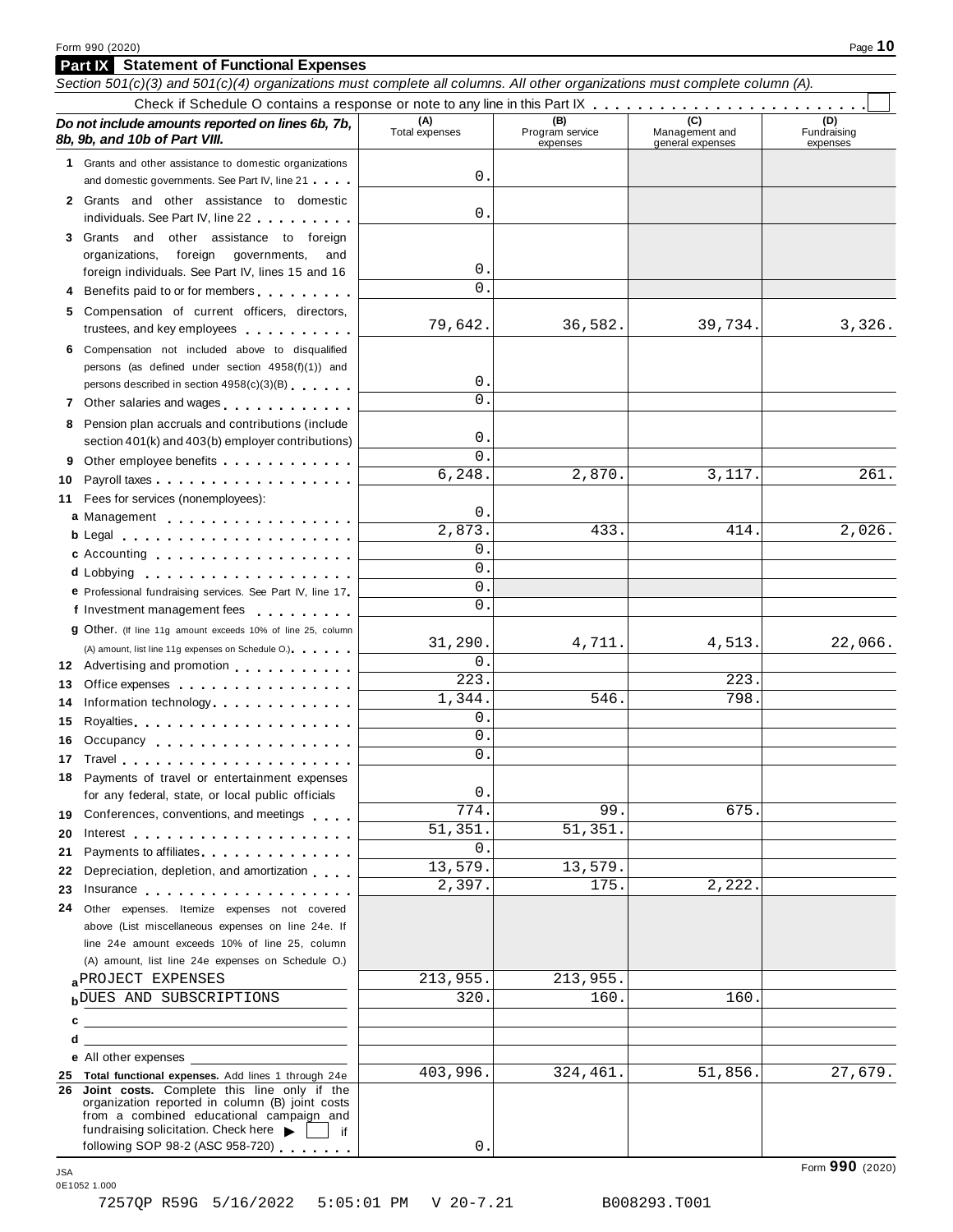## Part IX Statement of Functional Expenses

*Section 501(c)(3) and 501(c)(4) organizations must complete all columns. All other organizations must complete column (A).*

Check if Schedule O contains a response or note to any line in this Part IX . . . . . . . . . . . . . . . . . . . . . . . . ☐

| ***Do not include amounts reported on lines 6b, 7b, 8b, 9b, and 10b of Part VIII.*** | (A) Total expenses | (B) Program service expenses | (C) Management and general expenses | (D) Fundraising expenses |
|---|---|---|---|---|
| **1** Grants and other assistance to domestic organizations and domestic governments. See Part IV, line 21 | 0. | | | |
| **2** Grants and other assistance to domestic individuals. See Part IV, line 22 | 0. | | | |
| **3** Grants and other assistance to foreign organizations, foreign governments, and foreign individuals. See Part IV, lines 15 and 16 | 0. | | | |
| **4** Benefits paid to or for members | 0. | | | |
| **5** Compensation of current officers, directors, trustees, and key employees | 79,642. | 36,582. | 39,734. | 3,326. |
| **6** Compensation not included above to disqualified persons (as defined under section 4958(f)(1)) and persons described in section 4958(c)(3)(B) | 0. | | | |
| **7** Other salaries and wages | 0. | | | |
| **8** Pension plan accruals and contributions (include section 401(k) and 403(b) employer contributions) | 0. | | | |
| **9** Other employee benefits | 0. | | | |
| **10** Payroll taxes | 6,248. | 2,870. | 3,117. | 261. |
| **11** Fees for services (nonemployees): | | | | |
| **a** Management | 0. | | | |
| **b** Legal | 2,873. | 433. | 414. | 2,026. |
| **c** Accounting | 0. | | | |
| **d** Lobbying | 0. | | | |
| **e** Professional fundraising services. See Part IV, line 17 | 0. | | | |
| **f** Investment management fees | 0. | | | |
| **g** Other. (If line 11g amount exceeds 10% of line 25, column (A) amount, list line 11g expenses on Schedule O.) | 31,290. | 4,711. | 4,513. | 22,066. |
| **12** Advertising and promotion | 0. | | | |
| **13** Office expenses | 223. | | 223. | |
| **14** Information technology | 1,344. | 546. | 798. | |
| **15** Royalties | 0. | | | |
| **16** Occupancy | 0. | | | |
| **17** Travel | 0. | | | |
| **18** Payments of travel or entertainment expenses for any federal, state, or local public officials | 0. | | | |
| **19** Conferences, conventions, and meetings | 774. | 99. | 675. | |
| **20** Interest | 51,351. | 51,351. | | |
| **21** Payments to affiliates | 0. | | | |
| **22** Depreciation, depletion, and amortization | 13,579. | 13,579. | | |
| **23** Insurance | 2,397. | 175. | 2,222. | |
| **24** Other expenses. Itemize expenses not covered above (List miscellaneous expenses on line 24e. If line 24e amount exceeds 10% of line 25, column (A) amount, list line 24e expenses on Schedule O.) | | | | |
| **a** PROJECT EXPENSES | 213,955. | 213,955. | | |
| **b** DUES AND SUBSCRIPTIONS | 320. | 160. | 160. | |
| **c** | | | | |
| **d** | | | | |
| **e** All other expenses | | | | |
| **25 Total functional expenses.** Add lines 1 through 24e | 403,996. | 324,461. | 51,856. | 27,679. |
| **26 Joint costs.** Complete this line only if the organization reported in column (B) joint costs from a combined educational campaign and fundraising solicitation. Check here ▶ ☐ if following SOP 98-2 (ASC 958-720) | 0. | | | |

JSA
0E1052 1.000

7257QP R59G 5/16/2022 5:05:01 PM V 20-7.21 B008293.T001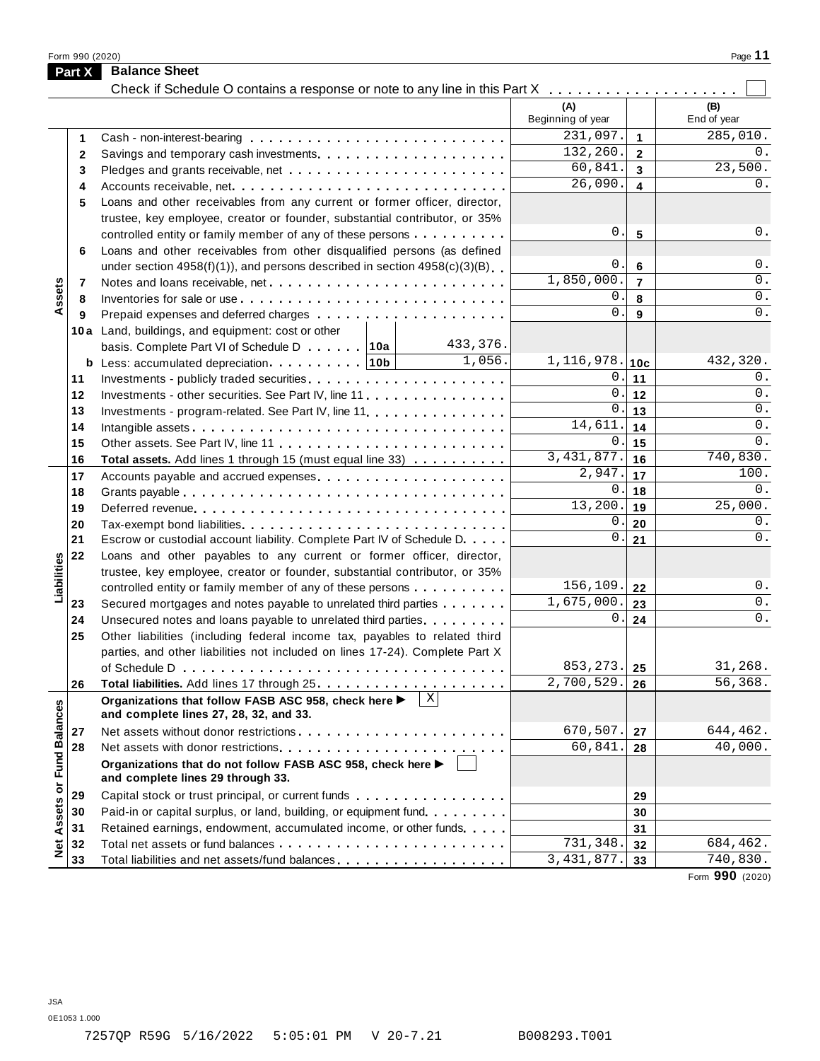Form 990 (2020)

## Part X Balance Sheet

Check if Schedule O contains a response or note to any line in this Part X . . . . . . . . . . . . . . . . . . . ☐

| Section | Line | Description | (A) Beginning of year | | (B) End of year |
|---|---|---|---|---|---|
| Assets | 1 | Cash - non-interest-bearing | 231,097. | 1 | 285,010. |
| | 2 | Savings and temporary cash investments | 132,260. | 2 | 0. |
| | 3 | Pledges and grants receivable, net | 60,841. | 3 | 23,500. |
| | 4 | Accounts receivable, net | 26,090. | 4 | 0. |
| | 5 | Loans and other receivables from any current or former officer, director, trustee, key employee, creator or founder, substantial contributor, or 35% controlled entity or family member of any of these persons | 0. | 5 | 0. |
| | 6 | Loans and other receivables from other disqualified persons (as defined under section 4958(f)(1)), and persons described in section 4958(c)(3)(B) | 0. | 6 | 0. |
| | 7 | Notes and loans receivable, net | 1,850,000. | 7 | 0. |
| | 8 | Inventories for sale or use | 0. | 8 | 0. |
| | 9 | Prepaid expenses and deferred charges | 0. | 9 | 0. |
| | 10a | Land, buildings, and equipment: cost or other basis. Complete Part VI of Schedule D . . . 10a 433,376. | | | |
| | b | Less: accumulated depreciation . . . 10b 1,056. | 1,116,978. | 10c | 432,320. |
| | 11 | Investments - publicly traded securities | 0. | 11 | 0. |
| | 12 | Investments - other securities. See Part IV, line 11 | 0. | 12 | 0. |
| | 13 | Investments - program-related. See Part IV, line 11 | 0. | 13 | 0. |
| | 14 | Intangible assets | 14,611. | 14 | 0. |
| | 15 | Other assets. See Part IV, line 11 | 0. | 15 | 0. |
| | 16 | **Total assets.** Add lines 1 through 15 (must equal line 33) | 3,431,877. | 16 | 740,830. |
| Liabilities | 17 | Accounts payable and accrued expenses | 2,947. | 17 | 100. |
| | 18 | Grants payable | 0. | 18 | 0. |
| | 19 | Deferred revenue | 13,200. | 19 | 25,000. |
| | 20 | Tax-exempt bond liabilities | 0. | 20 | 0. |
| | 21 | Escrow or custodial account liability. Complete Part IV of Schedule D | 0. | 21 | 0. |
| | 22 | Loans and other payables to any current or former officer, director, trustee, key employee, creator or founder, substantial contributor, or 35% controlled entity or family member of any of these persons | 156,109. | 22 | 0. |
| | 23 | Secured mortgages and notes payable to unrelated third parties | 1,675,000. | 23 | 0. |
| | 24 | Unsecured notes and loans payable to unrelated third parties | 0. | 24 | 0. |
| | 25 | Other liabilities (including federal income tax, payables to related third parties, and other liabilities not included on lines 17-24). Complete Part X of Schedule D | 853,273. | 25 | 31,268. |
| | 26 | **Total liabilities.** Add lines 17 through 25 | 2,700,529. | 26 | 56,368. |
| Net Assets or Fund Balances | | **Organizations that follow FASB ASC 958, check here ▶** ☒ **and complete lines 27, 28, 32, and 33.** | | | |
| | 27 | Net assets without donor restrictions | 670,507. | 27 | 644,462. |
| | 28 | Net assets with donor restrictions | 60,841. | 28 | 40,000. |
| | | **Organizations that do not follow FASB ASC 958, check here ▶** ☐ **and complete lines 29 through 33.** | | | |
| | 29 | Capital stock or trust principal, or current funds | | 29 | |
| | 30 | Paid-in or capital surplus, or land, building, or equipment fund | | 30 | |
| | 31 | Retained earnings, endowment, accumulated income, or other funds | | 31 | |
| | 32 | Total net assets or fund balances | 731,348. | 32 | 684,462. |
| | 33 | Total liabilities and net assets/fund balances | 3,431,877. | 33 | 740,830. |

Form **990** (2020)

JSA
0E1053 1.000

7257QP R59G 5/16/2022 5:05:01 PM V 20-7.21 B008293.T001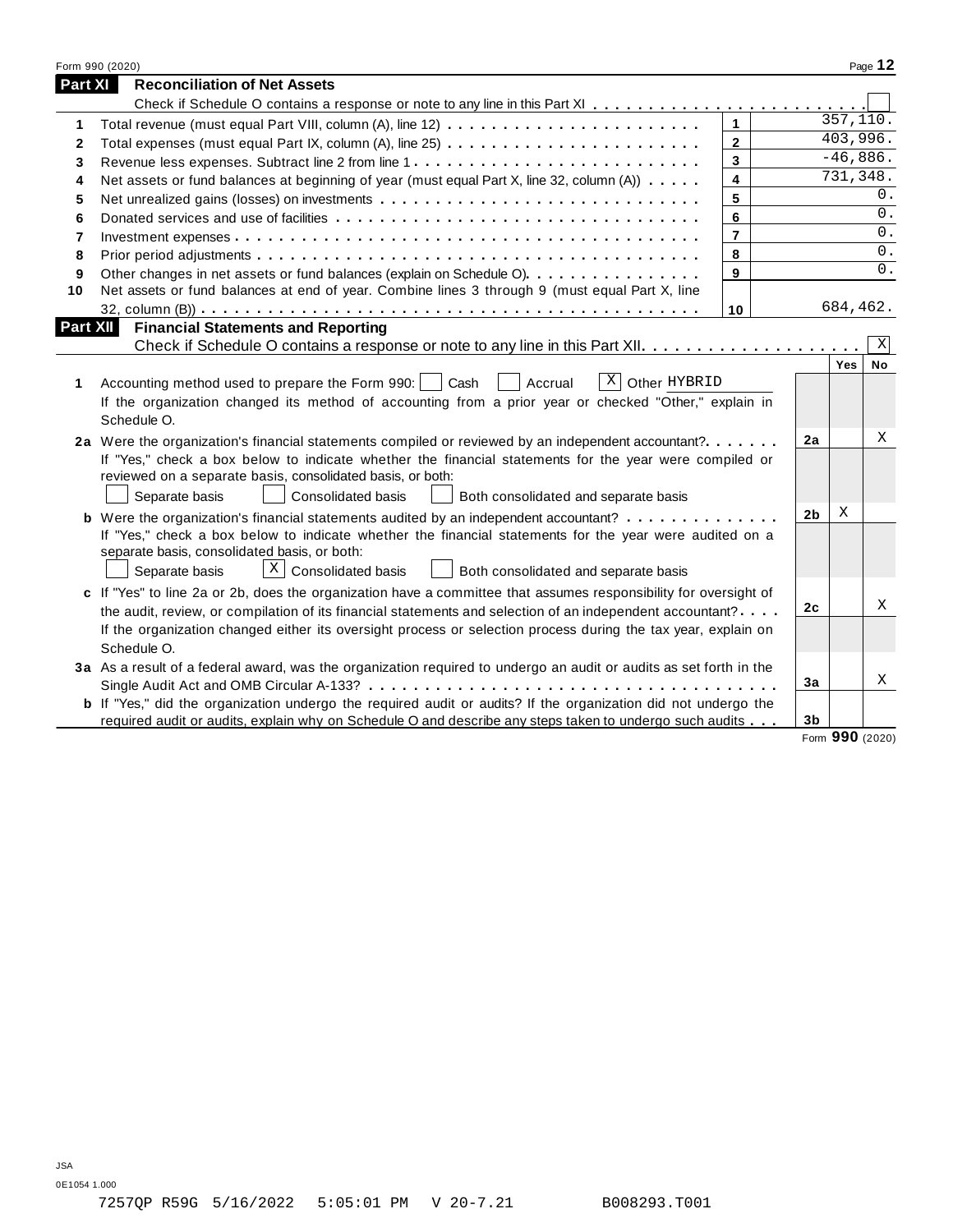## Part XI Reconciliation of Net Assets

Check if Schedule O contains a response or note to any line in this Part XI . . . . . . . . . . . . . . . . . . . . . . . . . . [ ]

| | | | |
|---|---|---|---|
| 1 | Total revenue (must equal Part VIII, column (A), line 12) | 1 | 357,110. |
| 2 | Total expenses (must equal Part IX, column (A), line 25) | 2 | 403,996. |
| 3 | Revenue less expenses. Subtract line 2 from line 1 | 3 | -46,886. |
| 4 | Net assets or fund balances at beginning of year (must equal Part X, line 32, column (A)) | 4 | 731,348. |
| 5 | Net unrealized gains (losses) on investments | 5 | 0. |
| 6 | Donated services and use of facilities | 6 | 0. |
| 7 | Investment expenses | 7 | 0. |
| 8 | Prior period adjustments | 8 | 0. |
| 9 | Other changes in net assets or fund balances (explain on Schedule O) | 9 | 0. |
| 10 | Net assets or fund balances at end of year. Combine lines 3 through 9 (must equal Part X, line 32, column (B)) | 10 | 684,462. |

## Part XII Financial Statements and Reporting

Check if Schedule O contains a response or note to any line in this Part XII . . . . . . . . . . . . . . . . . . . . [X]

| | | | Yes | No |
|---|---|---|---|---|
| 1 | Accounting method used to prepare the Form 990: [ ] Cash [ ] Accrual [X] Other HYBRID<br>If the organization changed its method of accounting from a prior year or checked "Other," explain in Schedule O. | | | |
| 2a | Were the organization's financial statements compiled or reviewed by an independent accountant?<br>If "Yes," check a box below to indicate whether the financial statements for the year were compiled or reviewed on a separate basis, consolidated basis, or both:<br>[ ] Separate basis [ ] Consolidated basis [ ] Both consolidated and separate basis | 2a | | X |
| b | Were the organization's financial statements audited by an independent accountant?<br>If "Yes," check a box below to indicate whether the financial statements for the year were audited on a separate basis, consolidated basis, or both:<br>[ ] Separate basis [X] Consolidated basis [ ] Both consolidated and separate basis | 2b | X | |
| c | If "Yes" to line 2a or 2b, does the organization have a committee that assumes responsibility for oversight of the audit, review, or compilation of its financial statements and selection of an independent accountant?<br>If the organization changed either its oversight process or selection process during the tax year, explain on Schedule O. | 2c | | X |
| 3a | As a result of a federal award, was the organization required to undergo an audit or audits as set forth in the Single Audit Act and OMB Circular A-133? | 3a | | X |
| b | If "Yes," did the organization undergo the required audit or audits? If the organization did not undergo the required audit or audits, explain why on Schedule O and describe any steps taken to undergo such audits | 3b | | |

Form **990** (2020)

JSA
0E1054 1.000

7257QP R59G 5/16/2022 5:05:01 PM V 20-7.21 B008293.T001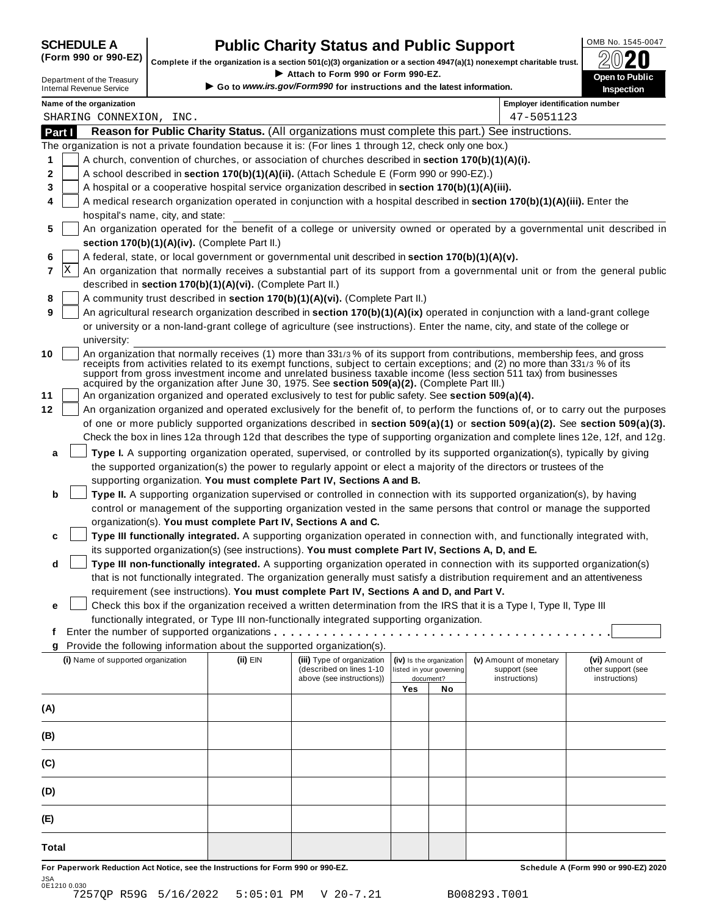# SCHEDULE A (Form 990 or 990-EZ)

Department of the Treasury
Internal Revenue Service

## Public Charity Status and Public Support

**Complete if the organization is a section 501(c)(3) organization or a section 4947(a)(1) nonexempt charitable trust.**
► Attach to Form 990 or Form 990-EZ.
► Go to *www.irs.gov/Form990* for instructions and the latest information.

OMB No. 1545-0047
2020
**Open to Public Inspection**

**Name of the organization:** SHARING CONNEXION, INC.
**Employer identification number:** 47-5051123

**Part I** **Reason for Public Charity Status.** (All organizations must complete this part.) See instructions.

The organization is not a private foundation because it is: (For lines 1 through 12, check only one box.)

1. [ ] A church, convention of churches, or association of churches described in **section 170(b)(1)(A)(i).**
2. [ ] A school described in **section 170(b)(1)(A)(ii).** (Attach Schedule E (Form 990 or 990-EZ).)
3. [ ] A hospital or a cooperative hospital service organization described in **section 170(b)(1)(A)(iii).**
4. [ ] A medical research organization operated in conjunction with a hospital described in **section 170(b)(1)(A)(iii).** Enter the hospital's name, city, and state:
5. [ ] An organization operated for the benefit of a college or university owned or operated by a governmental unit described in **section 170(b)(1)(A)(iv).** (Complete Part II.)
6. [ ] A federal, state, or local government or governmental unit described in **section 170(b)(1)(A)(v).**
7. [X] An organization that normally receives a substantial part of its support from a governmental unit or from the general public described in **section 170(b)(1)(A)(vi).** (Complete Part II.)
8. [ ] A community trust described in **section 170(b)(1)(A)(vi).** (Complete Part II.)
9. [ ] An agricultural research organization described in **section 170(b)(1)(A)(ix)** operated in conjunction with a land-grant college or university or a non-land-grant college of agriculture (see instructions). Enter the name, city, and state of the college or university:
10. [ ] An organization that normally receives (1) more than 33 1/3 % of its support from contributions, membership fees, and gross receipts from activities related to its exempt functions, subject to certain exceptions; and (2) no more than 33 1/3 % of its support from gross investment income and unrelated business taxable income (less section 511 tax) from businesses acquired by the organization after June 30, 1975. See **section 509(a)(2).** (Complete Part III.)
11. [ ] An organization organized and operated exclusively to test for public safety. See **section 509(a)(4).**
12. [ ] An organization organized and operated exclusively for the benefit of, to perform the functions of, or to carry out the purposes of one or more publicly supported organizations described in **section 509(a)(1)** or **section 509(a)(2).** See **section 509(a)(3).** Check the box in lines 12a through 12d that describes the type of supporting organization and complete lines 12e, 12f, and 12g.

   a. [ ] **Type I.** A supporting organization operated, supervised, or controlled by its supported organization(s), typically by giving the supported organization(s) the power to regularly appoint or elect a majority of the directors or trustees of the supporting organization. **You must complete Part IV, Sections A and B.**

   b. [ ] **Type II.** A supporting organization supervised or controlled in connection with its supported organization(s), by having control or management of the supporting organization vested in the same persons that control or manage the supported organization(s). **You must complete Part IV, Sections A and C.**

   c. [ ] **Type III functionally integrated.** A supporting organization operated in connection with, and functionally integrated with, its supported organization(s) (see instructions). **You must complete Part IV, Sections A, D, and E.**

   d. [ ] **Type III non-functionally integrated.** A supporting organization operated in connection with its supported organization(s) that is not functionally integrated. The organization generally must satisfy a distribution requirement and an attentiveness requirement (see instructions). **You must complete Part IV, Sections A and D, and Part V.**

   e. [ ] Check this box if the organization received a written determination from the IRS that it is a Type I, Type II, Type III functionally integrated, or Type III non-functionally integrated supporting organization.

   f. Enter the number of supported organizations . . . . . . . . . .

   g. Provide the following information about the supported organization(s).

| (i) Name of supported organization | (ii) EIN | (iii) Type of organization (described on lines 1-10 above (see instructions)) | (iv) Is the organization listed in your governing document? Yes | No | (v) Amount of monetary support (see instructions) | (vi) Amount of other support (see instructions) |
|---|---|---|---|---|---|---|
| (A) | | | | | | |
| (B) | | | | | | |
| (C) | | | | | | |
| (D) | | | | | | |
| (E) | | | | | | |
| Total | | | | | | |

**For Paperwork Reduction Act Notice, see the Instructions for Form 990 or 990-EZ.** **Schedule A (Form 990 or 990-EZ) 2020**

JSA
0E1210 0.030
7257QP R59G 5/16/2022 5:05:01 PM V 20-7.21 B008293.T001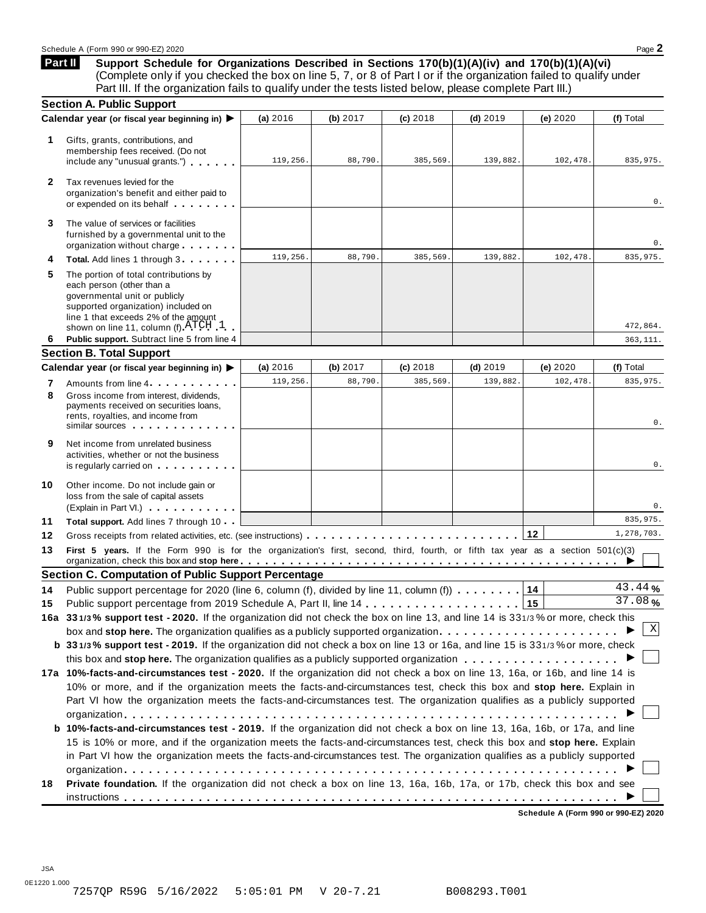## Part II Support Schedule for Organizations Described in Sections 170(b)(1)(A)(iv) and 170(b)(1)(A)(vi)

(Complete only if you checked the box on line 5, 7, or 8 of Part I or if the organization failed to qualify under Part III. If the organization fails to qualify under the tests listed below, please complete Part III.)

### Section A. Public Support

| | Calendar year (or fiscal year beginning in) ▶ | (a) 2016 | (b) 2017 | (c) 2018 | (d) 2019 | (e) 2020 | (f) Total |
|---|---|---|---|---|---|---|---|
| 1 | Gifts, grants, contributions, and membership fees received. (Do not include any "unusual grants.") | 119,256. | 88,790. | 385,569. | 139,882. | 102,478. | 835,975. |
| 2 | Tax revenues levied for the organization's benefit and either paid to or expended on its behalf | | | | | | 0. |
| 3 | The value of services or facilities furnished by a governmental unit to the organization without charge | | | | | | 0. |
| 4 | **Total.** Add lines 1 through 3 | 119,256. | 88,790. | 385,569. | 139,882. | 102,478. | 835,975. |
| 5 | The portion of total contributions by each person (other than a governmental unit or publicly supported organization) included on line 1 that exceeds 2% of the amount shown on line 11, column (f) ATCH 1 | | | | | | 472,864. |
| 6 | **Public support.** Subtract line 5 from line 4 | | | | | | 363,111. |

### Section B. Total Support

| | Calendar year (or fiscal year beginning in) ▶ | (a) 2016 | (b) 2017 | (c) 2018 | (d) 2019 | (e) 2020 | (f) Total |
|---|---|---|---|---|---|---|---|
| 7 | Amounts from line 4 | 119,256. | 88,790. | 385,569. | 139,882. | 102,478. | 835,975. |
| 8 | Gross income from interest, dividends, payments received on securities loans, rents, royalties, and income from similar sources | | | | | | 0. |
| 9 | Net income from unrelated business activities, whether or not the business is regularly carried on | | | | | | 0. |
| 10 | Other income. Do not include gain or loss from the sale of capital assets (Explain in Part VI.) | | | | | | 0. |
| 11 | **Total support.** Add lines 7 through 10 | | | | | | 835,975. |
| 12 | Gross receipts from related activities, etc. (see instructions) | | | | | 12 | 1,278,703. |

**13** **First 5 years.** If the Form 990 is for the organization's first, second, third, fourth, or fifth tax year as a section 501(c)(3) organization, check this box and **stop here** ▶ ☐

### Section C. Computation of Public Support Percentage

**14** Public support percentage for 2020 (line 6, column (f), divided by line 11, column (f)) — **14** — 43.44 %

**15** Public support percentage from 2019 Schedule A, Part II, line 14 — **15** — 37.08 %

**16a** **33 1/3 % support test - 2020.** If the organization did not check the box on line 13, and line 14 is 33 1/3 % or more, check this box and **stop here.** The organization qualifies as a publicly supported organization ▶ ☒

**b** **33 1/3 % support test - 2019.** If the organization did not check a box on line 13 or 16a, and line 15 is 33 1/3 % or more, check this box and **stop here.** The organization qualifies as a publicly supported organization ▶ ☐

**17a** **10%-facts-and-circumstances test - 2020.** If the organization did not check a box on line 13, 16a, or 16b, and line 14 is 10% or more, and if the organization meets the facts-and-circumstances test, check this box and **stop here.** Explain in Part VI how the organization meets the facts-and-circumstances test. The organization qualifies as a publicly supported organization ▶ ☐

**b** **10%-facts-and-circumstances test - 2019.** If the organization did not check a box on line 13, 16a, 16b, or 17a, and line 15 is 10% or more, and if the organization meets the facts-and-circumstances test, check this box and **stop here.** Explain in Part VI how the organization meets the facts-and-circumstances test. The organization qualifies as a publicly supported organization ▶ ☐

**18** **Private foundation.** If the organization did not check a box on line 13, 16a, 16b, 17a, or 17b, check this box and see instructions ▶ ☐

**Schedule A (Form 990 or 990-EZ) 2020**

JSA
0E1220 1.000

7257QP R59G 5/16/2022 5:05:01 PM V 20-7.21 B008293.T001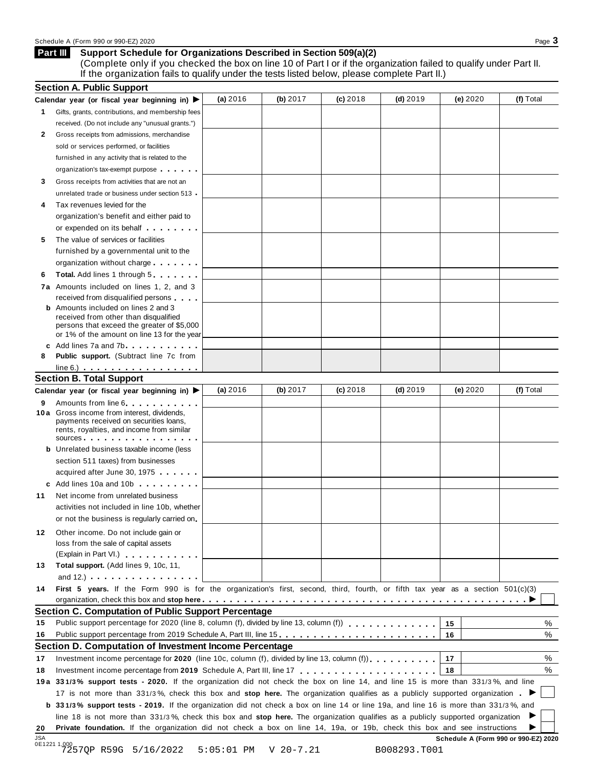**Part III** **Support Schedule for Organizations Described in Section 509(a)(2)**

(Complete only if you checked the box on line 10 of Part I or if the organization failed to qualify under Part II. If the organization fails to qualify under the tests listed below, please complete Part II.)

### Section A. Public Support

| Calendar year (or fiscal year beginning in) ▶ | (a) 2016 | (b) 2017 | (c) 2018 | (d) 2019 | (e) 2020 | (f) Total |
|---|---|---|---|---|---|---|
| **1** Gifts, grants, contributions, and membership fees received. (Do not include any "unusual grants.") | | | | | | |
| **2** Gross receipts from admissions, merchandise sold or services performed, or facilities furnished in any activity that is related to the organization's tax-exempt purpose | | | | | | |
| **3** Gross receipts from activities that are not an unrelated trade or business under section 513 | | | | | | |
| **4** Tax revenues levied for the organization's benefit and either paid to or expended on its behalf | | | | | | |
| **5** The value of services or facilities furnished by a governmental unit to the organization without charge | | | | | | |
| **6** **Total.** Add lines 1 through 5 | | | | | | |
| **7a** Amounts included on lines 1, 2, and 3 received from disqualified persons | | | | | | |
| **b** Amounts included on lines 2 and 3 received from other than disqualified persons that exceed the greater of $5,000 or 1% of the amount on line 13 for the year | | | | | | |
| **c** Add lines 7a and 7b | | | | | | |
| **8** **Public support.** (Subtract line 7c from line 6.) | | | | | | |

### Section B. Total Support

| Calendar year (or fiscal year beginning in) ▶ | (a) 2016 | (b) 2017 | (c) 2018 | (d) 2019 | (e) 2020 | (f) Total |
|---|---|---|---|---|---|---|
| **9** Amounts from line 6 | | | | | | |
| **10a** Gross income from interest, dividends, payments received on securities loans, rents, royalties, and income from similar sources | | | | | | |
| **b** Unrelated business taxable income (less section 511 taxes) from businesses acquired after June 30, 1975 | | | | | | |
| **c** Add lines 10a and 10b | | | | | | |
| **11** Net income from unrelated business activities not included in line 10b, whether or not the business is regularly carried on | | | | | | |
| **12** Other income. Do not include gain or loss from the sale of capital assets (Explain in Part VI.) | | | | | | |
| **13** **Total support.** (Add lines 9, 10c, 11, and 12.) | | | | | | |

**14** **First 5 years.** If the Form 990 is for the organization's first, second, third, fourth, or fifth tax year as a section 501(c)(3) organization, check this box and **stop here** ▶ ☐

### Section C. Computation of Public Support Percentage

| | | | |
|---|---|---|---|
| **15** | Public support percentage for 2020 (line 8, column (f), divided by line 13, column (f)) | 15 | % |
| **16** | Public support percentage from 2019 Schedule A, Part III, line 15 | 16 | % |

### Section D. Computation of Investment Income Percentage

| | | | |
|---|---|---|---|
| **17** | Investment income percentage for **2020** (line 10c, column (f), divided by line 13, column (f)) | 17 | % |
| **18** | Investment income percentage from **2019** Schedule A, Part III, line 17 | 18 | % |

**19a** **33 1/3% support tests - 2020.** If the organization did not check the box on line 14, and line 15 is more than 33 1/3%, and line 17 is not more than 33 1/3%, check this box and **stop here.** The organization qualifies as a publicly supported organization ▶ ☐

**b** **33 1/3% support tests - 2019.** If the organization did not check a box on line 14 or line 19a, and line 16 is more than 33 1/3%, and line 18 is not more than 33 1/3%, check this box and **stop here.** The organization qualifies as a publicly supported organization ▶ ☐

**20** **Private foundation.** If the organization did not check a box on line 14, 19a, or 19b, check this box and see instructions ▶ ☐

**Schedule A (Form 990 or 990-EZ) 2020**

JSA 0E1221 1.000

7257QP R59G 5/16/2022 5:05:01 PM V 20-7.21 B008293.T001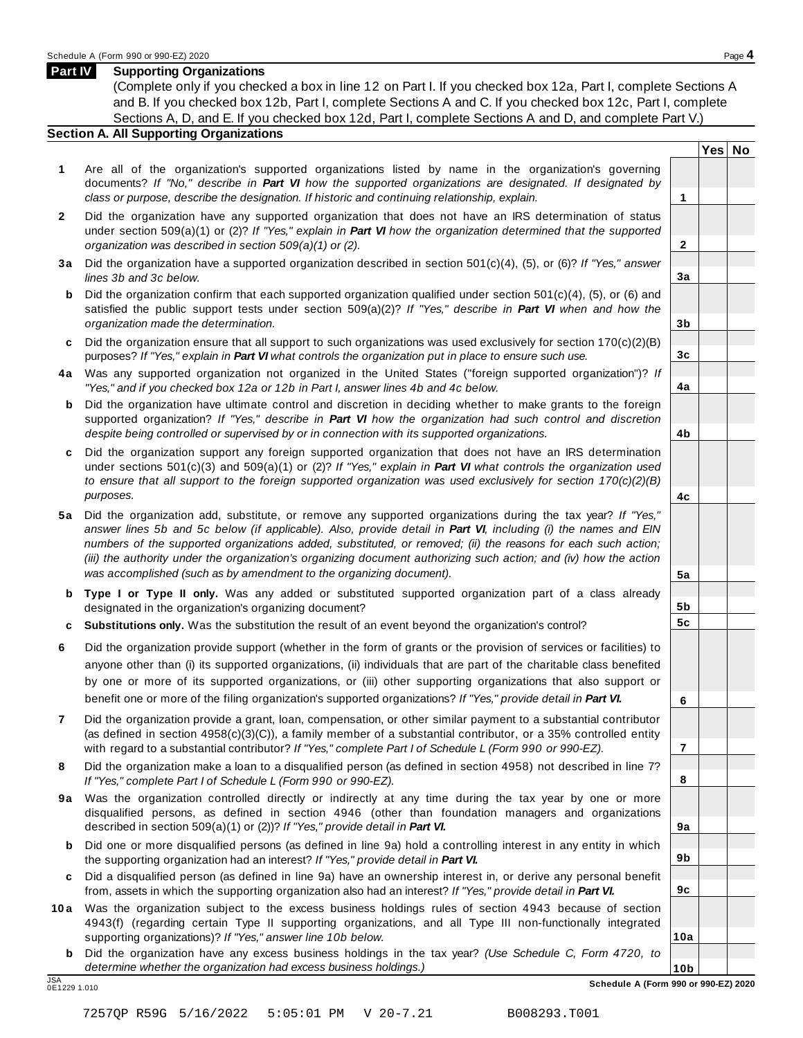## Part IV Supporting Organizations

(Complete only if you checked a box in line 12 on Part I. If you checked box 12a, Part I, complete Sections A and B. If you checked box 12b, Part I, complete Sections A and C. If you checked box 12c, Part I, complete Sections A, D, and E. If you checked box 12d, Part I, complete Sections A and D, and complete Part V.)

### Section A. All Supporting Organizations

| | | Line | Yes | No |
|---|---|---|---|---|
| **1** | Are all of the organization's supported organizations listed by name in the organization's governing documents? *If "No," describe in **Part VI** how the supported organizations are designated. If designated by class or purpose, describe the designation. If historic and continuing relationship, explain.* | 1 | | |
| **2** | Did the organization have any supported organization that does not have an IRS determination of status under section 509(a)(1) or (2)? *If "Yes," explain in **Part VI** how the organization determined that the supported organization was described in section 509(a)(1) or (2).* | 2 | | |
| **3a** | Did the organization have a supported organization described in section 501(c)(4), (5), or (6)? *If "Yes," answer lines 3b and 3c below.* | 3a | | |
| **b** | Did the organization confirm that each supported organization qualified under section 501(c)(4), (5), or (6) and satisfied the public support tests under section 509(a)(2)? *If "Yes," describe in **Part VI** when and how the organization made the determination.* | 3b | | |
| **c** | Did the organization ensure that all support to such organizations was used exclusively for section 170(c)(2)(B) purposes? *If "Yes," explain in **Part VI** what controls the organization put in place to ensure such use.* | 3c | | |
| **4a** | Was any supported organization not organized in the United States ("foreign supported organization")? *If "Yes," and if you checked box 12a or 12b in Part I, answer lines 4b and 4c below.* | 4a | | |
| **b** | Did the organization have ultimate control and discretion in deciding whether to make grants to the foreign supported organization? *If "Yes," describe in **Part VI** how the organization had such control and discretion despite being controlled or supervised by or in connection with its supported organizations.* | 4b | | |
| **c** | Did the organization support any foreign supported organization that does not have an IRS determination under sections 501(c)(3) and 509(a)(1) or (2)? *If "Yes," explain in **Part VI** what controls the organization used to ensure that all support to the foreign supported organization was used exclusively for section 170(c)(2)(B) purposes.* | 4c | | |
| **5a** | Did the organization add, substitute, or remove any supported organizations during the tax year? *If "Yes," answer lines 5b and 5c below (if applicable). Also, provide detail in **Part VI**, including (i) the names and EIN numbers of the supported organizations added, substituted, or removed; (ii) the reasons for each such action; (iii) the authority under the organization's organizing document authorizing such action; and (iv) how the action was accomplished (such as by amendment to the organizing document).* | 5a | | |
| **b** | **Type I or Type II only.** Was any added or substituted supported organization part of a class already designated in the organization's organizing document? | 5b | | |
| **c** | **Substitutions only.** Was the substitution the result of an event beyond the organization's control? | 5c | | |
| **6** | Did the organization provide support (whether in the form of grants or the provision of services or facilities) to anyone other than (i) its supported organizations, (ii) individuals that are part of the charitable class benefited by one or more of its supported organizations, or (iii) other supporting organizations that also support or benefit one or more of the filing organization's supported organizations? *If "Yes," provide detail in **Part VI.*** | 6 | | |
| **7** | Did the organization provide a grant, loan, compensation, or other similar payment to a substantial contributor (as defined in section 4958(c)(3)(C)), a family member of a substantial contributor, or a 35% controlled entity with regard to a substantial contributor? *If "Yes," complete Part I of Schedule L (Form 990 or 990-EZ).* | 7 | | |
| **8** | Did the organization make a loan to a disqualified person (as defined in section 4958) not described in line 7? *If "Yes," complete Part I of Schedule L (Form 990 or 990-EZ).* | 8 | | |
| **9a** | Was the organization controlled directly or indirectly at any time during the tax year by one or more disqualified persons, as defined in section 4946 (other than foundation managers and organizations described in section 509(a)(1) or (2))? *If "Yes," provide detail in **Part VI.*** | 9a | | |
| **b** | Did one or more disqualified persons (as defined in line 9a) hold a controlling interest in any entity in which the supporting organization had an interest? *If "Yes," provide detail in **Part VI.*** | 9b | | |
| **c** | Did a disqualified person (as defined in line 9a) have an ownership interest in, or derive any personal benefit from, assets in which the supporting organization also had an interest? *If "Yes," provide detail in **Part VI.*** | 9c | | |
| **10a** | Was the organization subject to the excess business holdings rules of section 4943 because of section 4943(f) (regarding certain Type II supporting organizations, and all Type III non-functionally integrated supporting organizations)? *If "Yes," answer line 10b below.* | 10a | | |
| **b** | Did the organization have any excess business holdings in the tax year? *(Use Schedule C, Form 4720, to determine whether the organization had excess business holdings.)* | 10b | | |

**Schedule A (Form 990 or 990-EZ) 2020**

JSA 0E1229 1.010

7257QP R59G 5/16/2022 5:05:01 PM V 20-7.21 B008293.T001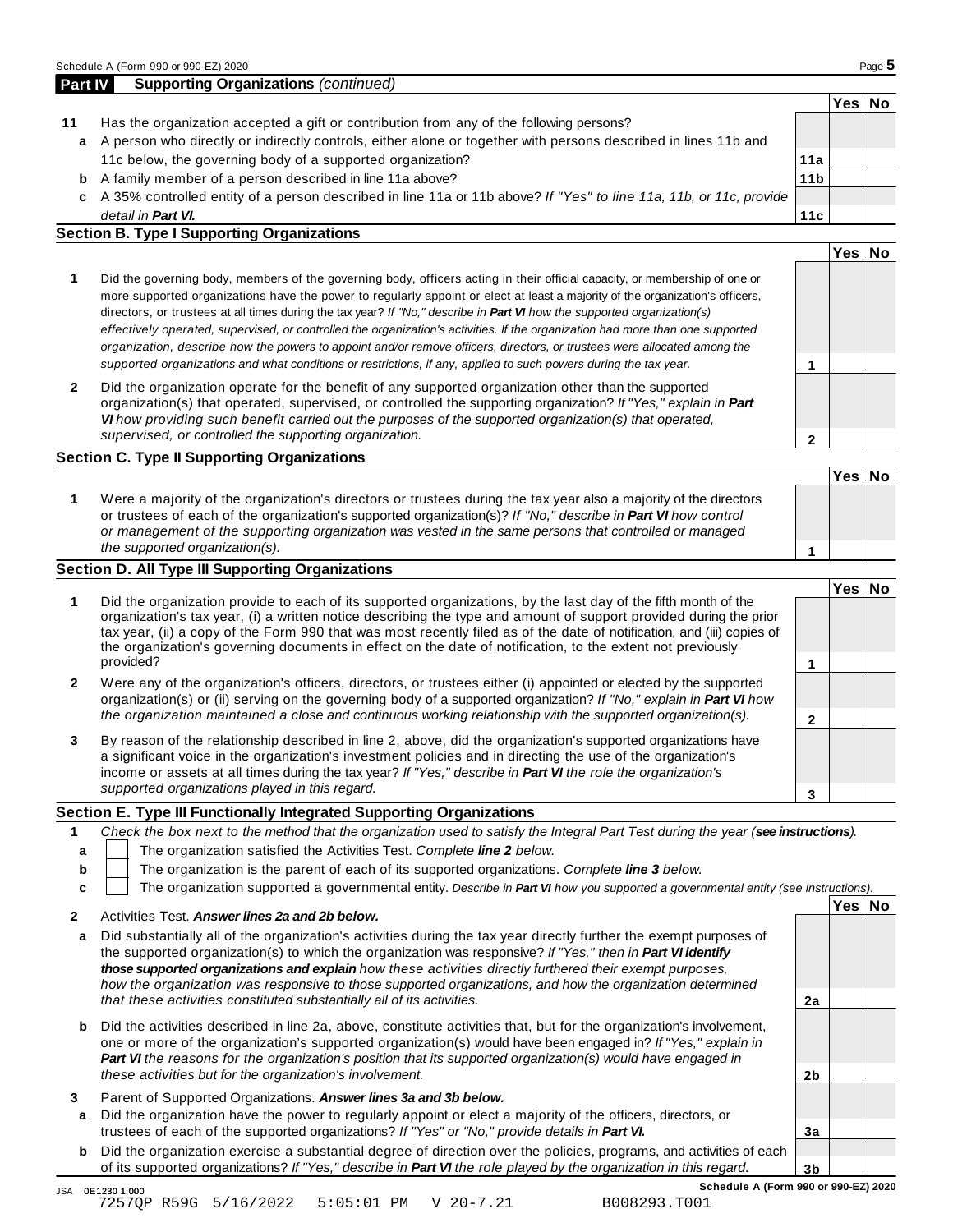## Part IV Supporting Organizations *(continued)*

| | | | Yes | No |
|---|---|---|---|---|
| **11** | Has the organization accepted a gift or contribution from any of the following persons? | | | |
| **a** | A person who directly or indirectly controls, either alone or together with persons described in lines 11b and 11c below, the governing body of a supported organization? | **11a** | | |
| **b** | A family member of a person described in line 11a above? | **11b** | | |
| **c** | A 35% controlled entity of a person described in line 11a or 11b above? *If "Yes" to line 11a, 11b, or 11c, provide detail in* ***Part VI.*** | **11c** | | |

### Section B. Type I Supporting Organizations

| | | | Yes | No |
|---|---|---|---|---|
| **1** | Did the governing body, members of the governing body, officers acting in their official capacity, or membership of one or more supported organizations have the power to regularly appoint or elect at least a majority of the organization's officers, directors, or trustees at all times during the tax year? *If "No," describe in* ***Part VI*** *how the supported organization(s) effectively operated, supervised, or controlled the organization's activities. If the organization had more than one supported organization, describe how the powers to appoint and/or remove officers, directors, or trustees were allocated among the supported organizations and what conditions or restrictions, if any, applied to such powers during the tax year.* | **1** | | |
| **2** | Did the organization operate for the benefit of any supported organization other than the supported organization(s) that operated, supervised, or controlled the supporting organization? *If "Yes," explain in* ***Part VI*** *how providing such benefit carried out the purposes of the supported organization(s) that operated, supervised, or controlled the supporting organization.* | **2** | | |

### Section C. Type II Supporting Organizations

| | | | Yes | No |
|---|---|---|---|---|
| **1** | Were a majority of the organization's directors or trustees during the tax year also a majority of the directors or trustees of each of the organization's supported organization(s)? *If "No," describe in* ***Part VI*** *how control or management of the supporting organization was vested in the same persons that controlled or managed the supported organization(s).* | **1** | | |

### Section D. All Type III Supporting Organizations

| | | | Yes | No |
|---|---|---|---|---|
| **1** | Did the organization provide to each of its supported organizations, by the last day of the fifth month of the organization's tax year, (i) a written notice describing the type and amount of support provided during the prior tax year, (ii) a copy of the Form 990 that was most recently filed as of the date of notification, and (iii) copies of the organization's governing documents in effect on the date of notification, to the extent not previously provided? | **1** | | |
| **2** | Were any of the organization's officers, directors, or trustees either (i) appointed or elected by the supported organization(s) or (ii) serving on the governing body of a supported organization? *If "No," explain in* ***Part VI*** *how the organization maintained a close and continuous working relationship with the supported organization(s).* | **2** | | |
| **3** | By reason of the relationship described in line 2, above, did the organization's supported organizations have a significant voice in the organization's investment policies and in directing the use of the organization's income or assets at all times during the tax year? *If "Yes," describe in* ***Part VI*** *the role the organization's supported organizations played in this regard.* | **3** | | |

### Section E. Type III Functionally Integrated Supporting Organizations

**1** *Check the box next to the method that the organization used to satisfy the Integral Part Test during the year (****see instructions****).*

- **a** ☐ The organization satisfied the Activities Test. *Complete* ***line 2*** *below.*
- **b** ☐ The organization is the parent of each of its supported organizations. *Complete* ***line 3*** *below.*
- **c** ☐ The organization supported a governmental entity. *Describe in* ***Part VI*** *how you supported a governmental entity (see instructions).*

| | | | Yes | No |
|---|---|---|---|---|
| **2** | Activities Test. ***Answer lines 2a and 2b below.*** | | | |
| **a** | Did substantially all of the organization's activities during the tax year directly further the exempt purposes of the supported organization(s) to which the organization was responsive? *If "Yes," then in* ***Part VI identify those supported organizations and explain*** *how these activities directly furthered their exempt purposes, how the organization was responsive to those supported organizations, and how the organization determined that these activities constituted substantially all of its activities.* | **2a** | | |
| **b** | Did the activities described in line 2a, above, constitute activities that, but for the organization's involvement, one or more of the organization's supported organization(s) would have been engaged in? *If "Yes," explain in* ***Part VI*** *the reasons for the organization's position that its supported organization(s) would have engaged in these activities but for the organization's involvement.* | **2b** | | |
| **3** | Parent of Supported Organizations. ***Answer lines 3a and 3b below.*** | | | |
| **a** | Did the organization have the power to regularly appoint or elect a majority of the officers, directors, or trustees of each of the supported organizations? *If "Yes" or "No," provide details in* ***Part VI.*** | **3a** | | |
| **b** | Did the organization exercise a substantial degree of direction over the policies, programs, and activities of each of its supported organizations? *If "Yes," describe in* ***Part VI*** *the role played by the organization in this regard.* | **3b** | | |

JSA 0E1230 1.000
7257QP R59G 5/16/2022 5:05:01 PM V 20-7.21 B008293.T001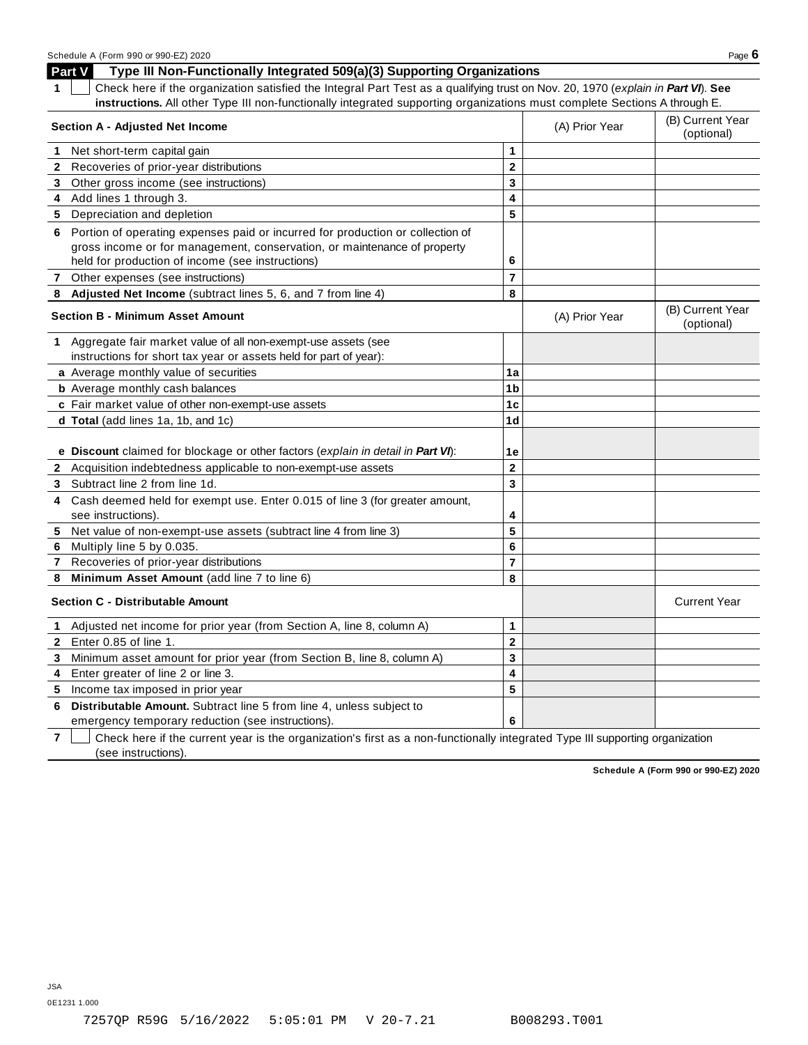## Part V Type III Non-Functionally Integrated 509(a)(3) Supporting Organizations

**1** ☐ Check here if the organization satisfied the Integral Part Test as a qualifying trust on Nov. 20, 1970 (*explain in **Part VI***). **See instructions.** All other Type III non-functionally integrated supporting organizations must complete Sections A through E.

| **Section A - Adjusted Net Income** | | (A) Prior Year | (B) Current Year (optional) |
|---|---|---|---|
| **1** Net short-term capital gain | 1 | | |
| **2** Recoveries of prior-year distributions | 2 | | |
| **3** Other gross income (see instructions) | 3 | | |
| **4** Add lines 1 through 3. | 4 | | |
| **5** Depreciation and depletion | 5 | | |
| **6** Portion of operating expenses paid or incurred for production or collection of gross income or for management, conservation, or maintenance of property held for production of income (see instructions) | 6 | | |
| **7** Other expenses (see instructions) | 7 | | |
| **8** **Adjusted Net Income** (subtract lines 5, 6, and 7 from line 4) | 8 | | |

| **Section B - Minimum Asset Amount** | | (A) Prior Year | (B) Current Year (optional) |
|---|---|---|---|
| **1** Aggregate fair market value of all non-exempt-use assets (see instructions for short tax year or assets held for part of year): | | | |
| **a** Average monthly value of securities | 1a | | |
| **b** Average monthly cash balances | 1b | | |
| **c** Fair market value of other non-exempt-use assets | 1c | | |
| **d** **Total** (add lines 1a, 1b, and 1c) | 1d | | |
| **e** **Discount** claimed for blockage or other factors (*explain in detail in **Part VI***): | 1e | | |
| **2** Acquisition indebtedness applicable to non-exempt-use assets | 2 | | |
| **3** Subtract line 2 from line 1d. | 3 | | |
| **4** Cash deemed held for exempt use. Enter 0.015 of line 3 (for greater amount, see instructions). | 4 | | |
| **5** Net value of non-exempt-use assets (subtract line 4 from line 3) | 5 | | |
| **6** Multiply line 5 by 0.035. | 6 | | |
| **7** Recoveries of prior-year distributions | 7 | | |
| **8** **Minimum Asset Amount** (add line 7 to line 6) | 8 | | |

| **Section C - Distributable Amount** | | | Current Year |
|---|---|---|---|
| **1** Adjusted net income for prior year (from Section A, line 8, column A) | 1 | | |
| **2** Enter 0.85 of line 1. | 2 | | |
| **3** Minimum asset amount for prior year (from Section B, line 8, column A) | 3 | | |
| **4** Enter greater of line 2 or line 3. | 4 | | |
| **5** Income tax imposed in prior year | 5 | | |
| **6** **Distributable Amount.** Subtract line 5 from line 4, unless subject to emergency temporary reduction (see instructions). | 6 | | |

**7** ☐ Check here if the current year is the organization's first as a non-functionally integrated Type III supporting organization (see instructions).

**Schedule A (Form 990 or 990-EZ) 2020**

JSA
0E1231 1.000

7257QP R59G 5/16/2022 5:05:01 PM V 20-7.21 B008293.T001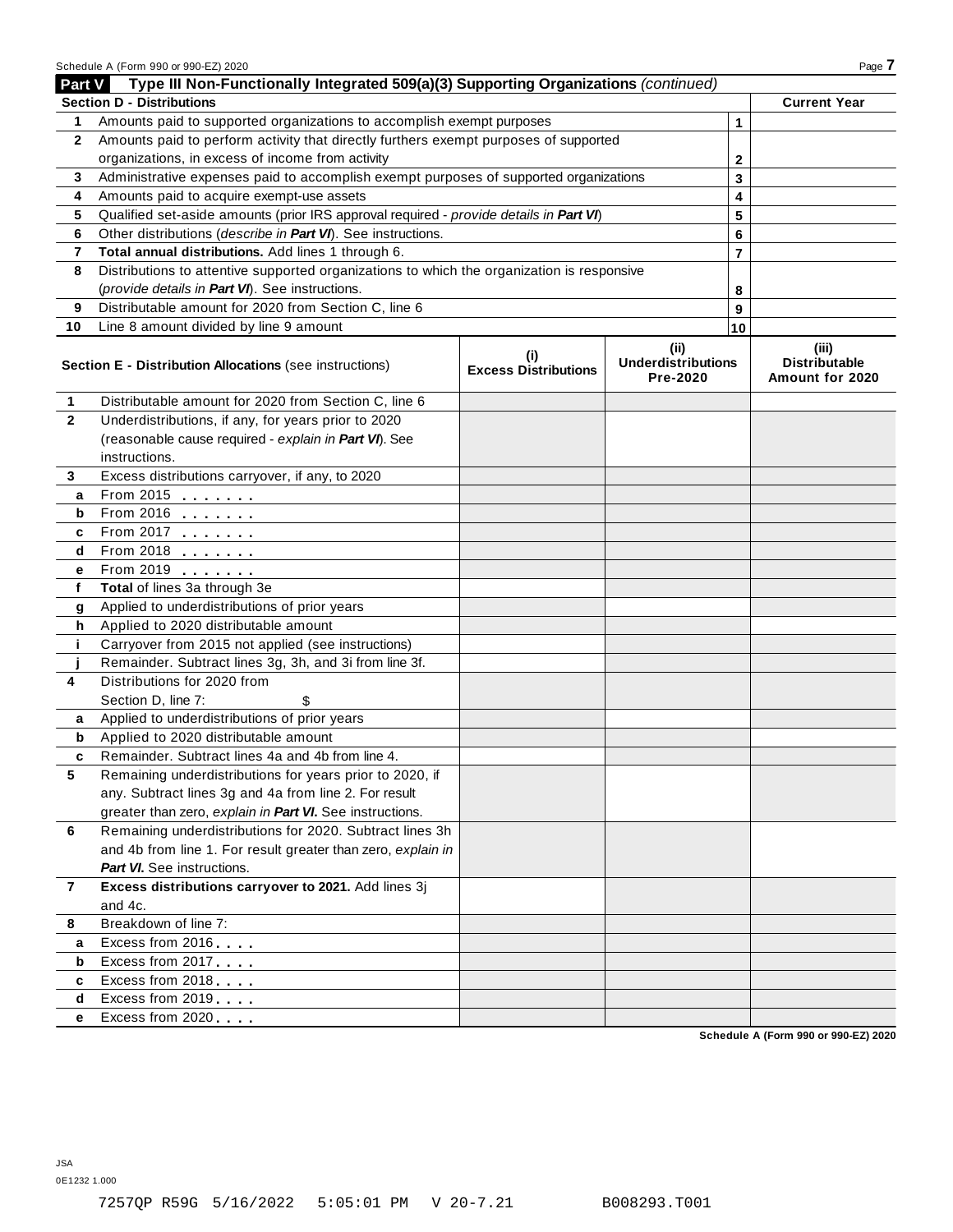## Part V Type III Non-Functionally Integrated 509(a)(3) Supporting Organizations *(continued)*

| Section D - Distributions | | | Current Year |
|---|---|---|---|
| 1 | Amounts paid to supported organizations to accomplish exempt purposes | 1 | |
| 2 | Amounts paid to perform activity that directly furthers exempt purposes of supported organizations, in excess of income from activity | 2 | |
| 3 | Administrative expenses paid to accomplish exempt purposes of supported organizations | 3 | |
| 4 | Amounts paid to acquire exempt-use assets | 4 | |
| 5 | Qualified set-aside amounts (prior IRS approval required - *provide details in **Part VI***) | 5 | |
| 6 | Other distributions (*describe in **Part VI***). See instructions. | 6 | |
| 7 | **Total annual distributions.** Add lines 1 through 6. | 7 | |
| 8 | Distributions to attentive supported organizations to which the organization is responsive (*provide details in **Part VI***). See instructions. | 8 | |
| 9 | Distributable amount for 2020 from Section C, line 6 | 9 | |
| 10 | Line 8 amount divided by line 9 amount | 10 | |

| | **Section E - Distribution Allocations** (see instructions) | (i) Excess Distributions | (ii) Underdistributions Pre-2020 | (iii) Distributable Amount for 2020 |
|---|---|---|---|---|
| 1 | Distributable amount for 2020 from Section C, line 6 | | | |
| 2 | Underdistributions, if any, for years prior to 2020 (reasonable cause required - *explain in **Part VI***). See instructions. | | | |
| 3 | Excess distributions carryover, if any, to 2020 | | | |
| a | From 2015 | | | |
| b | From 2016 | | | |
| c | From 2017 | | | |
| d | From 2018 | | | |
| e | From 2019 | | | |
| f | **Total** of lines 3a through 3e | | | |
| g | Applied to underdistributions of prior years | | | |
| h | Applied to 2020 distributable amount | | | |
| i | Carryover from 2015 not applied (see instructions) | | | |
| j | Remainder. Subtract lines 3g, 3h, and 3i from line 3f. | | | |
| 4 | Distributions for 2020 from Section D, line 7: $ | | | |
| a | Applied to underdistributions of prior years | | | |
| b | Applied to 2020 distributable amount | | | |
| c | Remainder. Subtract lines 4a and 4b from line 4. | | | |
| 5 | Remaining underdistributions for years prior to 2020, if any. Subtract lines 3g and 4a from line 2. For result greater than zero, *explain in **Part VI***. See instructions. | | | |
| 6 | Remaining underdistributions for 2020. Subtract lines 3h and 4b from line 1. For result greater than zero, *explain in **Part VI***. See instructions. | | | |
| 7 | **Excess distributions carryover to 2021.** Add lines 3j and 4c. | | | |
| 8 | Breakdown of line 7: | | | |
| a | Excess from 2016 | | | |
| b | Excess from 2017 | | | |
| c | Excess from 2018 | | | |
| d | Excess from 2019 | | | |
| e | Excess from 2020 | | | |

**Schedule A (Form 990 or 990-EZ) 2020**

JSA
0E1232 1.000

7257QP R59G 5/16/2022 5:05:01 PM V 20-7.21 B008293.T001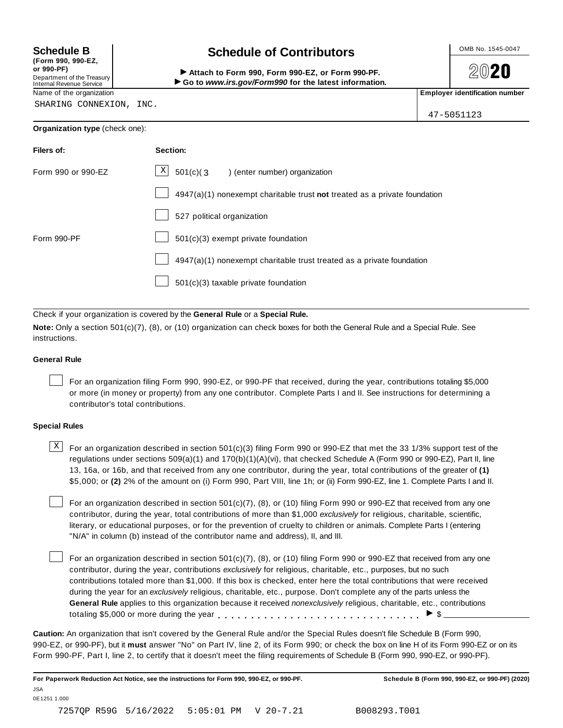**Schedule B**
**(Form 990, 990-EZ, or 990-PF)**
Department of the Treasury
Internal Revenue Service

# Schedule of Contributors

▶ **Attach to Form 990, Form 990-EZ, or Form 990-PF.**
▶ **Go to *www.irs.gov/Form990* for the latest information.**

OMB No. 1545-0047

**2020**

| Name of the organization | Employer identification number |
|---|---|
| SHARING CONNEXION, INC. | 47-5051123 |

**Organization type** (check one):

| Filers of: | Section: |
|---|---|
| Form 990 or 990-EZ | [X] 501(c)( 3 ) (enter number) organization |
| | [ ] 4947(a)(1) nonexempt charitable trust **not** treated as a private foundation |
| | [ ] 527 political organization |
| Form 990-PF | [ ] 501(c)(3) exempt private foundation |
| | [ ] 4947(a)(1) nonexempt charitable trust treated as a private foundation |
| | [ ] 501(c)(3) taxable private foundation |

Check if your organization is covered by the **General Rule** or a **Special Rule.**

**Note:** Only a section 501(c)(7), (8), or (10) organization can check boxes for both the General Rule and a Special Rule. See instructions.

### General Rule

[ ] For an organization filing Form 990, 990-EZ, or 990-PF that received, during the year, contributions totaling $5,000 or more (in money or property) from any one contributor. Complete Parts I and II. See instructions for determining a contributor's total contributions.

### Special Rules

[X] For an organization described in section 501(c)(3) filing Form 990 or 990-EZ that met the 33 1/3% support test of the regulations under sections 509(a)(1) and 170(b)(1)(A)(vi), that checked Schedule A (Form 990 or 990-EZ), Part II, line 13, 16a, or 16b, and that received from any one contributor, during the year, total contributions of the greater of **(1)** $5,000; or **(2)** 2% of the amount on (i) Form 990, Part VIII, line 1h; or (ii) Form 990-EZ, line 1. Complete Parts I and II.

[ ] For an organization described in section 501(c)(7), (8), or (10) filing Form 990 or 990-EZ that received from any one contributor, during the year, total contributions of more than $1,000 *exclusively* for religious, charitable, scientific, literary, or educational purposes, or for the prevention of cruelty to children or animals. Complete Parts I (entering "N/A" in column (b) instead of the contributor name and address), II, and III.

[ ] For an organization described in section 501(c)(7), (8), or (10) filing Form 990 or 990-EZ that received from any one contributor, during the year, contributions *exclusively* for religious, charitable, etc., purposes, but no such contributions totaled more than $1,000. If this box is checked, enter here the total contributions that were received during the year for an *exclusively* religious, charitable, etc., purpose. Don't complete any of the parts unless the **General Rule** applies to this organization because it received *nonexclusively* religious, charitable, etc., contributions totaling $5,000 or more during the year . . . . . . . . . . . . . . . . . . . . . . . . . . . . . ▶ $ \_\_\_\_\_\_\_\_\_\_

**Caution:** An organization that isn't covered by the General Rule and/or the Special Rules doesn't file Schedule B (Form 990, 990-EZ, or 990-PF), but it **must** answer "No" on Part IV, line 2, of its Form 990; or check the box on line H of its Form 990-EZ or on its Form 990-PF, Part I, line 2, to certify that it doesn't meet the filing requirements of Schedule B (Form 990, 990-EZ, or 990-PF).

**For Paperwork Reduction Act Notice, see the instructions for Form 990, 990-EZ, or 990-PF.** **Schedule B (Form 990, 990-EZ, or 990-PF) (2020)**

JSA
0E1251 1.000

7257QP R59G 5/16/2022 5:05:01 PM V 20-7.21 B008293.T001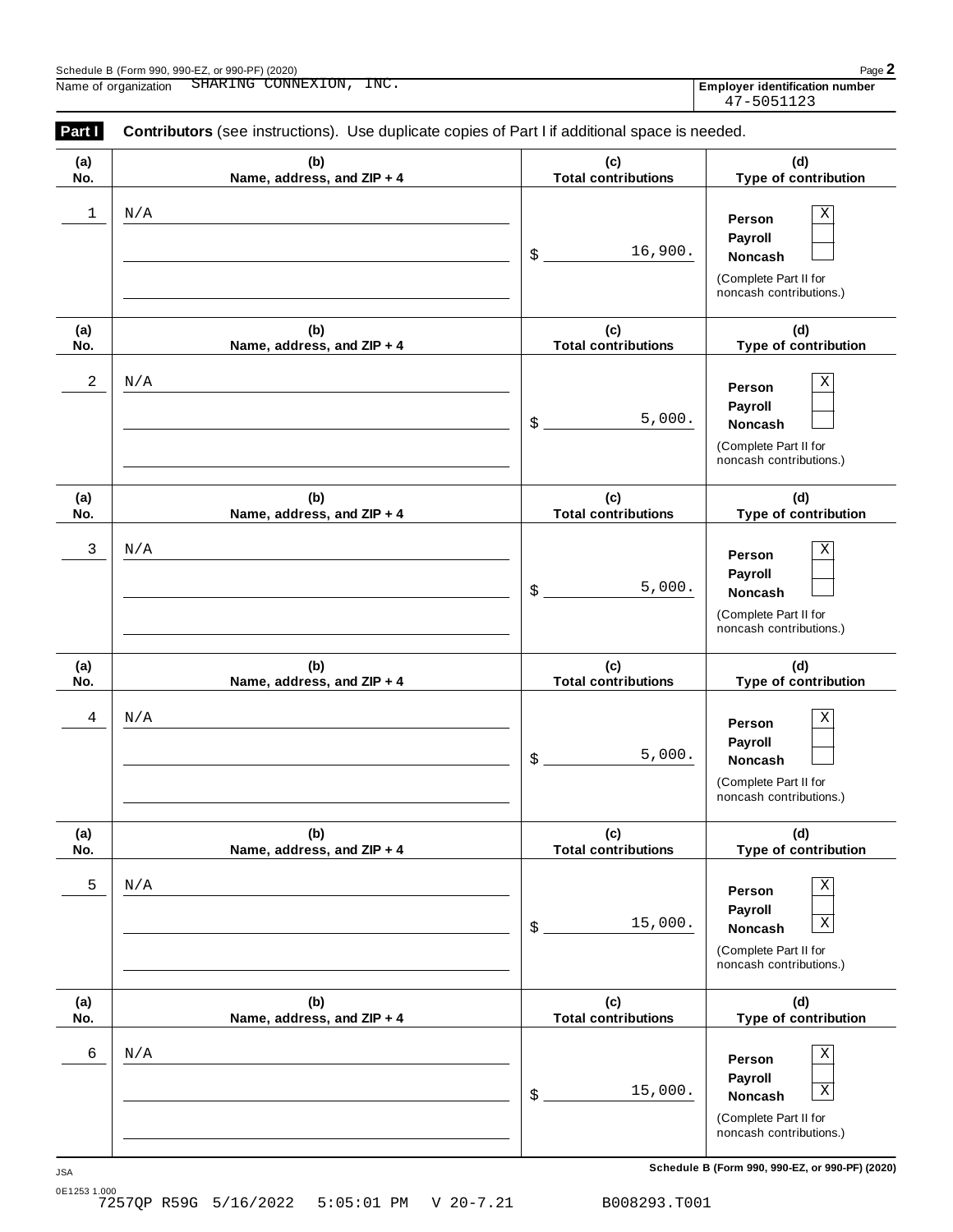Name of organization SHARING CONNEXION, INC.

**Employer identification number** 47-5051123

**Part I** **Contributors** (see instructions). Use duplicate copies of Part I if additional space is needed.

| (a) No. | (b) Name, address, and ZIP + 4 | (c) Total contributions | (d) Type of contribution |
|---|---|---|---|
| 1 | N/A | $ 16,900. | Person X<br>Payroll<br>Noncash<br>(Complete Part II for noncash contributions.) |
| 2 | N/A | $ 5,000. | Person X<br>Payroll<br>Noncash<br>(Complete Part II for noncash contributions.) |
| 3 | N/A | $ 5,000. | Person X<br>Payroll<br>Noncash<br>(Complete Part II for noncash contributions.) |
| 4 | N/A | $ 5,000. | Person X<br>Payroll<br>Noncash<br>(Complete Part II for noncash contributions.) |
| 5 | N/A | $ 15,000. | Person X<br>Payroll<br>Noncash X<br>(Complete Part II for noncash contributions.) |
| 6 | N/A | $ 15,000. | Person X<br>Payroll<br>Noncash X<br>(Complete Part II for noncash contributions.) |

**Schedule B (Form 990, 990-EZ, or 990-PF) (2020)**

JSA
0E1253 1.000
7257QP R59G 5/16/2022 5:05:01 PM V 20-7.21 B008293.T001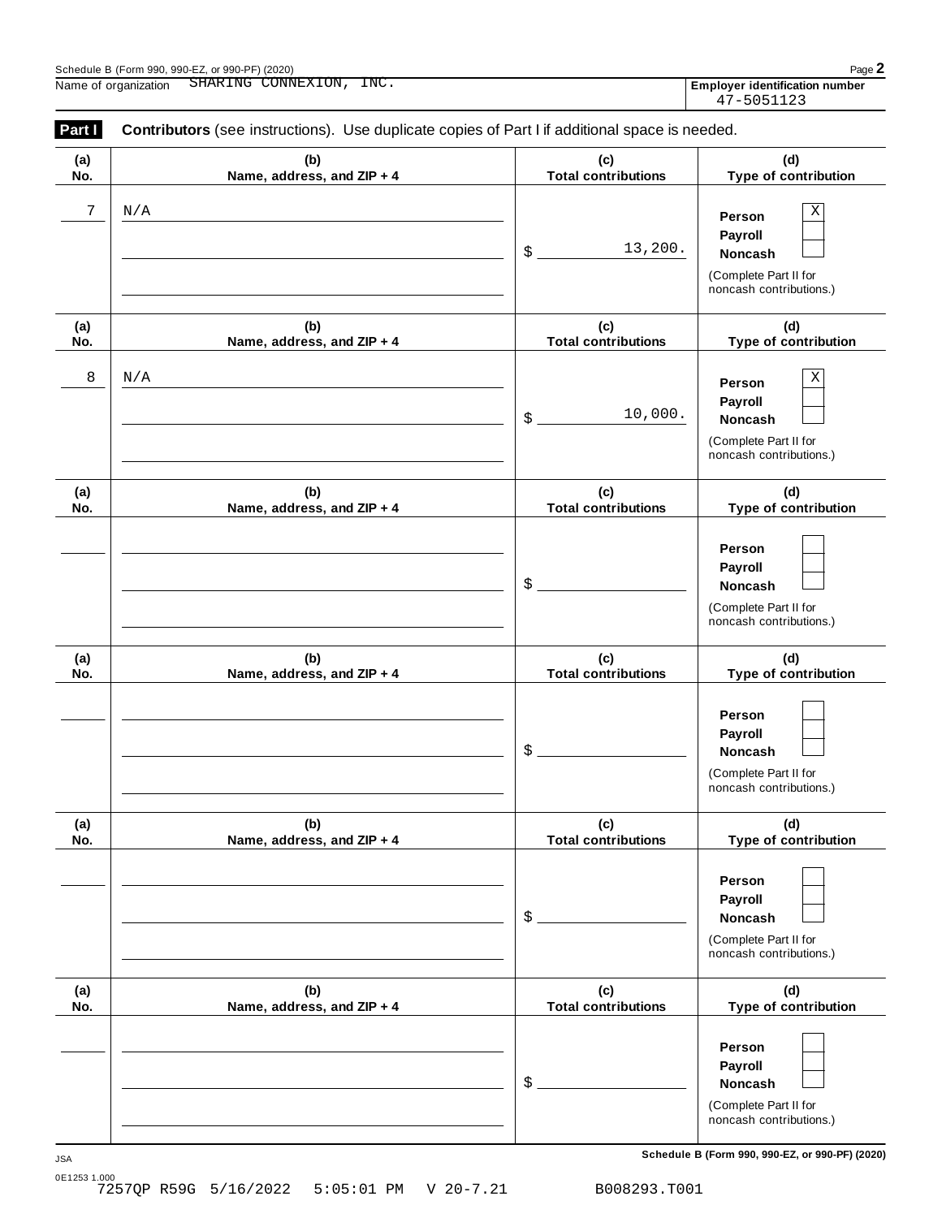Schedule B (Form 990, 990-EZ, or 990-PF) (2020)

Name of organization SHARING CONNEXION, INC.

**Employer identification number** 47-5051123

**Part I** **Contributors** (see instructions). Use duplicate copies of Part I if additional space is needed.

| (a) No. | (b) Name, address, and ZIP + 4 | (c) Total contributions | (d) Type of contribution |
|---|---|---|---|
| 7 | N/A | $ 13,200. | Person [X] Payroll [ ] Noncash [ ] (Complete Part II for noncash contributions.) |
| 8 | N/A | $ 10,000. | Person [X] Payroll [ ] Noncash [ ] (Complete Part II for noncash contributions.) |
| | | $ | Person [ ] Payroll [ ] Noncash [ ] (Complete Part II for noncash contributions.) |
| | | $ | Person [ ] Payroll [ ] Noncash [ ] (Complete Part II for noncash contributions.) |
| | | $ | Person [ ] Payroll [ ] Noncash [ ] (Complete Part II for noncash contributions.) |
| | | $ | Person [ ] Payroll [ ] Noncash [ ] (Complete Part II for noncash contributions.) |

JSA

0E1253 1.000

7257QP R59G 5/16/2022 5:05:01 PM V 20-7.21 B008293.T001

**Schedule B (Form 990, 990-EZ, or 990-PF) (2020)**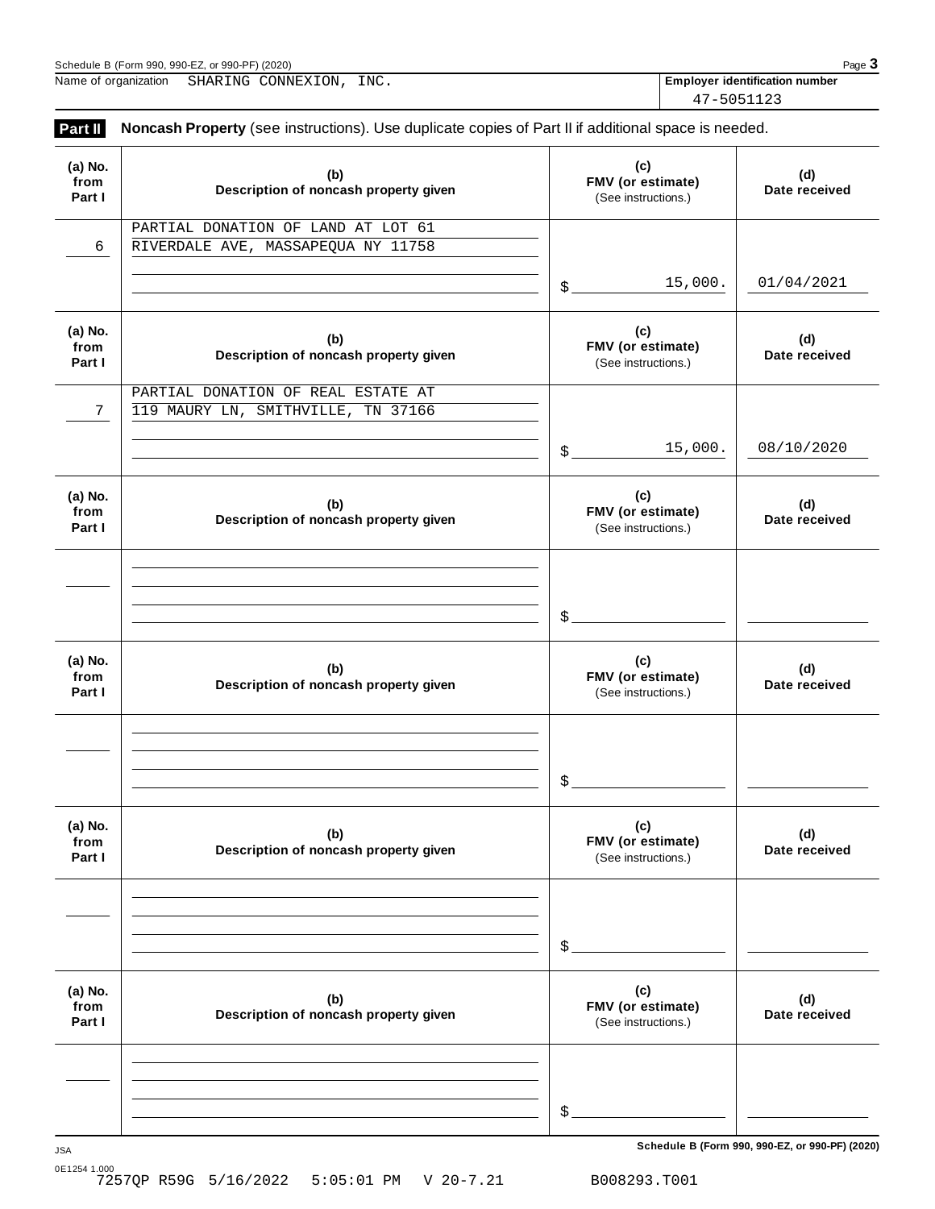Name of organization SHARING CONNEXION, INC.

**Employer identification number** 47-5051123

## Part II Noncash Property (see instructions). Use duplicate copies of Part II if additional space is needed.

| (a) No. from Part I | (b) Description of noncash property given | (c) FMV (or estimate) (See instructions.) | (d) Date received |
|---|---|---|---|
| 6 | PARTIAL DONATION OF LAND AT LOT 61 RIVERDALE AVE, MASSAPEQUA NY 11758 | $ 15,000. | 01/04/2021 |
| 7 | PARTIAL DONATION OF REAL ESTATE AT 119 MAURY LN, SMITHVILLE, TN 37166 | $ 15,000. | 08/10/2020 |
| | | $ | |
| | | $ | |
| | | $ | |
| | | $ | |

Schedule B (Form 990, 990-EZ, or 990-PF) (2020)

JSA
0E1254 1.000
7257QP R59G 5/16/2022 5:05:01 PM V 20-7.21 B008293.T001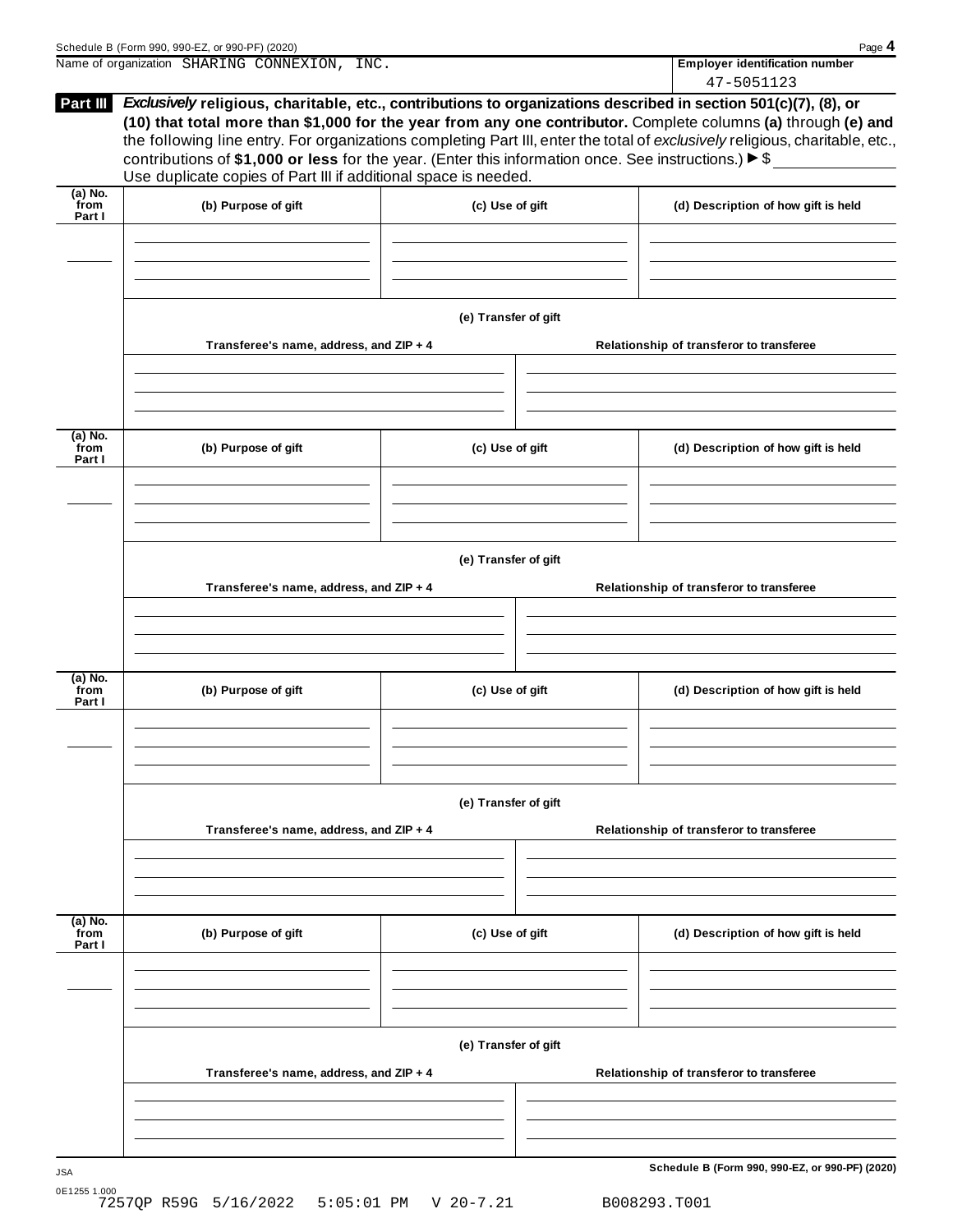Name of organization SHARING CONNEXION, INC.

**Employer identification number** 47-5051123

**Part III** ***Exclusively*** **religious, charitable, etc., contributions to organizations described in section 501(c)(7), (8), or (10) that total more than $1,000 for the year from any one contributor.** Complete columns **(a)** through **(e)** and the following line entry. For organizations completing Part III, enter the total of *exclusively* religious, charitable, etc., contributions of **$1,000 or less** for the year. (Enter this information once. See instructions.) ▶ $ ____________

Use duplicate copies of Part III if additional space is needed.

| (a) No. from Part I | (b) Purpose of gift | (c) Use of gift | (d) Description of how gift is held |
|---|---|---|---|
| | | | |

**(e) Transfer of gift**

| Transferee's name, address, and ZIP + 4 | Relationship of transferor to transferee |
|---|---|
| | |

| (a) No. from Part I | (b) Purpose of gift | (c) Use of gift | (d) Description of how gift is held |
|---|---|---|---|
| | | | |

**(e) Transfer of gift**

| Transferee's name, address, and ZIP + 4 | Relationship of transferor to transferee |
|---|---|
| | |

| (a) No. from Part I | (b) Purpose of gift | (c) Use of gift | (d) Description of how gift is held |
|---|---|---|---|
| | | | |

**(e) Transfer of gift**

| Transferee's name, address, and ZIP + 4 | Relationship of transferor to transferee |
|---|---|
| | |

| (a) No. from Part I | (b) Purpose of gift | (c) Use of gift | (d) Description of how gift is held |
|---|---|---|---|
| | | | |

**(e) Transfer of gift**

| Transferee's name, address, and ZIP + 4 | Relationship of transferor to transferee |
|---|---|
| | |

**Schedule B (Form 990, 990-EZ, or 990-PF) (2020)**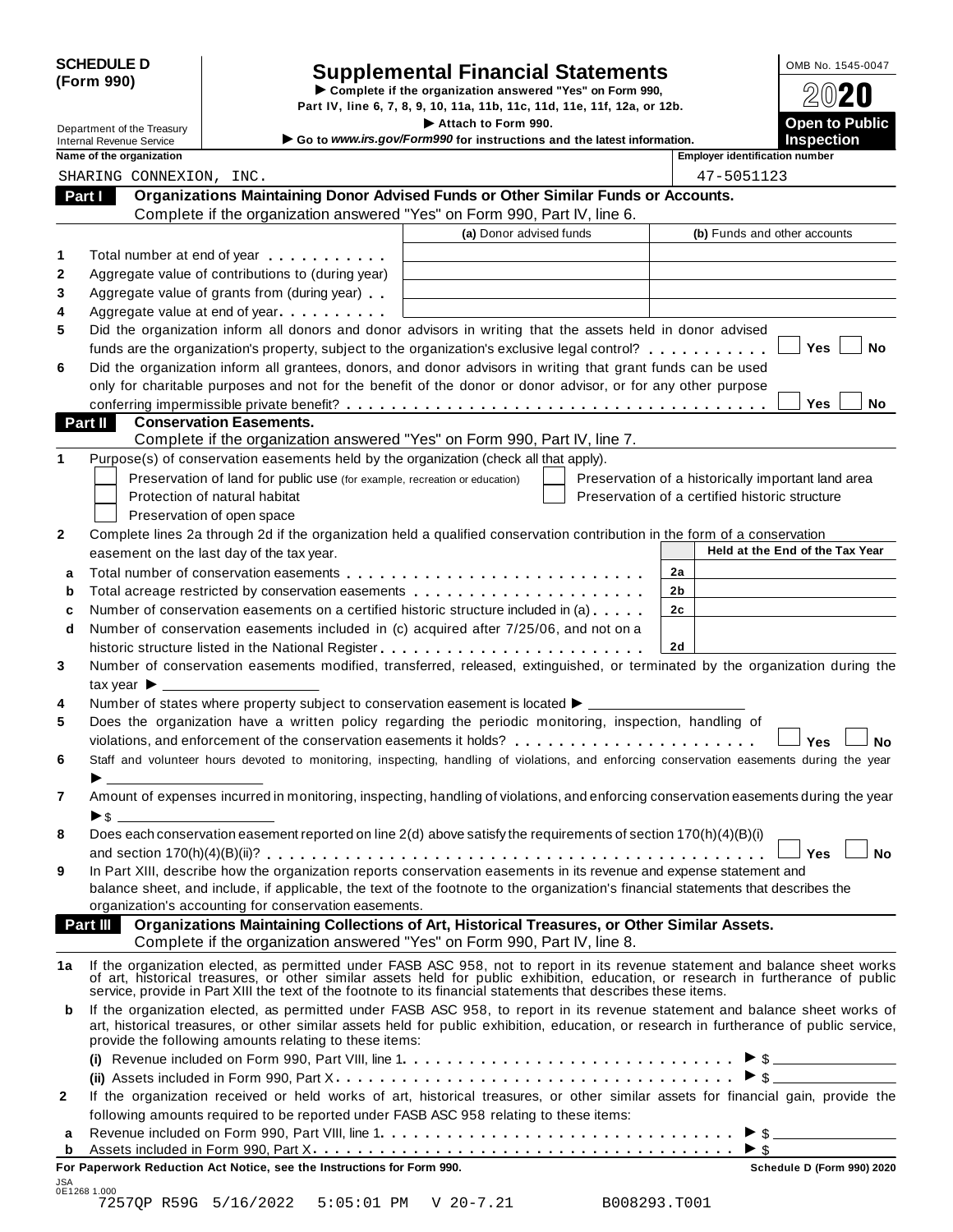**SCHEDULE D (Form 990)**

Department of the Treasury
Internal Revenue Service

# Supplemental Financial Statements

▶ Complete if the organization answered "Yes" on Form 990, Part IV, line 6, 7, 8, 9, 10, 11a, 11b, 11c, 11d, 11e, 11f, 12a, or 12b.

▶ Attach to Form 990.

▶ Go to *www.irs.gov/Form990* for instructions and the latest information.

OMB No. 1545-0047

**2020**

**Open to Public Inspection**

**Name of the organization:** SHARING CONNEXION, INC.

**Employer identification number:** 47-5051123

## Part I — Organizations Maintaining Donor Advised Funds or Other Similar Funds or Accounts.

Complete if the organization answered "Yes" on Form 990, Part IV, line 6.

| | | (a) Donor advised funds | (b) Funds and other accounts |
|---|---|---|---|
| 1 | Total number at end of year | | |
| 2 | Aggregate value of contributions to (during year) | | |
| 3 | Aggregate value of grants from (during year) | | |
| 4 | Aggregate value at end of year | | |

5 Did the organization inform all donors and donor advisors in writing that the assets held in donor advised funds are the organization's property, subject to the organization's exclusive legal control? ☐ Yes ☐ No

6 Did the organization inform all grantees, donors, and donor advisors in writing that grant funds can be used only for charitable purposes and not for the benefit of the donor or donor advisor, or for any other purpose conferring impermissible private benefit? ☐ Yes ☐ No

## Part II — Conservation Easements.

Complete if the organization answered "Yes" on Form 990, Part IV, line 7.

1 Purpose(s) of conservation easements held by the organization (check all that apply).

- ☐ Preservation of land for public use (for example, recreation or education)
- ☐ Protection of natural habitat
- ☐ Preservation of open space
- ☐ Preservation of a historically important land area
- ☐ Preservation of a certified historic structure

2 Complete lines 2a through 2d if the organization held a qualified conservation contribution in the form of a conservation easement on the last day of the tax year.

| | | | Held at the End of the Tax Year |
|---|---|---|---|
| a | Total number of conservation easements | 2a | |
| b | Total acreage restricted by conservation easements | 2b | |
| c | Number of conservation easements on a certified historic structure included in (a) | 2c | |
| d | Number of conservation easements included in (c) acquired after 7/25/06, and not on a historic structure listed in the National Register | 2d | |

3 Number of conservation easements modified, transferred, released, extinguished, or terminated by the organization during the tax year ▶

4 Number of states where property subject to conservation easement is located ▶

5 Does the organization have a written policy regarding the periodic monitoring, inspection, handling of violations, and enforcement of the conservation easements it holds? ☐ Yes ☐ No

6 Staff and volunteer hours devoted to monitoring, inspecting, handling of violations, and enforcing conservation easements during the year ▶

7 Amount of expenses incurred in monitoring, inspecting, handling of violations, and enforcing conservation easements during the year ▶ $

8 Does each conservation easement reported on line 2(d) above satisfy the requirements of section 170(h)(4)(B)(i) and section 170(h)(4)(B)(ii)? ☐ Yes ☐ No

9 In Part XIII, describe how the organization reports conservation easements in its revenue and expense statement and balance sheet, and include, if applicable, the text of the footnote to the organization's financial statements that describes the organization's accounting for conservation easements.

## Part III — Organizations Maintaining Collections of Art, Historical Treasures, or Other Similar Assets.

Complete if the organization answered "Yes" on Form 990, Part IV, line 8.

1a If the organization elected, as permitted under FASB ASC 958, not to report in its revenue statement and balance sheet works of art, historical treasures, or other similar assets held for public exhibition, education, or research in furtherance of public service, provide in Part XIII the text of the footnote to its financial statements that describes these items.

b If the organization elected, as permitted under FASB ASC 958, to report in its revenue statement and balance sheet works of art, historical treasures, or other similar assets held for public exhibition, education, or research in furtherance of public service, provide the following amounts relating to these items:

(i) Revenue included on Form 990, Part VIII, line 1 ▶ $

(ii) Assets included in Form 990, Part X ▶ $

2 If the organization received or held works of art, historical treasures, or other similar assets for financial gain, provide the following amounts required to be reported under FASB ASC 958 relating to these items:

a Revenue included on Form 990, Part VIII, line 1 ▶ $

b Assets included in Form 990, Part X ▶ $

**For Paperwork Reduction Act Notice, see the Instructions for Form 990.** **Schedule D (Form 990) 2020**

JSA
0E1268 1.000
7257QP R59G 5/16/2022 5:05:01 PM V 20-7.21 B008293.T001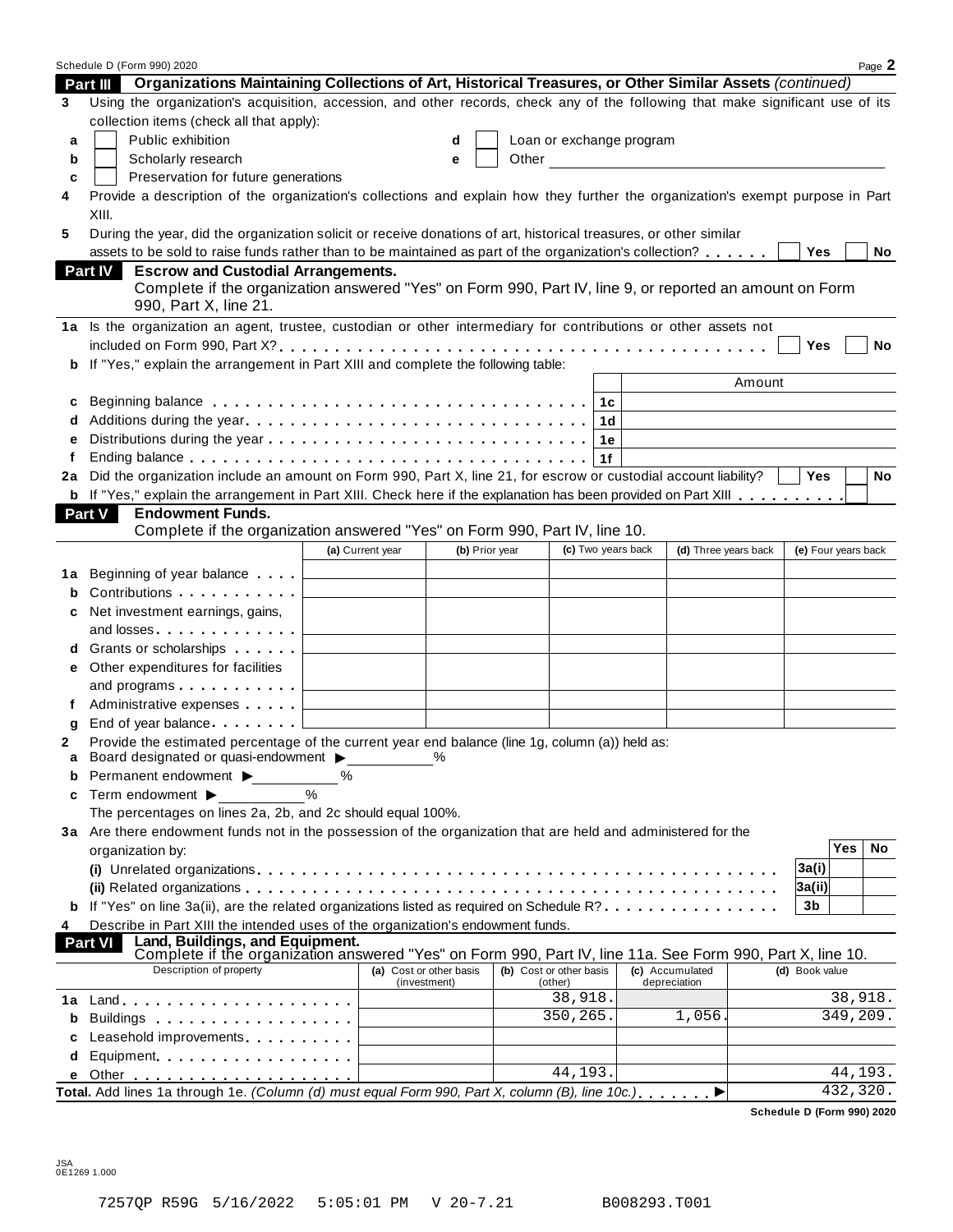## Part III Organizations Maintaining Collections of Art, Historical Treasures, or Other Similar Assets *(continued)*

**3** Using the organization's acquisition, accession, and other records, check any of the following that make significant use of its collection items (check all that apply):

- **a** ☐ Public exhibition
- **b** ☐ Scholarly research
- **c** ☐ Preservation for future generations
- **d** ☐ Loan or exchange program
- **e** ☐ Other

**4** Provide a description of the organization's collections and explain how they further the organization's exempt purpose in Part XIII.

**5** During the year, did the organization solicit or receive donations of art, historical treasures, or other similar assets to be sold to raise funds rather than to be maintained as part of the organization's collection? ☐ Yes ☐ No

## Part IV Escrow and Custodial Arrangements.

Complete if the organization answered "Yes" on Form 990, Part IV, line 9, or reported an amount on Form 990, Part X, line 21.

**1a** Is the organization an agent, trustee, custodian or other intermediary for contributions or other assets not included on Form 990, Part X? ☐ Yes ☐ No

**b** If "Yes," explain the arrangement in Part XIII and complete the following table:

| | | | Amount |
|---|---|---|---|
| **c** | Beginning balance | 1c | |
| **d** | Additions during the year | 1d | |
| **e** | Distributions during the year | 1e | |
| **f** | Ending balance | 1f | |

**2a** Did the organization include an amount on Form 990, Part X, line 21, for escrow or custodial account liability? ☐ Yes ☐ No

**b** If "Yes," explain the arrangement in Part XIII. Check here if the explanation has been provided on Part XIII ☐

## Part V Endowment Funds.

Complete if the organization answered "Yes" on Form 990, Part IV, line 10.

| | | (a) Current year | (b) Prior year | (c) Two years back | (d) Three years back | (e) Four years back |
|---|---|---|---|---|---|---|
| **1a** | Beginning of year balance | | | | | |
| **b** | Contributions | | | | | |
| **c** | Net investment earnings, gains, and losses | | | | | |
| **d** | Grants or scholarships | | | | | |
| **e** | Other expenditures for facilities and programs | | | | | |
| **f** | Administrative expenses | | | | | |
| **g** | End of year balance | | | | | |

**2** Provide the estimated percentage of the current year end balance (line 1g, column (a)) held as:

- **a** Board designated or quasi-endowment ▶ ______ %
- **b** Permanent endowment ▶ ______ %
- **c** Term endowment ▶ ______ %

The percentages on lines 2a, 2b, and 2c should equal 100%.

**3a** Are there endowment funds not in the possession of the organization that are held and administered for the organization by:

| | | | Yes | No |
|---|---|---|---|---|
| | (i) Unrelated organizations | 3a(i) | | |
| | (ii) Related organizations | 3a(ii) | | |
| **b** | If "Yes" on line 3a(ii), are the related organizations listed as required on Schedule R? | 3b | | |

**4** Describe in Part XIII the intended uses of the organization's endowment funds.

## Part VI Land, Buildings, and Equipment.

Complete if the organization answered "Yes" on Form 990, Part IV, line 11a. See Form 990, Part X, line 10.

| | Description of property | (a) Cost or other basis (investment) | (b) Cost or other basis (other) | (c) Accumulated depreciation | (d) Book value |
|---|---|---|---|---|---|
| **1a** | Land | | 38,918. | | 38,918. |
| **b** | Buildings | | 350,265. | 1,056. | 349,209. |
| **c** | Leasehold improvements | | | | |
| **d** | Equipment | | | | |
| **e** | Other | | 44,193. | | 44,193. |
| | **Total.** Add lines 1a through 1e. *(Column (d) must equal Form 990, Part X, column (B), line 10c.)* ▶ | | | | 432,320. |

**Schedule D (Form 990) 2020**

JSA
0E1269 1.000

7257QP R59G 5/16/2022 5:05:01 PM V 20-7.21 B008293.T001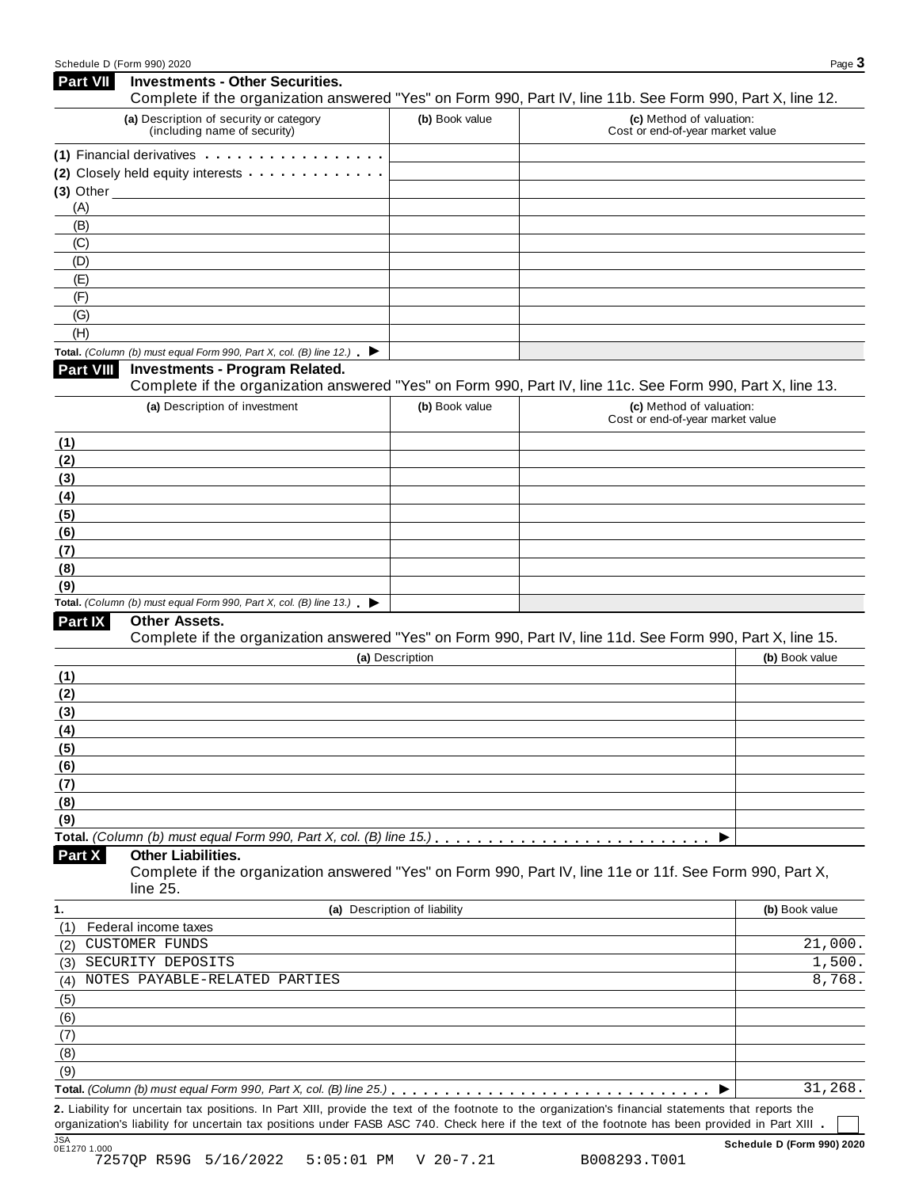## Part VII Investments - Other Securities.

Complete if the organization answered "Yes" on Form 990, Part IV, line 11b. See Form 990, Part X, line 12.

| (a) Description of security or category (including name of security) | (b) Book value | (c) Method of valuation: Cost or end-of-year market value |
|---|---|---|
| (1) Financial derivatives | | |
| (2) Closely held equity interests | | |
| (3) Other | | |
| (A) | | |
| (B) | | |
| (C) | | |
| (D) | | |
| (E) | | |
| (F) | | |
| (G) | | |
| (H) | | |
| **Total.** *(Column (b) must equal Form 990, Part X, col. (B) line 12.)* ▶ | | |

## Part VIII Investments - Program Related.

Complete if the organization answered "Yes" on Form 990, Part IV, line 11c. See Form 990, Part X, line 13.

| (a) Description of investment | (b) Book value | (c) Method of valuation: Cost or end-of-year market value |
|---|---|---|
| (1) | | |
| (2) | | |
| (3) | | |
| (4) | | |
| (5) | | |
| (6) | | |
| (7) | | |
| (8) | | |
| (9) | | |
| **Total.** *(Column (b) must equal Form 990, Part X, col. (B) line 13.)* ▶ | | |

## Part IX Other Assets.

Complete if the organization answered "Yes" on Form 990, Part IV, line 11d. See Form 990, Part X, line 15.

| (a) Description | (b) Book value |
|---|---|
| (1) | |
| (2) | |
| (3) | |
| (4) | |
| (5) | |
| (6) | |
| (7) | |
| (8) | |
| (9) | |
| **Total.** *(Column (b) must equal Form 990, Part X, col. (B) line 15.)* ▶ | |

## Part X Other Liabilities.

Complete if the organization answered "Yes" on Form 990, Part IV, line 11e or 11f. See Form 990, Part X, line 25.

| 1. (a) Description of liability | (b) Book value |
|---|---|
| (1) Federal income taxes | |
| (2) CUSTOMER FUNDS | 21,000. |
| (3) SECURITY DEPOSITS | 1,500. |
| (4) NOTES PAYABLE-RELATED PARTIES | 8,768. |
| (5) | |
| (6) | |
| (7) | |
| (8) | |
| (9) | |
| **Total.** *(Column (b) must equal Form 990, Part X, col. (B) line 25.)* ▶ | 31,268. |

**2.** Liability for uncertain tax positions. In Part XIII, provide the text of the footnote to the organization's financial statements that reports the organization's liability for uncertain tax positions under FASB ASC 740. Check here if the text of the footnote has been provided in Part XIII . ☐

JSA
0E1270 1.000

7257QP R59G 5/16/2022 5:05:01 PM V 20-7.21 B008293.T001

**Schedule D (Form 990) 2020**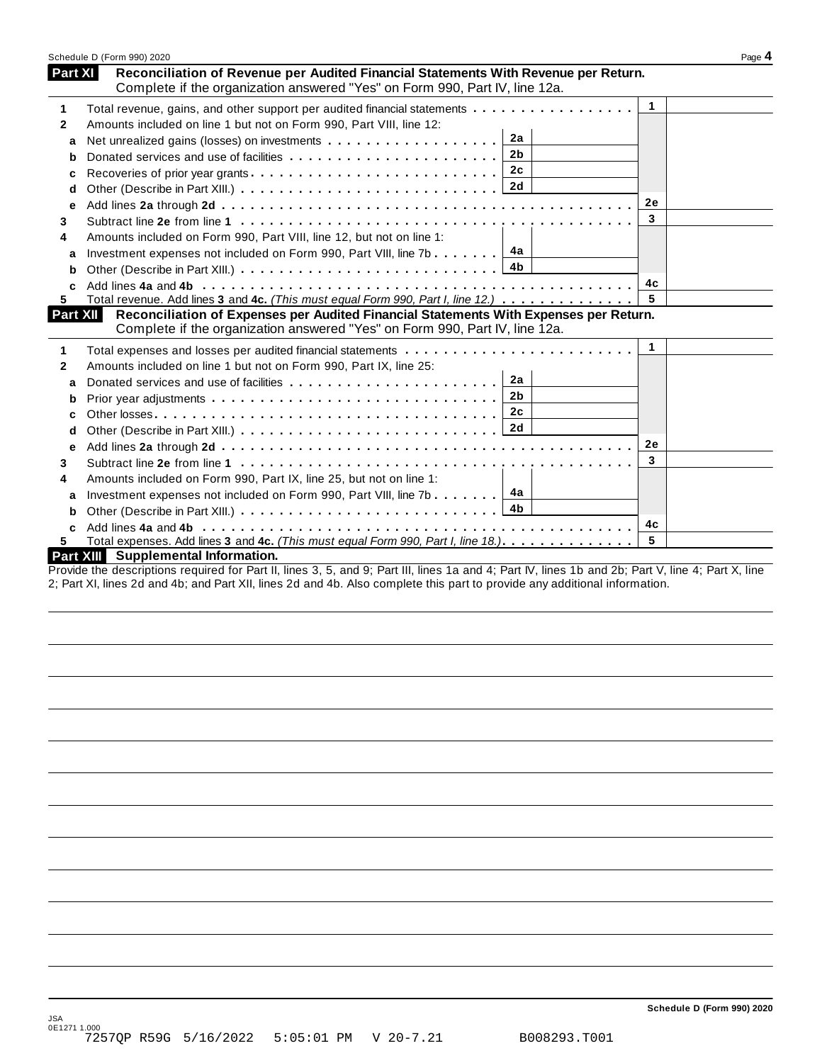## Part XI Reconciliation of Revenue per Audited Financial Statements With Revenue per Return.

Complete if the organization answered "Yes" on Form 990, Part IV, line 12a.

| | | | | | |
|---|---|---|---|---|---|
| **1** | Total revenue, gains, and other support per audited financial statements | | | **1** | |
| **2** | Amounts included on line 1 but not on Form 990, Part VIII, line 12: | | | | |
| **a** | Net unrealized gains (losses) on investments | **2a** | | | |
| **b** | Donated services and use of facilities | **2b** | | | |
| **c** | Recoveries of prior year grants | **2c** | | | |
| **d** | Other (Describe in Part XIII.) | **2d** | | | |
| **e** | Add lines **2a** through **2d** | | | **2e** | |
| **3** | Subtract line **2e** from line **1** | | | **3** | |
| **4** | Amounts included on Form 990, Part VIII, line 12, but not on line 1: | | | | |
| **a** | Investment expenses not included on Form 990, Part VIII, line 7b | **4a** | | | |
| **b** | Other (Describe in Part XIII.) | **4b** | | | |
| **c** | Add lines **4a** and **4b** | | | **4c** | |
| **5** | Total revenue. Add lines **3** and **4c.** *(This must equal Form 990, Part I, line 12.)* | | | **5** | |

## Part XII Reconciliation of Expenses per Audited Financial Statements With Expenses per Return.

Complete if the organization answered "Yes" on Form 990, Part IV, line 12a.

| | | | | | |
|---|---|---|---|---|---|
| **1** | Total expenses and losses per audited financial statements | | | **1** | |
| **2** | Amounts included on line 1 but not on Form 990, Part IX, line 25: | | | | |
| **a** | Donated services and use of facilities | **2a** | | | |
| **b** | Prior year adjustments | **2b** | | | |
| **c** | Other losses | **2c** | | | |
| **d** | Other (Describe in Part XIII.) | **2d** | | | |
| **e** | Add lines **2a** through **2d** | | | **2e** | |
| **3** | Subtract line **2e** from line **1** | | | **3** | |
| **4** | Amounts included on Form 990, Part IX, line 25, but not on line 1: | | | | |
| **a** | Investment expenses not included on Form 990, Part VIII, line 7b | **4a** | | | |
| **b** | Other (Describe in Part XIII.) | **4b** | | | |
| **c** | Add lines **4a** and **4b** | | | **4c** | |
| **5** | Total expenses. Add lines **3** and **4c.** *(This must equal Form 990, Part I, line 18.)* | | | **5** | |

## Part XIII Supplemental Information.

Provide the descriptions required for Part II, lines 3, 5, and 9; Part III, lines 1a and 4; Part IV, lines 1b and 2b; Part V, line 4; Part X, line 2; Part XI, lines 2d and 4b; and Part XII, lines 2d and 4b. Also complete this part to provide any additional information.

JSA
0E1271 1.000
7257QP R59G 5/16/2022 5:05:01 PM V 20-7.21 B008293.T001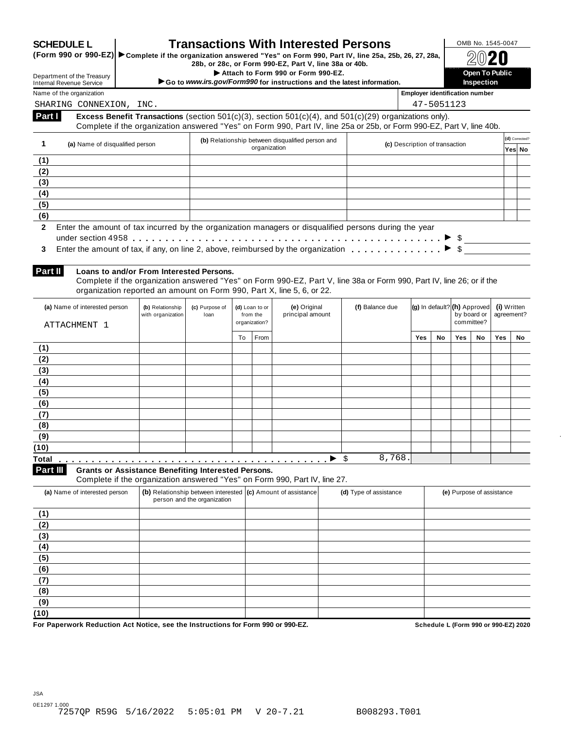**SCHEDULE L** (Form 990 or 990-EZ)

Department of the Treasury
Internal Revenue Service

# Transactions With Interested Persons

▶ Complete if the organization answered "Yes" on Form 990, Part IV, line 25a, 25b, 26, 27, 28a, 28b, or 28c, or Form 990-EZ, Part V, line 38a or 40b.

▶ Attach to Form 990 or Form 990-EZ.

▶ Go to *www.irs.gov/Form990* for instructions and the latest information.

OMB No. 1545-0047

**2020**

**Open To Public Inspection**

Name of the organization: SHARING CONNEXION, INC.

Employer identification number: 47-5051123

## Part I Excess Benefit Transactions (section 501(c)(3), section 501(c)(4), and 501(c)(29) organizations only).

Complete if the organization answered "Yes" on Form 990, Part IV, line 25a or 25b, or Form 990-EZ, Part V, line 40b.

| 1 | (a) Name of disqualified person | (b) Relationship between disqualified person and organization | (c) Description of transaction | (d) Corrected? Yes | No |
|---|---|---|---|---|---|
| (1) | | | | | |
| (2) | | | | | |
| (3) | | | | | |
| (4) | | | | | |
| (5) | | | | | |
| (6) | | | | | |

**2** Enter the amount of tax incurred by the organization managers or disqualified persons during the year under section 4958 . . . . . ▶ $

**3** Enter the amount of tax, if any, on line 2, above, reimbursed by the organization . . . . . ▶ $

## Part II Loans to and/or From Interested Persons.

Complete if the organization answered "Yes" on Form 990-EZ, Part V, line 38a or Form 990, Part IV, line 26; or if the organization reported an amount on Form 990, Part X, line 5, 6, or 22.

| | (a) Name of interested person | (b) Relationship with organization | (c) Purpose of loan | (d) Loan to or from the organization? To | From | (e) Original principal amount | (f) Balance due | (g) In default? Yes | No | (h) Approved by board or committee? Yes | No | (i) Written agreement? Yes | No |
|---|---|---|---|---|---|---|---|---|---|---|---|---|---|
| | ATTACHMENT 1 | | | | | | | | | | | | |
| (1) | | | | | | | | | | | | | |
| (2) | | | | | | | | | | | | | |
| (3) | | | | | | | | | | | | | |
| (4) | | | | | | | | | | | | | |
| (5) | | | | | | | | | | | | | |
| (6) | | | | | | | | | | | | | |
| (7) | | | | | | | | | | | | | |
| (8) | | | | | | | | | | | | | |
| (9) | | | | | | | | | | | | | |
| (10) | | | | | | | | | | | | | |
| Total | . . . . . . . . . . . ▶ $ | | | | | | 8,768. | | | | | | |

## Part III Grants or Assistance Benefiting Interested Persons.

Complete if the organization answered "Yes" on Form 990, Part IV, line 27.

| | (a) Name of interested person | (b) Relationship between interested person and the organization | (c) Amount of assistance | (d) Type of assistance | (e) Purpose of assistance |
|---|---|---|---|---|---|
| (1) | | | | | |
| (2) | | | | | |
| (3) | | | | | |
| (4) | | | | | |
| (5) | | | | | |
| (6) | | | | | |
| (7) | | | | | |
| (8) | | | | | |
| (9) | | | | | |
| (10) | | | | | |

**For Paperwork Reduction Act Notice, see the Instructions for Form 990 or 990-EZ.** **Schedule L (Form 990 or 990-EZ) 2020**

JSA
0E1297 1.000
7257QP R59G 5/16/2022 5:05:01 PM V 20-7.21 B008293.T001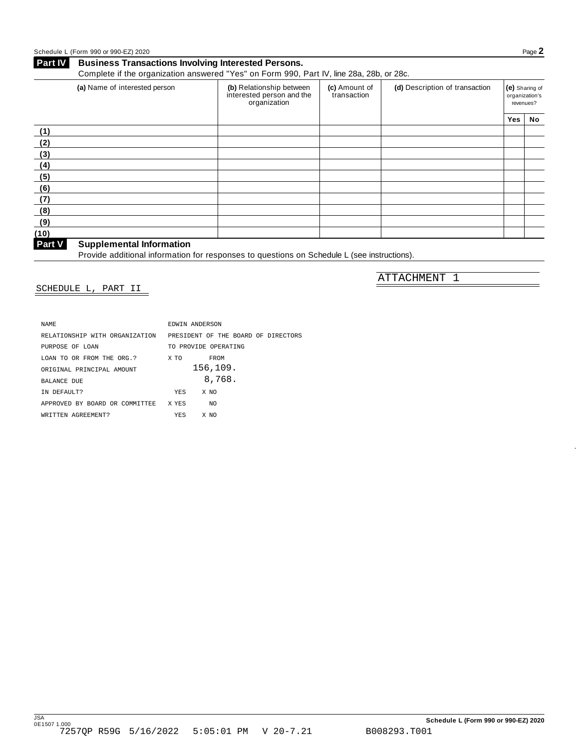## Part IV Business Transactions Involving Interested Persons.

Complete if the organization answered "Yes" on Form 990, Part IV, line 28a, 28b, or 28c.

| (a) Name of interested person | (b) Relationship between interested person and the organization | (c) Amount of transaction | (d) Description of transaction | (e) Sharing of organization's revenues? | |
|---|---|---|---|---|---|
| | | | | Yes | No |
| (1) | | | | | |
| (2) | | | | | |
| (3) | | | | | |
| (4) | | | | | |
| (5) | | | | | |
| (6) | | | | | |
| (7) | | | | | |
| (8) | | | | | |
| (9) | | | | | |
| (10) | | | | | |

## Part V Supplemental Information

Provide additional information for responses to questions on Schedule L (see instructions).

ATTACHMENT 1

SCHEDULE L, PART II

| | |
|---|---|
| NAME | EDWIN ANDERSON |
| RELATIONSHIP WITH ORGANIZATION | PRESIDENT OF THE BOARD OF DIRECTORS |
| PURPOSE OF LOAN | TO PROVIDE OPERATING |
| LOAN TO OR FROM THE ORG.? | X TO FROM |
| ORIGINAL PRINCIPAL AMOUNT | 156,109. |
| BALANCE DUE | 8,768. |
| IN DEFAULT? | YES X NO |
| APPROVED BY BOARD OR COMMITTEE | X YES NO |
| WRITTEN AGREEMENT? | YES X NO |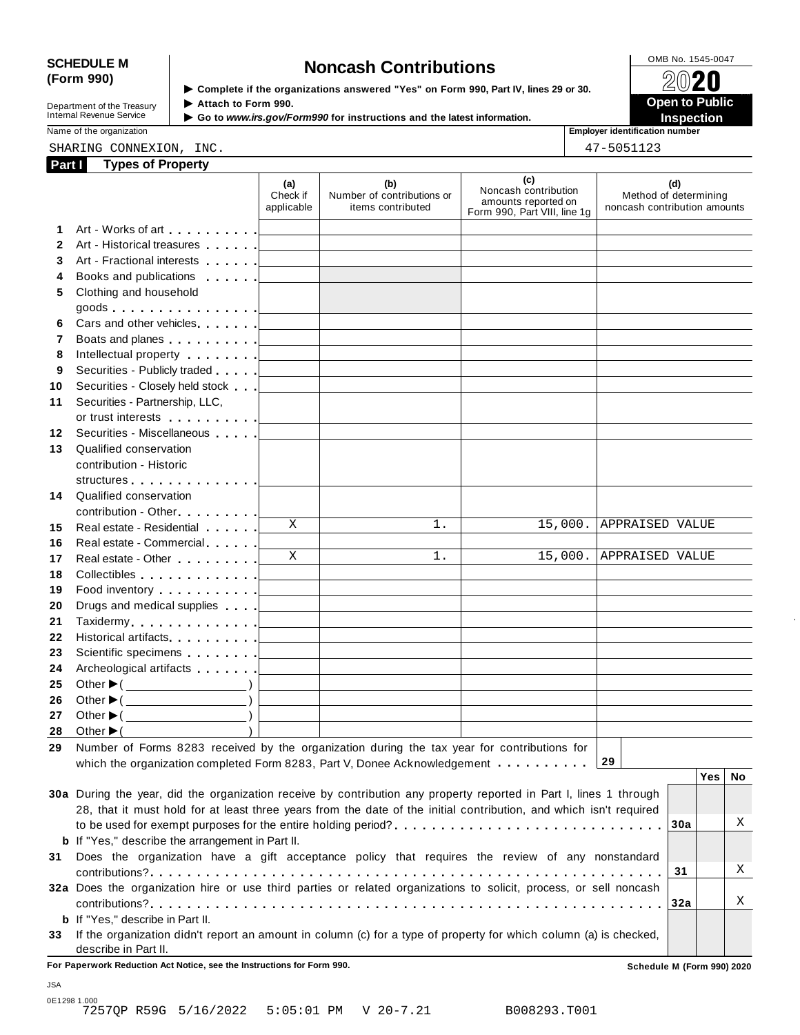**SCHEDULE M (Form 990)**

Department of the Treasury
Internal Revenue Service

# Noncash Contributions

▶ Complete if the organizations answered "Yes" on Form 990, Part IV, lines 29 or 30.
▶ Attach to Form 990.
▶ Go to *www.irs.gov/Form990* for instructions and the latest information.

OMB No. 1545-0047

2020

**Open to Public Inspection**

Name of the organization: SHARING CONNEXION, INC.

Employer identification number: 47-5051123

## Part I Types of Property

| | | (a) Check if applicable | (b) Number of contributions or items contributed | (c) Noncash contribution amounts reported on Form 990, Part VIII, line 1g | (d) Method of determining noncash contribution amounts |
|---|---|---|---|---|---|
| 1 | Art - Works of art | | | | |
| 2 | Art - Historical treasures | | | | |
| 3 | Art - Fractional interests | | | | |
| 4 | Books and publications | | | | |
| 5 | Clothing and household goods | | | | |
| 6 | Cars and other vehicles | | | | |
| 7 | Boats and planes | | | | |
| 8 | Intellectual property | | | | |
| 9 | Securities - Publicly traded | | | | |
| 10 | Securities - Closely held stock | | | | |
| 11 | Securities - Partnership, LLC, or trust interests | | | | |
| 12 | Securities - Miscellaneous | | | | |
| 13 | Qualified conservation contribution - Historic structures | | | | |
| 14 | Qualified conservation contribution - Other | | | | |
| 15 | Real estate - Residential | X | 1. | 15,000. | APPRAISED VALUE |
| 16 | Real estate - Commercial | | | | |
| 17 | Real estate - Other | X | 1. | 15,000. | APPRAISED VALUE |
| 18 | Collectibles | | | | |
| 19 | Food inventory | | | | |
| 20 | Drugs and medical supplies | | | | |
| 21 | Taxidermy | | | | |
| 22 | Historical artifacts | | | | |
| 23 | Scientific specimens | | | | |
| 24 | Archeological artifacts | | | | |
| 25 | Other ▶( ) | | | | |
| 26 | Other ▶( ) | | | | |
| 27 | Other ▶( ) | | | | |
| 28 | Other ▶( ) | | | | |

**29** Number of Forms 8283 received by the organization during the tax year for contributions for which the organization completed Form 8283, Part V, Donee Acknowledgement . . . . . . . . . . **29**

| | | | Yes | No |
|---|---|---|---|---|
| **30a** | During the year, did the organization receive by contribution any property reported in Part I, lines 1 through 28, that it must hold for at least three years from the date of the initial contribution, and which isn't required to be used for exempt purposes for the entire holding period? | 30a | | X |
| **b** | If "Yes," describe the arrangement in Part II. | | | |
| **31** | Does the organization have a gift acceptance policy that requires the review of any nonstandard contributions? | 31 | | X |
| **32a** | Does the organization hire or use third parties or related organizations to solicit, process, or sell noncash contributions? | 32a | | X |
| **b** | If "Yes," describe in Part II. | | | |
| **33** | If the organization didn't report an amount in column (c) for a type of property for which column (a) is checked, describe in Part II. | | | |

**For Paperwork Reduction Act Notice, see the Instructions for Form 990.** **Schedule M (Form 990) 2020**

JSA
0E1298 1.000
7257QP R59G 5/16/2022 5:05:01 PM V 20-7.21 B008293.T001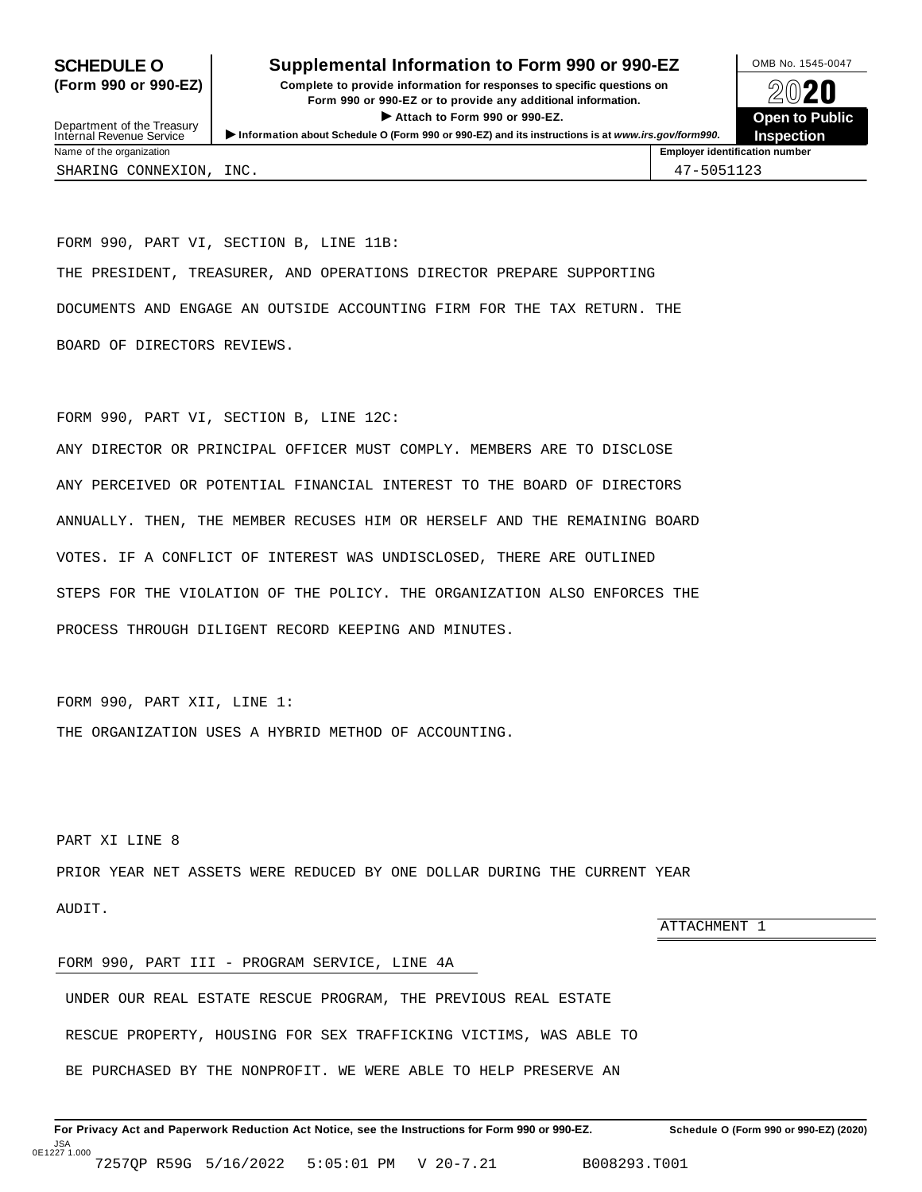**SCHEDULE O (Form 990 or 990-EZ)**

Department of the Treasury
Internal Revenue Service

# Supplemental Information to Form 990 or 990-EZ

**Complete to provide information for responses to specific questions on Form 990 or 990-EZ or to provide any additional information.**

▶ **Attach to Form 990 or 990-EZ.**

▶ **Information about Schedule O (Form 990 or 990-EZ) and its instructions is at *www.irs.gov/form990*.**

OMB No. 1545-0047

**2020**

**Open to Public Inspection**

| Name of the organization | Employer identification number |
|---|---|
| SHARING CONNEXION, INC. | 47-5051123 |

FORM 990, PART VI, SECTION B, LINE 11B:

THE PRESIDENT, TREASURER, AND OPERATIONS DIRECTOR PREPARE SUPPORTING DOCUMENTS AND ENGAGE AN OUTSIDE ACCOUNTING FIRM FOR THE TAX RETURN. THE BOARD OF DIRECTORS REVIEWS.

FORM 990, PART VI, SECTION B, LINE 12C:

ANY DIRECTOR OR PRINCIPAL OFFICER MUST COMPLY. MEMBERS ARE TO DISCLOSE ANY PERCEIVED OR POTENTIAL FINANCIAL INTEREST TO THE BOARD OF DIRECTORS ANNUALLY. THEN, THE MEMBER RECUSES HIM OR HERSELF AND THE REMAINING BOARD VOTES. IF A CONFLICT OF INTEREST WAS UNDISCLOSED, THERE ARE OUTLINED STEPS FOR THE VIOLATION OF THE POLICY. THE ORGANIZATION ALSO ENFORCES THE PROCESS THROUGH DILIGENT RECORD KEEPING AND MINUTES.

FORM 990, PART XII, LINE 1:

THE ORGANIZATION USES A HYBRID METHOD OF ACCOUNTING.

PART XI LINE 8

PRIOR YEAR NET ASSETS WERE REDUCED BY ONE DOLLAR DURING THE CURRENT YEAR AUDIT.

ATTACHMENT 1

FORM 990, PART III - PROGRAM SERVICE, LINE 4A

UNDER OUR REAL ESTATE RESCUE PROGRAM, THE PREVIOUS REAL ESTATE RESCUE PROPERTY, HOUSING FOR SEX TRAFFICKING VICTIMS, WAS ABLE TO BE PURCHASED BY THE NONPROFIT. WE WERE ABLE TO HELP PRESERVE AN

**For Privacy Act and Paperwork Reduction Act Notice, see the Instructions for Form 990 or 990-EZ.** **Schedule O (Form 990 or 990-EZ) (2020)**

JSA
0E1227 1.000
7257QP R59G 5/16/2022 5:05:01 PM V 20-7.21 B008293.T001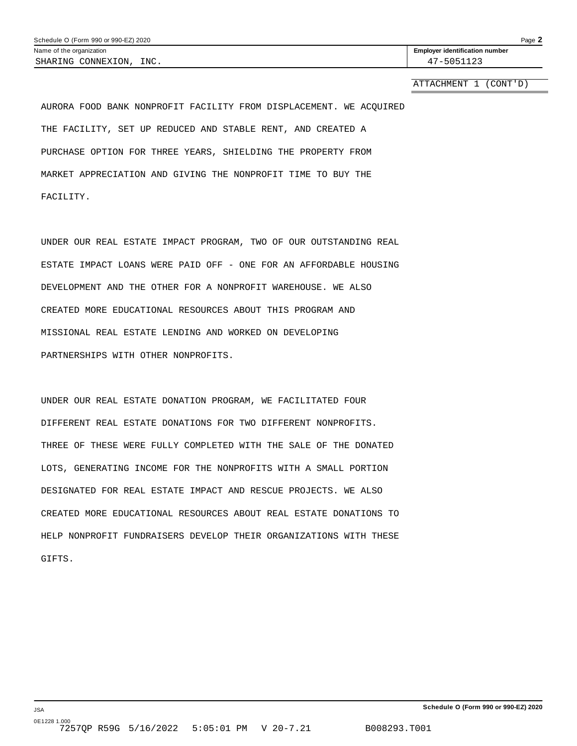Schedule O (Form 990 or 990-EZ) 2020

Name of the organization: SHARING CONNEXION, INC.

Employer identification number: 47-5051123

ATTACHMENT 1 (CONT'D)

AURORA FOOD BANK NONPROFIT FACILITY FROM DISPLACEMENT. WE ACQUIRED THE FACILITY, SET UP REDUCED AND STABLE RENT, AND CREATED A PURCHASE OPTION FOR THREE YEARS, SHIELDING THE PROPERTY FROM MARKET APPRECIATION AND GIVING THE NONPROFIT TIME TO BUY THE FACILITY.

UNDER OUR REAL ESTATE IMPACT PROGRAM, TWO OF OUR OUTSTANDING REAL ESTATE IMPACT LOANS WERE PAID OFF - ONE FOR AN AFFORDABLE HOUSING DEVELOPMENT AND THE OTHER FOR A NONPROFIT WAREHOUSE. WE ALSO CREATED MORE EDUCATIONAL RESOURCES ABOUT THIS PROGRAM AND MISSIONAL REAL ESTATE LENDING AND WORKED ON DEVELOPING PARTNERSHIPS WITH OTHER NONPROFITS.

UNDER OUR REAL ESTATE DONATION PROGRAM, WE FACILITATED FOUR DIFFERENT REAL ESTATE DONATIONS FOR TWO DIFFERENT NONPROFITS. THREE OF THESE WERE FULLY COMPLETED WITH THE SALE OF THE DONATED LOTS, GENERATING INCOME FOR THE NONPROFITS WITH A SMALL PORTION DESIGNATED FOR REAL ESTATE IMPACT AND RESCUE PROJECTS. WE ALSO CREATED MORE EDUCATIONAL RESOURCES ABOUT REAL ESTATE DONATIONS TO HELP NONPROFIT FUNDRAISERS DEVELOP THEIR ORGANIZATIONS WITH THESE GIFTS.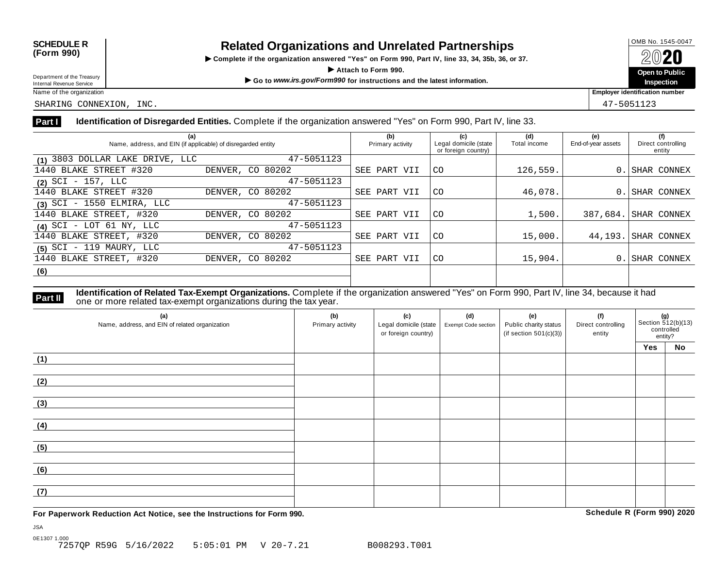**SCHEDULE R (Form 990)**

Department of the Treasury
Internal Revenue Service

# Related Organizations and Unrelated Partnerships

▶ Complete if the organization answered "Yes" on Form 990, Part IV, line 33, 34, 35b, 36, or 37.

▶ Attach to Form 990.

▶ Go to *www.irs.gov/Form990* for instructions and the latest information.

OMB No. 1545-0047

2020

**Open to Public Inspection**

Name of the organization: SHARING CONNEXION, INC.

Employer identification number: 47-5051123

## Part I Identification of Disregarded Entities. Complete if the organization answered "Yes" on Form 990, Part IV, line 33.

| (a) Name, address, and EIN (if applicable) of disregarded entity | (b) Primary activity | (c) Legal domicile (state or foreign country) | (d) Total income | (e) End-of-year assets | (f) Direct controlling entity |
|---|---|---|---|---|---|
| (1) 3803 DOLLAR LAKE DRIVE, LLC 47-5051123<br>1440 BLAKE STREET #320 DENVER, CO 80202 | SEE PART VII | CO | 126,559. | 0. | SHAR CONNEX |
| (2) SCI - 157, LLC 47-5051123<br>1440 BLAKE STREET #320 DENVER, CO 80202 | SEE PART VII | CO | 46,078. | 0. | SHAR CONNEX |
| (3) SCI - 1550 ELMIRA, LLC 47-5051123<br>1440 BLAKE STREET, #320 DENVER, CO 80202 | SEE PART VII | CO | 1,500. | 387,684. | SHAR CONNEX |
| (4) SCI - LOT 61 NY, LLC 47-5051123<br>1440 BLAKE STREET, #320 DENVER, CO 80202 | SEE PART VII | CO | 15,000. | 44,193. | SHAR CONNEX |
| (5) SCI - 119 MAURY, LLC 47-5051123<br>1440 BLAKE STREET, #320 DENVER, CO 80202 | SEE PART VII | CO | 15,904. | 0. | SHAR CONNEX |
| (6) | | | | | |

## Part II Identification of Related Tax-Exempt Organizations. Complete if the organization answered "Yes" on Form 990, Part IV, line 34, because it had one or more related tax-exempt organizations during the tax year.

| (a) Name, address, and EIN of related organization | (b) Primary activity | (c) Legal domicile (state or foreign country) | (d) Exempt Code section | (e) Public charity status (if section 501(c)(3)) | (f) Direct controlling entity | (g) Section 512(b)(13) controlled entity? Yes | No |
|---|---|---|---|---|---|---|---|
| (1) | | | | | | | |
| (2) | | | | | | | |
| (3) | | | | | | | |
| (4) | | | | | | | |
| (5) | | | | | | | |
| (6) | | | | | | | |
| (7) | | | | | | | |

**For Paperwork Reduction Act Notice, see the Instructions for Form 990.** **Schedule R (Form 990) 2020**

JSA
0E1307 1.000
7257QP R59G 5/16/2022 5:05:01 PM V 20-7.21 B008293.T001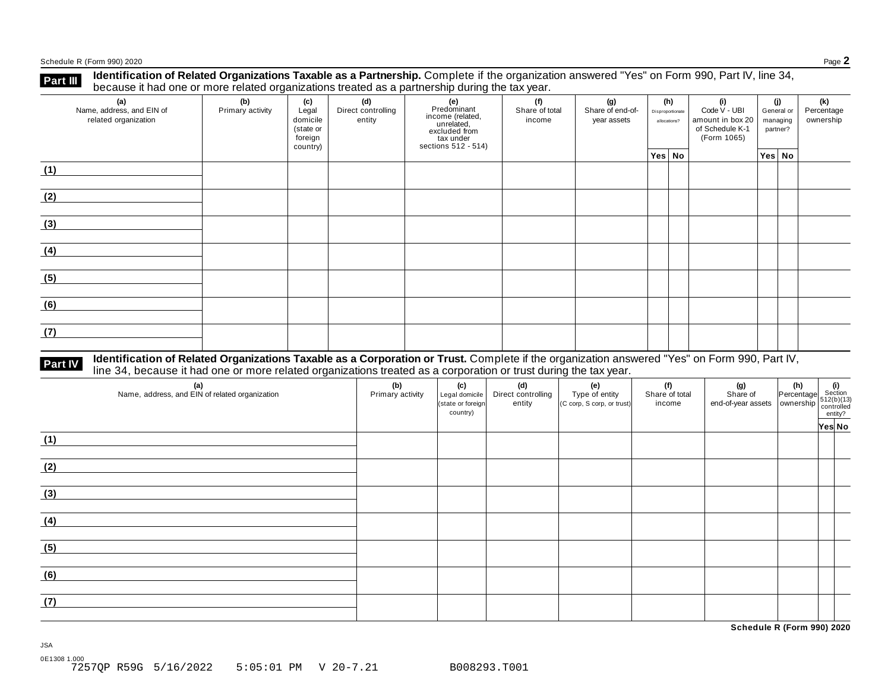## Part III Identification of Related Organizations Taxable as a Partnership.

Complete if the organization answered "Yes" on Form 990, Part IV, line 34, because it had one or more related organizations treated as a partnership during the tax year.

| (a) Name, address, and EIN of related organization | (b) Primary activity | (c) Legal domicile (state or foreign country) | (d) Direct controlling entity | (e) Predominant income (related, unrelated, excluded from tax under sections 512 - 514) | (f) Share of total income | (g) Share of end-of-year assets | (h) Disproportionate allocations? | | (i) Code V - UBI amount in box 20 of Schedule K-1 (Form 1065) | (j) General or managing partner? | | (k) Percentage ownership |
|---|---|---|---|---|---|---|---|---|---|---|---|---|
| | | | | | | | Yes | No | | Yes | No | |
| (1) | | | | | | | | | | | | |
| (2) | | | | | | | | | | | | |
| (3) | | | | | | | | | | | | |
| (4) | | | | | | | | | | | | |
| (5) | | | | | | | | | | | | |
| (6) | | | | | | | | | | | | |
| (7) | | | | | | | | | | | | |

## Part IV Identification of Related Organizations Taxable as a Corporation or Trust.

Complete if the organization answered "Yes" on Form 990, Part IV, line 34, because it had one or more related organizations treated as a corporation or trust during the tax year.

| (a) Name, address, and EIN of related organization | (b) Primary activity | (c) Legal domicile (state or foreign country) | (d) Direct controlling entity | (e) Type of entity (C corp, S corp, or trust) | (f) Share of total income | (g) Share of end-of-year assets | (h) Percentage ownership | (i) Section 512(b)(13) controlled entity? | |
|---|---|---|---|---|---|---|---|---|---|
| | | | | | | | | Yes | No |
| (1) | | | | | | | | | |
| (2) | | | | | | | | | |
| (3) | | | | | | | | | |
| (4) | | | | | | | | | |
| (5) | | | | | | | | | |
| (6) | | | | | | | | | |
| (7) | | | | | | | | | |

**Schedule R (Form 990) 2020**

JSA

0E1308 1.000

7257QP R59G 5/16/2022 5:05:01 PM V 20-7.21 B008293.T001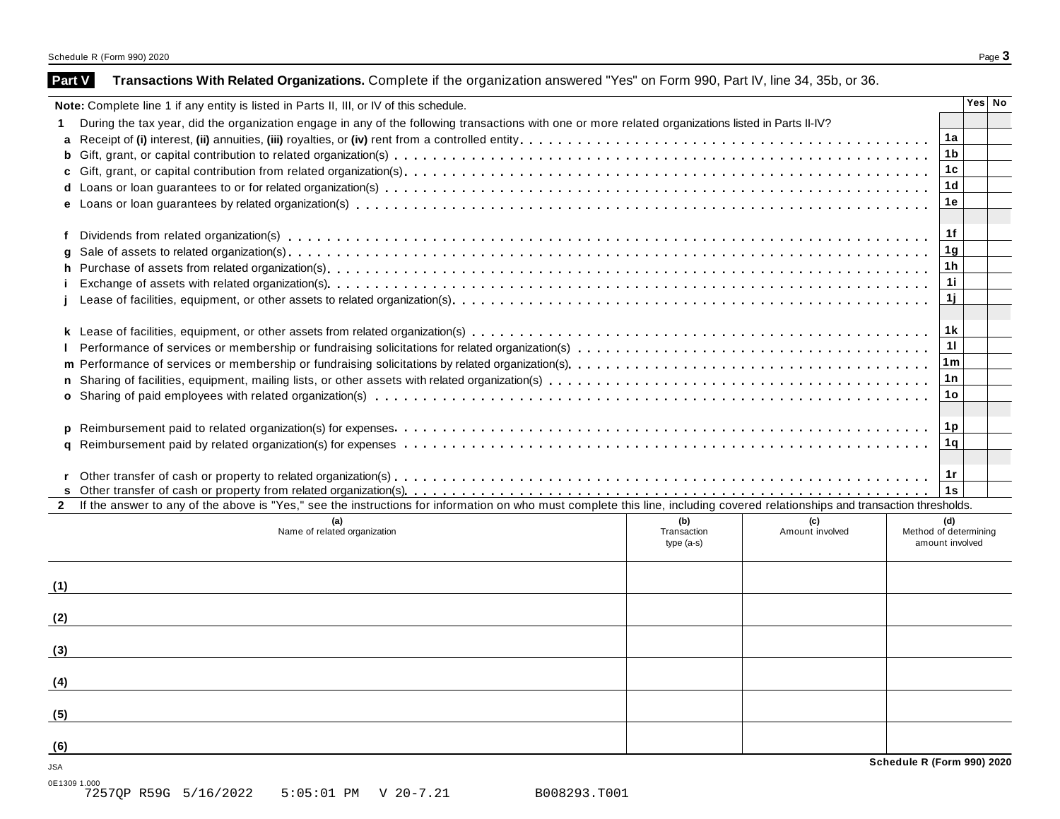## Part V Transactions With Related Organizations.

Complete if the organization answered "Yes" on Form 990, Part IV, line 34, 35b, or 36.

**Note:** Complete line 1 if any entity is listed in Parts II, III, or IV of this schedule.

| | | | Yes | No |
|---|---|---|---|---|
| **1** | During the tax year, did the organization engage in any of the following transactions with one or more related organizations listed in Parts II-IV? | | | |
| **a** | Receipt of **(i)** interest, **(ii)** annuities, **(iii)** royalties, or **(iv)** rent from a controlled entity | 1a | | |
| **b** | Gift, grant, or capital contribution to related organization(s) | 1b | | |
| **c** | Gift, grant, or capital contribution from related organization(s) | 1c | | |
| **d** | Loans or loan guarantees to or for related organization(s) | 1d | | |
| **e** | Loans or loan guarantees by related organization(s) | 1e | | |
| **f** | Dividends from related organization(s) | 1f | | |
| **g** | Sale of assets to related organization(s) | 1g | | |
| **h** | Purchase of assets from related organization(s) | 1h | | |
| **i** | Exchange of assets with related organization(s) | 1i | | |
| **j** | Lease of facilities, equipment, or other assets to related organization(s) | 1j | | |
| **k** | Lease of facilities, equipment, or other assets from related organization(s) | 1k | | |
| **l** | Performance of services or membership or fundraising solicitations for related organization(s) | 1l | | |
| **m** | Performance of services or membership or fundraising solicitations by related organization(s) | 1m | | |
| **n** | Sharing of facilities, equipment, mailing lists, or other assets with related organization(s) | 1n | | |
| **o** | Sharing of paid employees with related organization(s) | 1o | | |
| **p** | Reimbursement paid to related organization(s) for expenses | 1p | | |
| **q** | Reimbursement paid by related organization(s) for expenses | 1q | | |
| **r** | Other transfer of cash or property to related organization(s) | 1r | | |
| **s** | Other transfer of cash or property from related organization(s) | 1s | | |

**2** If the answer to any of the above is "Yes," see the instructions for information on who must complete this line, including covered relationships and transaction thresholds.

| | (a) Name of related organization | (b) Transaction type (a-s) | (c) Amount involved | (d) Method of determining amount involved |
|---|---|---|---|---|
| (1) | | | | |
| (2) | | | | |
| (3) | | | | |
| (4) | | | | |
| (5) | | | | |
| (6) | | | | |

JSA

0E1309 1.000
7257QP R59G 5/16/2022 5:05:01 PM V 20-7.21 B008293.T001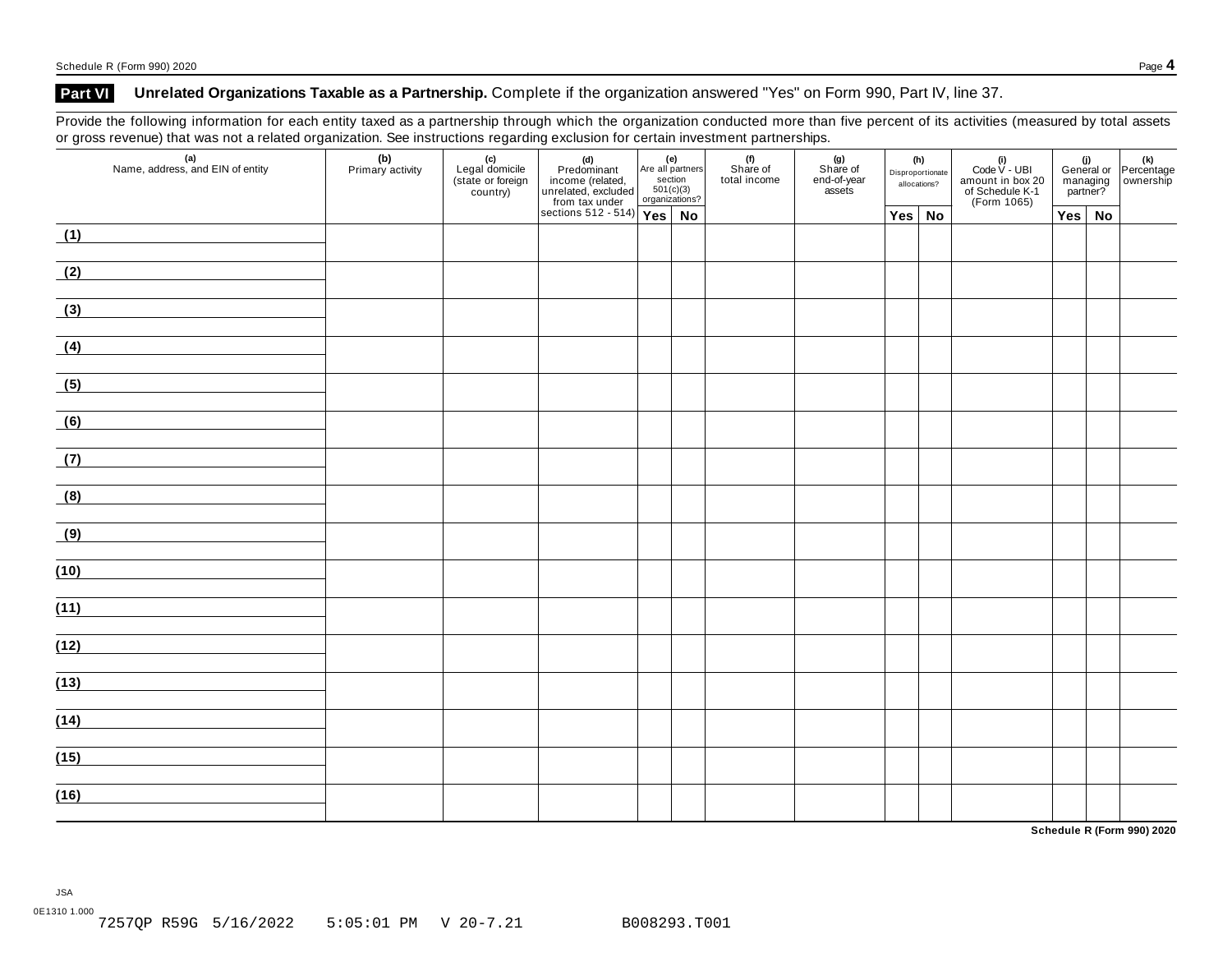## Part VI Unrelated Organizations Taxable as a Partnership. Complete if the organization answered "Yes" on Form 990, Part IV, line 37.

Provide the following information for each entity taxed as a partnership through which the organization conducted more than five percent of its activities (measured by total assets or gross revenue) that was not a related organization. See instructions regarding exclusion for certain investment partnerships.

| (a) Name, address, and EIN of entity | (b) Primary activity | (c) Legal domicile (state or foreign country) | (d) Predominant income (related, unrelated, excluded from tax under sections 512 - 514) | (e) Are all partners section 501(c)(3) organizations? | | (f) Share of total income | (g) Share of end-of-year assets | (h) Disproportionate allocations? | | (i) Code V - UBI amount in box 20 of Schedule K-1 (Form 1065) | (j) General or managing partner? | | (k) Percentage ownership |
|---|---|---|---|---|---|---|---|---|---|---|---|---|---|
| | | | | Yes | No | | | Yes | No | | Yes | No | |
| (1) | | | | | | | | | | | | | |
| (2) | | | | | | | | | | | | | |
| (3) | | | | | | | | | | | | | |
| (4) | | | | | | | | | | | | | |
| (5) | | | | | | | | | | | | | |
| (6) | | | | | | | | | | | | | |
| (7) | | | | | | | | | | | | | |
| (8) | | | | | | | | | | | | | |
| (9) | | | | | | | | | | | | | |
| (10) | | | | | | | | | | | | | |
| (11) | | | | | | | | | | | | | |
| (12) | | | | | | | | | | | | | |
| (13) | | | | | | | | | | | | | |
| (14) | | | | | | | | | | | | | |
| (15) | | | | | | | | | | | | | |
| (16) | | | | | | | | | | | | | |

**Schedule R (Form 990) 2020**

JSA
0E1310 1.000
7257QP R59G 5/16/2022 5:05:01 PM V 20-7.21 B008293.T001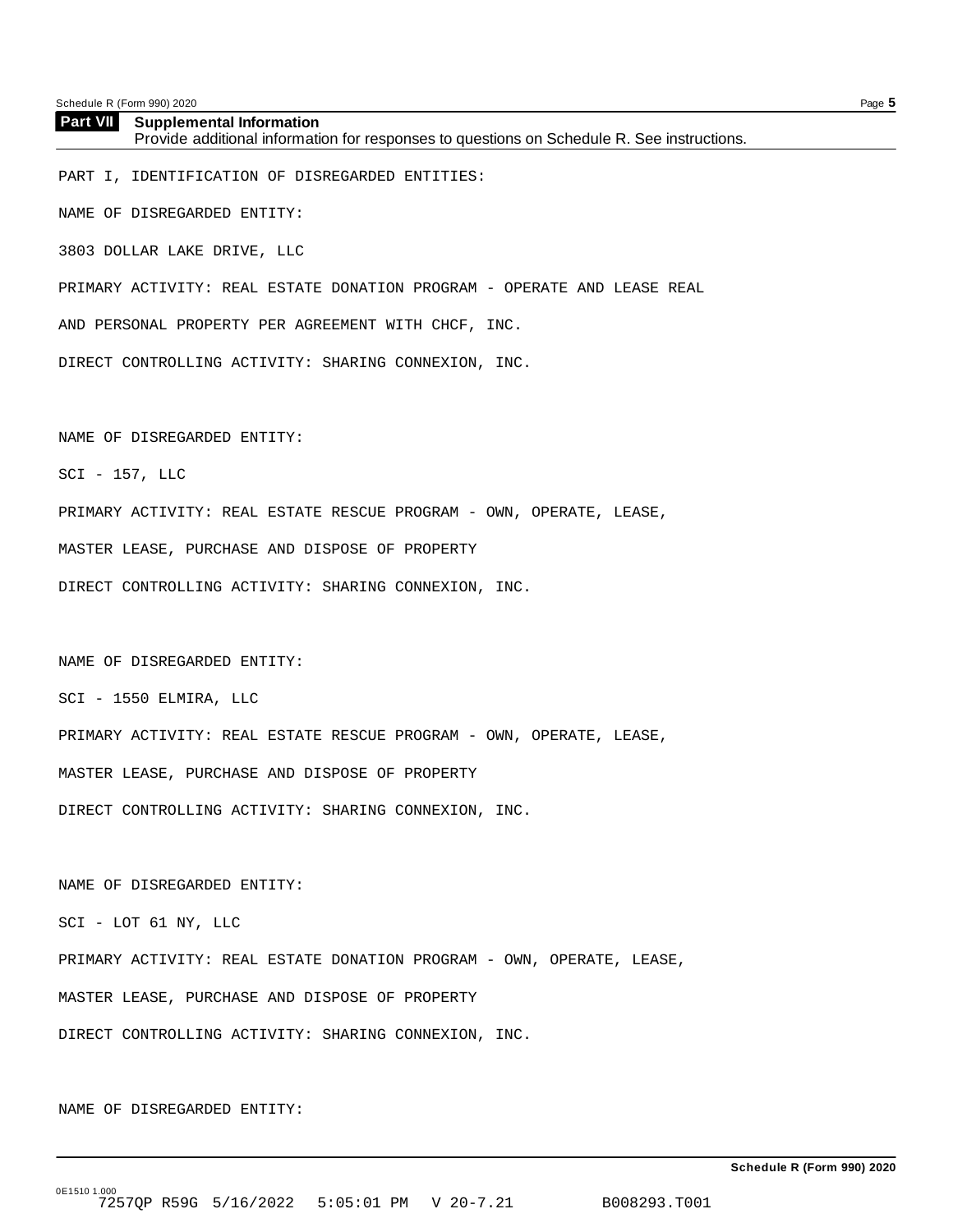**Part VII Supplemental Information**
Provide additional information for responses to questions on Schedule R. See instructions.

PART I, IDENTIFICATION OF DISREGARDED ENTITIES:

NAME OF DISREGARDED ENTITY:

3803 DOLLAR LAKE DRIVE, LLC

PRIMARY ACTIVITY: REAL ESTATE DONATION PROGRAM - OPERATE AND LEASE REAL

AND PERSONAL PROPERTY PER AGREEMENT WITH CHCF, INC.

DIRECT CONTROLLING ACTIVITY: SHARING CONNEXION, INC.

NAME OF DISREGARDED ENTITY:

SCI - 157, LLC

PRIMARY ACTIVITY: REAL ESTATE RESCUE PROGRAM - OWN, OPERATE, LEASE,

MASTER LEASE, PURCHASE AND DISPOSE OF PROPERTY

DIRECT CONTROLLING ACTIVITY: SHARING CONNEXION, INC.

NAME OF DISREGARDED ENTITY:

SCI - 1550 ELMIRA, LLC

PRIMARY ACTIVITY: REAL ESTATE RESCUE PROGRAM - OWN, OPERATE, LEASE,

MASTER LEASE, PURCHASE AND DISPOSE OF PROPERTY

DIRECT CONTROLLING ACTIVITY: SHARING CONNEXION, INC.

NAME OF DISREGARDED ENTITY:

SCI - LOT 61 NY, LLC

PRIMARY ACTIVITY: REAL ESTATE DONATION PROGRAM - OWN, OPERATE, LEASE,

MASTER LEASE, PURCHASE AND DISPOSE OF PROPERTY

DIRECT CONTROLLING ACTIVITY: SHARING CONNEXION, INC.

NAME OF DISREGARDED ENTITY: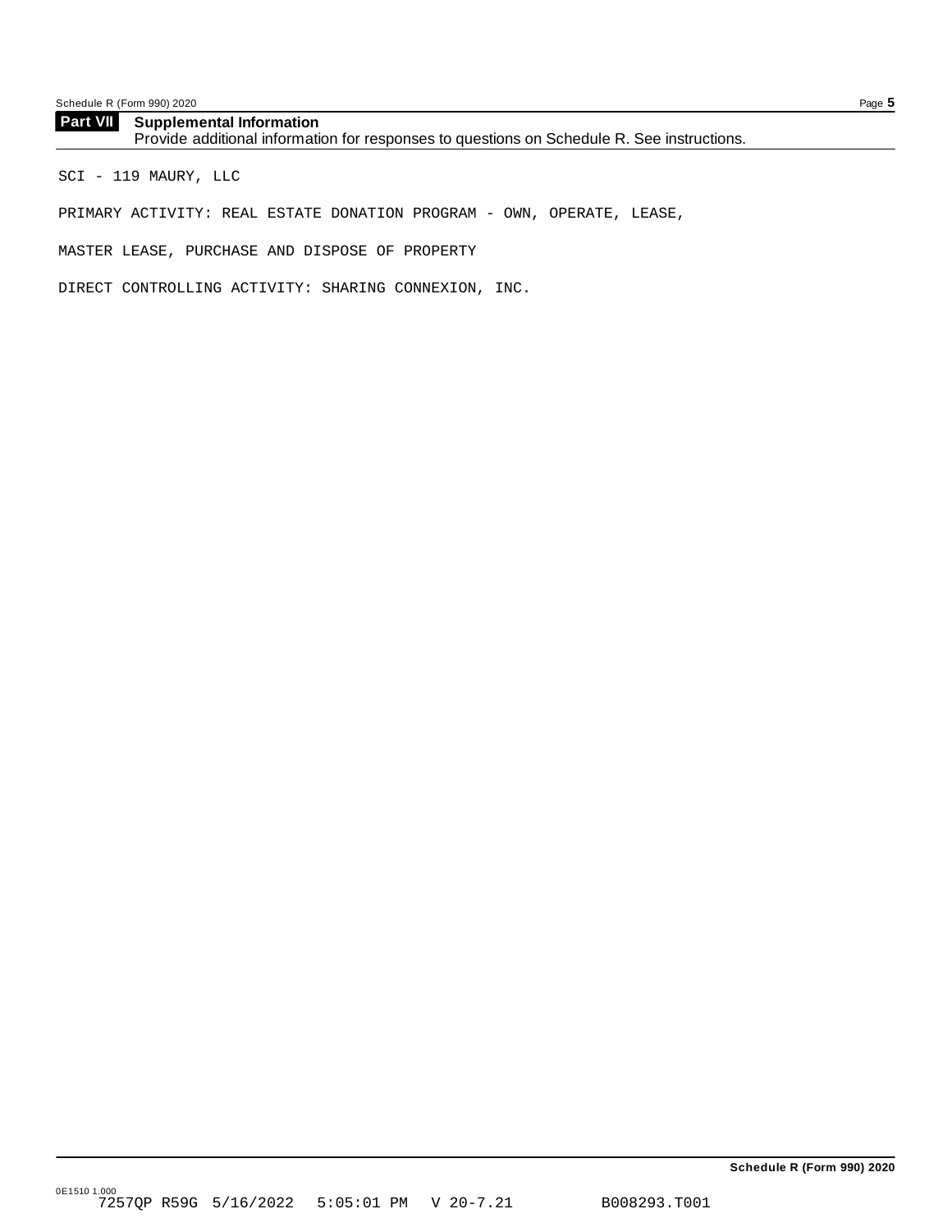## Part VII Supplemental Information

Provide additional information for responses to questions on Schedule R. See instructions.

SCI - 119 MAURY, LLC

PRIMARY ACTIVITY: REAL ESTATE DONATION PROGRAM - OWN, OPERATE, LEASE,

MASTER LEASE, PURCHASE AND DISPOSE OF PROPERTY

DIRECT CONTROLLING ACTIVITY: SHARING CONNEXION, INC.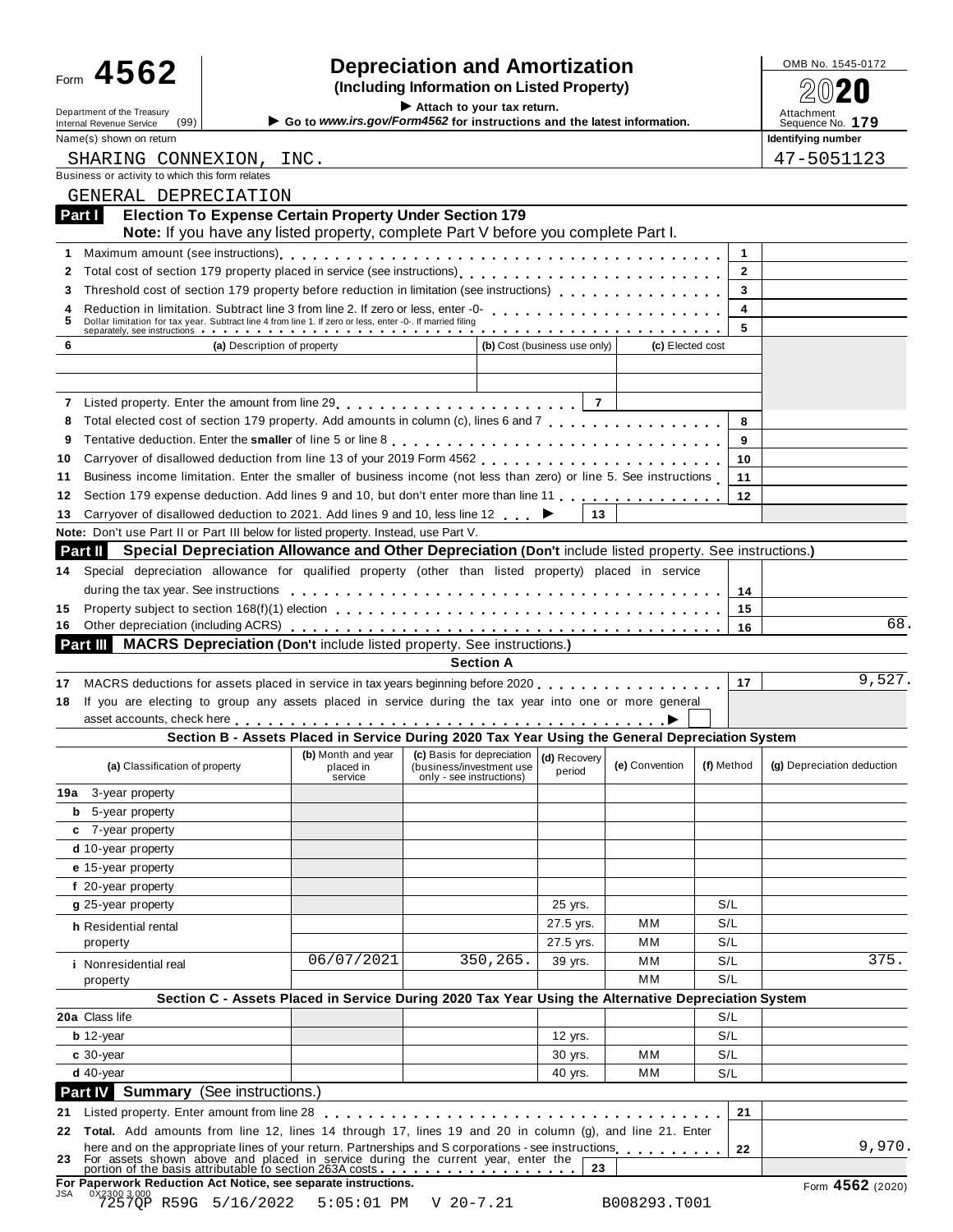Form **4562**

Department of the Treasury
Internal Revenue Service (99)

# Depreciation and Amortization

**(Including Information on Listed Property)**

▶ Attach to your tax return.

▶ Go to *www.irs.gov/Form4562* for instructions and the latest information.

OMB No. 1545-0172

**2020**

Attachment Sequence No. **179**

| Name(s) shown on return | Identifying number |
|---|---|
| SHARING CONNEXION, INC. | 47-5051123 |

Business or activity to which this form relates

GENERAL DEPRECIATION

## Part I Election To Expense Certain Property Under Section 179

**Note:** If you have any listed property, complete Part V before you complete Part I.

| | | | |
|---|---|---|---|
| 1 | Maximum amount (see instructions) | 1 | |
| 2 | Total cost of section 179 property placed in service (see instructions) | 2 | |
| 3 | Threshold cost of section 179 property before reduction in limitation (see instructions) | 3 | |
| 4 | Reduction in limitation. Subtract line 3 from line 2. If zero or less, enter -0- | 4 | |
| 5 | Dollar limitation for tax year. Subtract line 4 from line 1. If zero or less, enter -0-. If married filing separately, see instructions | 5 | |

| 6 | (a) Description of property | (b) Cost (business use only) | (c) Elected cost |
|---|---|---|---|
| | | | |
| | | | |

| | | | |
|---|---|---|---|
| 7 | Listed property. Enter the amount from line 29 | 7 | |
| 8 | Total elected cost of section 179 property. Add amounts in column (c), lines 6 and 7 | 8 | |
| 9 | Tentative deduction. Enter the **smaller** of line 5 or line 8 | 9 | |
| 10 | Carryover of disallowed deduction from line 13 of your 2019 Form 4562 | 10 | |
| 11 | Business income limitation. Enter the smaller of business income (not less than zero) or line 5. See instructions | 11 | |
| 12 | Section 179 expense deduction. Add lines 9 and 10, but don't enter more than line 11 | 12 | |
| 13 | Carryover of disallowed deduction to 2021. Add lines 9 and 10, less line 12 ▶ | 13 | |

**Note:** Don't use Part II or Part III below for listed property. Instead, use Part V.

## Part II Special Depreciation Allowance and Other Depreciation (Don't include listed property. See instructions.)

| | | | |
|---|---|---|---|
| 14 | Special depreciation allowance for qualified property (other than listed property) placed in service during the tax year. See instructions | 14 | |
| 15 | Property subject to section 168(f)(1) election | 15 | |
| 16 | Other depreciation (including ACRS) | 16 | 68. |

## Part III MACRS Depreciation (Don't include listed property. See instructions.)

### Section A

| | | | |
|---|---|---|---|
| 17 | MACRS deductions for assets placed in service in tax years beginning before 2020 | 17 | 9,527. |
| 18 | If you are electing to group any assets placed in service during the tax year into one or more general asset accounts, check here ▶ ☐ | | |

### Section B - Assets Placed in Service During 2020 Tax Year Using the General Depreciation System

| (a) Classification of property | (b) Month and year placed in service | (c) Basis for depreciation (business/investment use only - see instructions) | (d) Recovery period | (e) Convention | (f) Method | (g) Depreciation deduction |
|---|---|---|---|---|---|---|
| 19a 3-year property | | | | | | |
| b 5-year property | | | | | | |
| c 7-year property | | | | | | |
| d 10-year property | | | | | | |
| e 15-year property | | | | | | |
| f 20-year property | | | | | | |
| g 25-year property | | | 25 yrs. | | S/L | |
| h Residential rental property | | | 27.5 yrs. | MM | S/L | |
| | | | 27.5 yrs. | MM | S/L | |
| i Nonresidential real property | 06/07/2021 | 350,265. | 39 yrs. | MM | S/L | 375. |
| | | | | MM | S/L | |

### Section C - Assets Placed in Service During 2020 Tax Year Using the Alternative Depreciation System

| (a) Classification of property | (b) Month and year placed in service | (c) Basis for depreciation | (d) Recovery period | (e) Convention | (f) Method | (g) Depreciation deduction |
|---|---|---|---|---|---|---|
| 20a Class life | | | | | S/L | |
| b 12-year | | | 12 yrs. | | S/L | |
| c 30-year | | | 30 yrs. | MM | S/L | |
| d 40-year | | | 40 yrs. | MM | S/L | |

## Part IV Summary (See instructions.)

| | | | |
|---|---|---|---|
| 21 | Listed property. Enter amount from line 28 | 21 | |
| 22 | **Total.** Add amounts from line 12, lines 14 through 17, lines 19 and 20 in column (g), and line 21. Enter here and on the appropriate lines of your return. Partnerships and S corporations - see instructions | 22 | 9,970. |
| 23 | For assets shown above and placed in service during the current year, enter the portion of the basis attributable to section 263A costs | 23 | |

**For Paperwork Reduction Act Notice, see separate instructions.**

Form **4562** (2020)

JSA 0X2300 3.000
7257QP R59G 5/16/2022 5:05:01 PM V 20-7.21 B008293.T001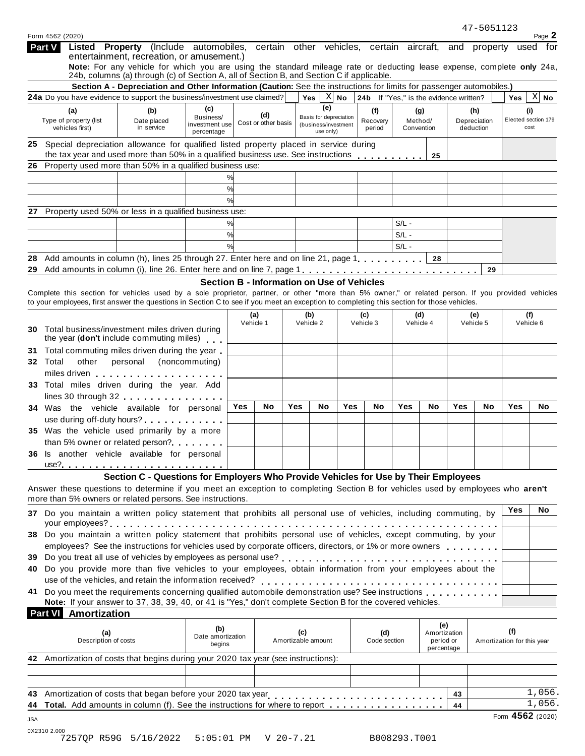47-5051123

Form 4562 (2020)

**Part V Listed Property** (Include automobiles, certain other vehicles, certain aircraft, and property used for entertainment, recreation, or amusement.)

**Note:** For any vehicle for which you are using the standard mileage rate or deducting lease expense, complete **only** 24a, 24b, columns (a) through (c) of Section A, all of Section B, and Section C if applicable.

**Section A - Depreciation and Other Information (Caution:** See the instructions for limits for passenger automobiles.**)**

**24a** Do you have evidence to support the business/investment use claimed? Yes [ ] No [X] **24b** If "Yes," is the evidence written? Yes [ ] No [X]

| (a) Type of property (list vehicles first) | (b) Date placed in service | (c) Business/ investment use percentage | (d) Cost or other basis | (e) Basis for depreciation (business/investment use only) | (f) Recovery period | (g) Method/ Convention | (h) Depreciation deduction | (i) Elected section 179 cost |
|---|---|---|---|---|---|---|---|---|
| **25** Special depreciation allowance for qualified listed property placed in service during the tax year and used more than 50% in a qualified business use. See instructions | | | | | | 25 | | |
| **26** Property used more than 50% in a qualified business use: | | | | | | | | |
| | | % | | | | | | |
| | | % | | | | | | |
| | | % | | | | | | |
| **27** Property used 50% or less in a qualified business use: | | | | | | | | |
| | | % | | | | S/L - | | |
| | | % | | | | S/L - | | |
| | | % | | | | S/L - | | |

**28** Add amounts in column (h), lines 25 through 27. Enter here and on line 21, page 1 . . . . . . . . . . 28

**29** Add amounts in column (i), line 26. Enter here and on line 7, page 1 . . . . . . . . . . 29

**Section B - Information on Use of Vehicles**

Complete this section for vehicles used by a sole proprietor, partner, or other "more than 5% owner," or related person. If you provided vehicles to your employees, first answer the questions in Section C to see if you meet an exception to completing this section for those vehicles.

| | (a) Vehicle 1 | | (b) Vehicle 2 | | (c) Vehicle 3 | | (d) Vehicle 4 | | (e) Vehicle 5 | | (f) Vehicle 6 | |
|---|---|---|---|---|---|---|---|---|---|---|---|---|
| **30** Total business/investment miles driven during the year (**don't** include commuting miles) | | | | | | | | | | | | |
| **31** Total commuting miles driven during the year | | | | | | | | | | | | |
| **32** Total other personal (noncommuting) miles driven | | | | | | | | | | | | |
| **33** Total miles driven during the year. Add lines 30 through 32 | | | | | | | | | | | | |
| | Yes | No | Yes | No | Yes | No | Yes | No | Yes | No | Yes | No |
| **34** Was the vehicle available for personal use during off-duty hours? | | | | | | | | | | | | |
| **35** Was the vehicle used primarily by a more than 5% owner or related person? | | | | | | | | | | | | |
| **36** Is another vehicle available for personal use? | | | | | | | | | | | | |

**Section C - Questions for Employers Who Provide Vehicles for Use by Their Employees**

Answer these questions to determine if you meet an exception to completing Section B for vehicles used by employees who **aren't** more than 5% owners or related persons. See instructions.

| | Yes | No |
|---|---|---|
| **37** Do you maintain a written policy statement that prohibits all personal use of vehicles, including commuting, by your employees? | | |
| **38** Do you maintain a written policy statement that prohibits personal use of vehicles, except commuting, by your employees? See the instructions for vehicles used by corporate officers, directors, or 1% or more owners | | |
| **39** Do you treat all use of vehicles by employees as personal use? | | |
| **40** Do you provide more than five vehicles to your employees, obtain information from your employees about the use of the vehicles, and retain the information received? | | |
| **41** Do you meet the requirements concerning qualified automobile demonstration use? See instructions | | |

**Note:** If your answer to 37, 38, 39, 40, or 41 is "Yes," don't complete Section B for the covered vehicles.

**Part VI Amortization**

| (a) Description of costs | (b) Date amortization begins | (c) Amortizable amount | (d) Code section | (e) Amortization period or percentage | (f) Amortization for this year |
|---|---|---|---|---|---|
| **42** Amortization of costs that begins during your 2020 tax year (see instructions): | | | | | |
| | | | | | |
| | | | | | |

**43** Amortization of costs that began before your 2020 tax year . . . . . . . . . . 43 — 1,056.

**44 Total.** Add amounts in column (f). See the instructions for where to report . . . . . . . . . . 44 — 1,056.

JSA

Form **4562** (2020)

0X2310 2.000

7257QP R59G 5/16/2022 5:05:01 PM V 20-7.21 B008293.T001